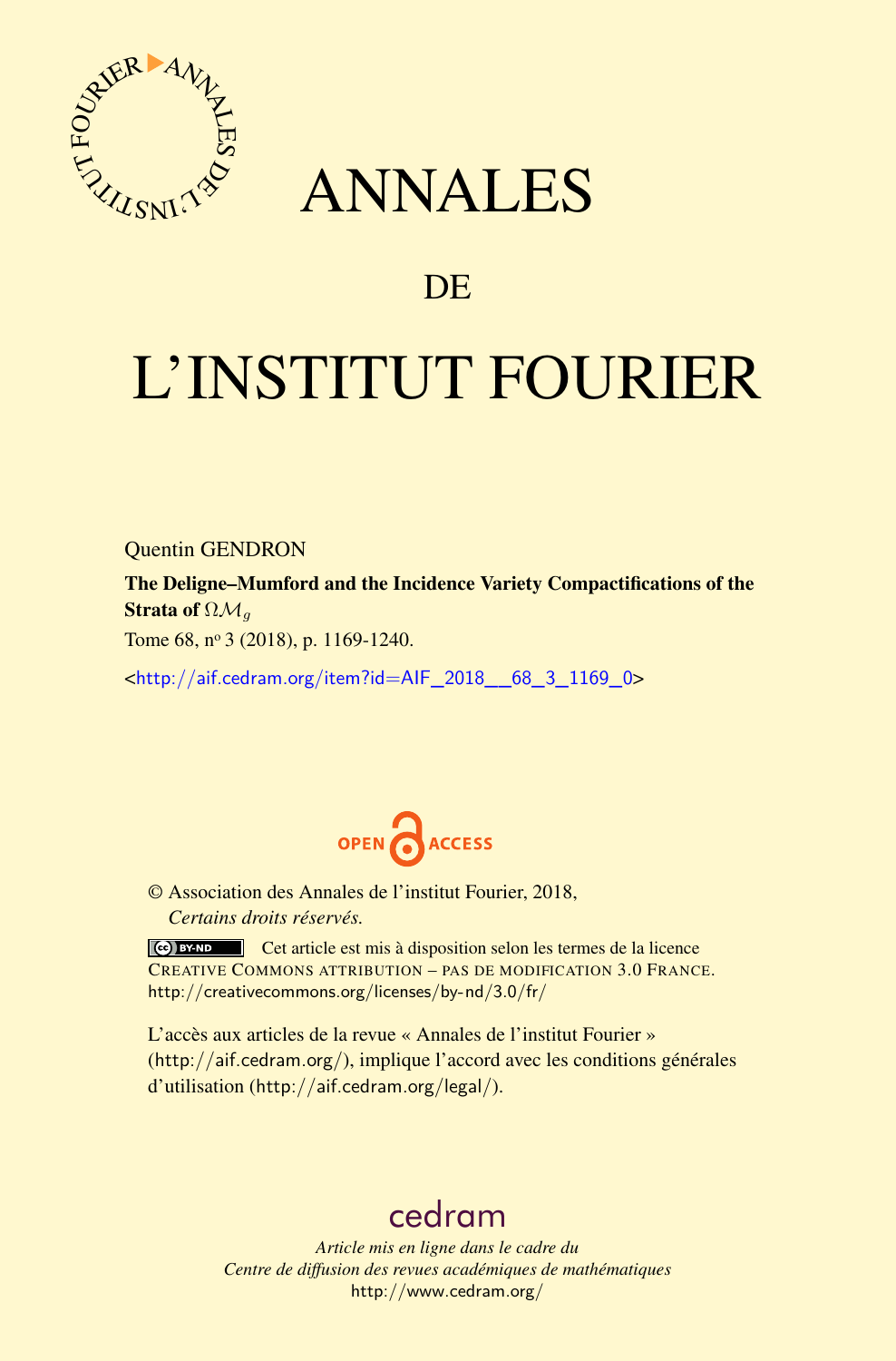# ANNALES

## DE

# L'INSTITUT FOURIER

Quentin GENDRON

**The Deligne–Mumford and the Incidence Variety Compactifications of the Strata of $\Omega\mathcal{M}_g$**

Tome 68, nº 3 (2018), p. 1169-1240.

<http://aif.cedram.org/item?id=AIF_2018__68_3_1169_0>

© Association des Annales de l'institut Fourier, 2018,
*Certains droits réservés.*

Cet article est mis à disposition selon les termes de la licence CREATIVE COMMONS ATTRIBUTION – PAS DE MODIFICATION 3.0 FRANCE.
http://creativecommons.org/licenses/by-nd/3.0/fr/

L'accès aux articles de la revue « Annales de l'institut Fourier » (http://aif.cedram.org/), implique l'accord avec les conditions générales d'utilisation (http://aif.cedram.org/legal/).

cedram

*Article mis en ligne dans le cadre du*
*Centre de diffusion des revues académiques de mathématiques*
http://www.cedram.org/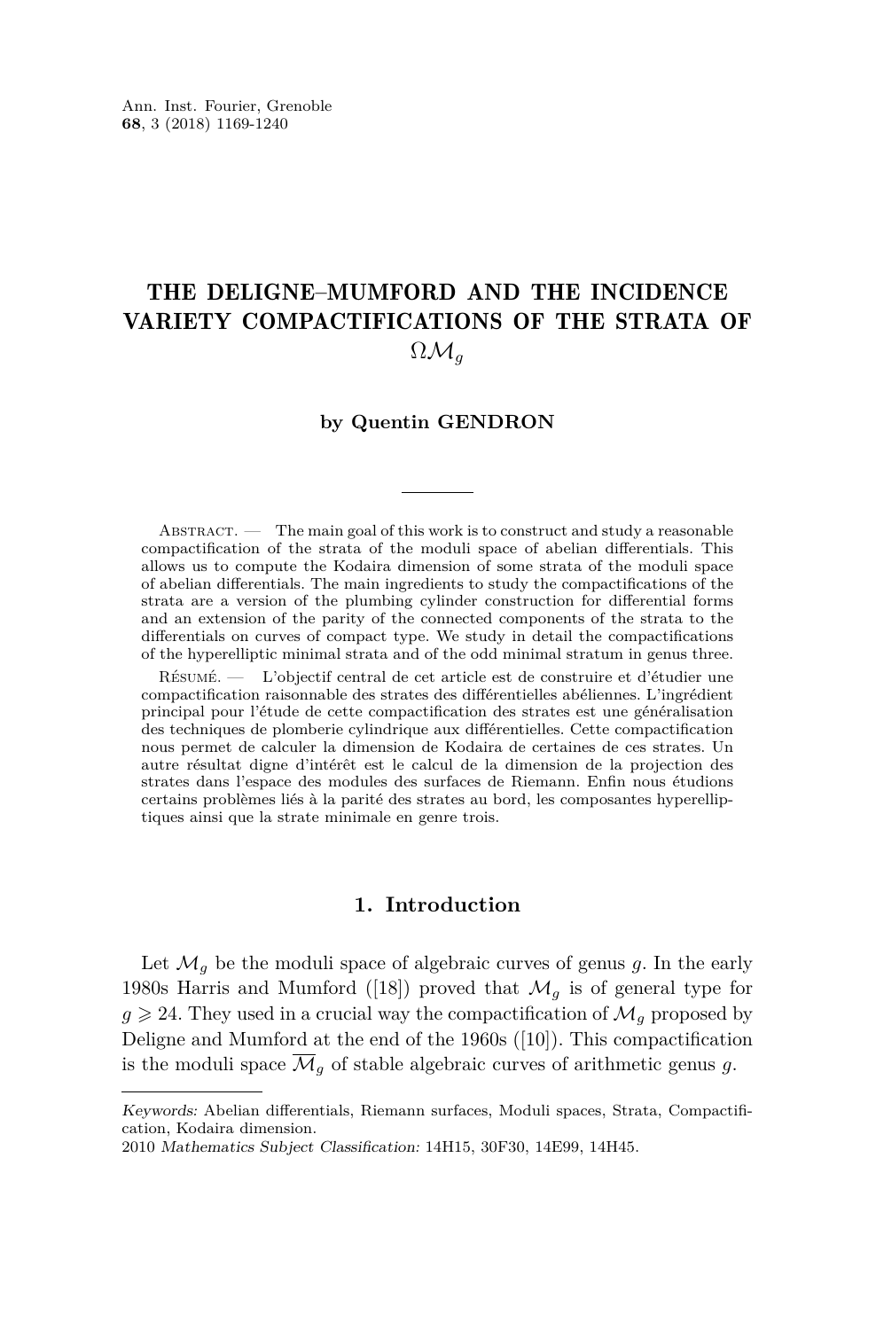# THE DELIGNE–MUMFORD AND THE INCIDENCE VARIETY COMPACTIFICATIONS OF THE STRATA OF $\Omega\mathcal{M}_g$

**by Quentin GENDRON**

Abstract. — The main goal of this work is to construct and study a reasonable compactification of the strata of the moduli space of abelian differentials. This allows us to compute the Kodaira dimension of some strata of the moduli space of abelian differentials. The main ingredients to study the compactifications of the strata are a version of the plumbing cylinder construction for differential forms and an extension of the parity of the connected components of the strata to the differentials on curves of compact type. We study in detail the compactifications of the hyperelliptic minimal strata and of the odd minimal stratum in genus three.

Résumé. — L'objectif central de cet article est de construire et d'étudier une compactification raisonnable des strates des différentielles abéliennes. L'ingrédient principal pour l'étude de cette compactification des strates est une généralisation des techniques de plomberie cylindrique aux différentielles. Cette compactification nous permet de calculer la dimension de Kodaira de certaines de ces strates. Un autre résultat digne d'intérêt est le calcul de la dimension de la projection des strates dans l'espace des modules des surfaces de Riemann. Enfin nous étudions certains problèmes liés à la parité des strates au bord, les composantes hyperelliptiques ainsi que la strate minimale en genre trois.

## 1. Introduction

Let $\mathcal{M}_g$ be the moduli space of algebraic curves of genus $g$. In the early 1980s Harris and Mumford ([18]) proved that $\mathcal{M}_g$ is of general type for $g \geqslant 24$. They used in a crucial way the compactification of $\mathcal{M}_g$ proposed by Deligne and Mumford at the end of the 1960s ([10]). This compactification is the moduli space $\overline{\mathcal{M}}_g$ of stable algebraic curves of arithmetic genus $g$.

*Keywords:* Abelian differentials, Riemann surfaces, Moduli spaces, Strata, Compactification, Kodaira dimension.

2010 *Mathematics Subject Classification:* 14H15, 30F30, 14E99, 14H45.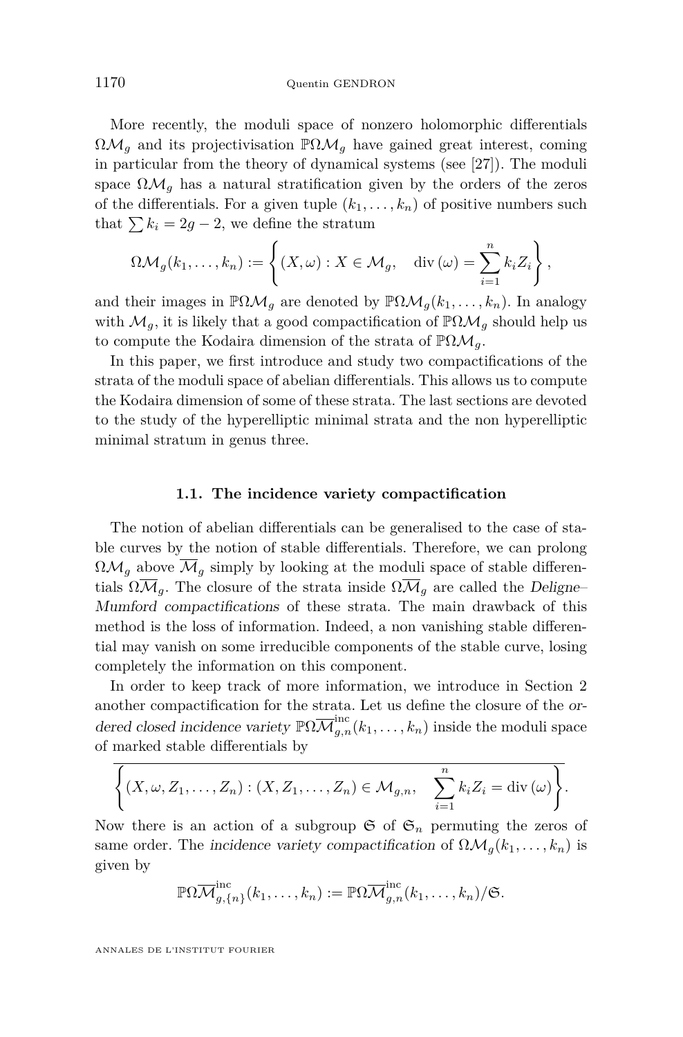More recently, the moduli space of nonzero holomorphic differentials $\Omega\mathcal{M}_g$ and its projectivisation $\mathbb{P}\Omega\mathcal{M}_g$ have gained great interest, coming in particular from the theory of dynamical systems (see [27]). The moduli space $\Omega\mathcal{M}_g$ has a natural stratification given by the orders of the zeros of the differentials. For a given tuple $(k_1, \dots, k_n)$ of positive numbers such that $\sum k_i = 2g-2$, we define the stratum

$$\Omega\mathcal{M}_g(k_1, \dots, k_n) := \left\{ (X, \omega) : X \in \mathcal{M}_g, \quad \operatorname{div}(\omega) = \sum_{i=1}^{n} k_i Z_i \right\},$$

and their images in $\mathbb{P}\Omega\mathcal{M}_g$ are denoted by $\mathbb{P}\Omega\mathcal{M}_g(k_1, \dots, k_n)$. In analogy with $\mathcal{M}_g$, it is likely that a good compactification of $\mathbb{P}\Omega\mathcal{M}_g$ should help us to compute the Kodaira dimension of the strata of $\mathbb{P}\Omega\mathcal{M}_g$.

In this paper, we first introduce and study two compactifications of the strata of the moduli space of abelian differentials. This allows us to compute the Kodaira dimension of some of these strata. The last sections are devoted to the study of the hyperelliptic minimal strata and the non hyperelliptic minimal stratum in genus three.

### 1.1. The incidence variety compactification

The notion of abelian differentials can be generalised to the case of stable curves by the notion of stable differentials. Therefore, we can prolong $\Omega\mathcal{M}_g$ above $\overline{\mathcal{M}}_g$ simply by looking at the moduli space of stable differentials $\Omega\overline{\mathcal{M}}_g$. The closure of the strata inside $\Omega\overline{\mathcal{M}}_g$ are called the *Deligne–Mumford compactifications* of these strata. The main drawback of this method is the loss of information. Indeed, a non vanishing stable differential may vanish on some irreducible components of the stable curve, losing completely the information on this component.

In order to keep track of more information, we introduce in Section 2 another compactification for the strata. Let us define the closure of the *ordered closed incidence variety* $\mathbb{P}\Omega\overline{\mathcal{M}}^{\text{inc}}_{g,n}(k_1, \dots, k_n)$ inside the moduli space of marked stable differentials by

$$\overline{\left\{ (X, \omega, Z_1, \dots, Z_n) : (X, Z_1, \dots, Z_n) \in \mathcal{M}_{g,n}, \quad \sum_{i=1}^{n} k_i Z_i = \operatorname{div}(\omega) \right\}}.$$

Now there is an action of a subgroup $\mathfrak{S}$ of $\mathfrak{S}_n$ permuting the zeros of same order. The *incidence variety compactification* of $\Omega\mathcal{M}_g(k_1, \dots, k_n)$ is given by

$$\mathbb{P}\Omega\overline{\mathcal{M}}^{\text{inc}}_{g,\{n\}}(k_1, \dots, k_n) := \mathbb{P}\Omega\overline{\mathcal{M}}^{\text{inc}}_{g,n}(k_1, \dots, k_n)/\mathfrak{S}.$$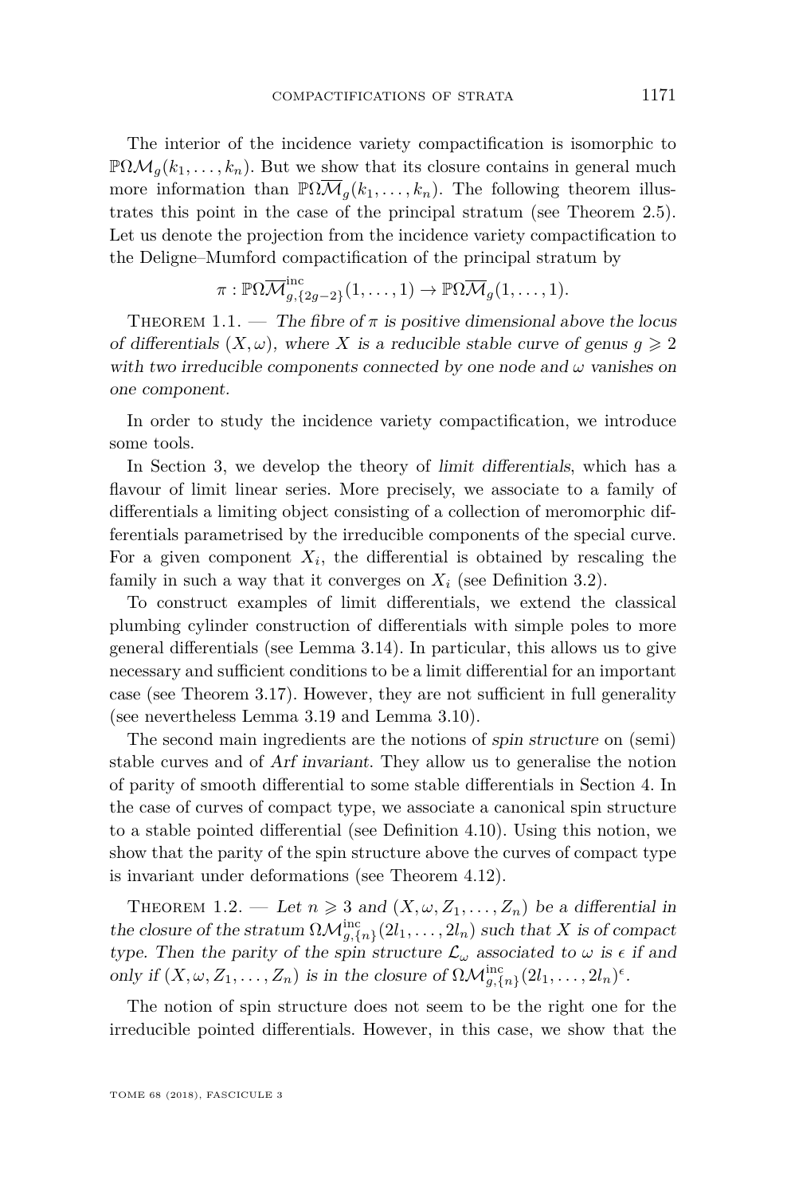The interior of the incidence variety compactification is isomorphic to $\mathbb{P}\Omega\mathcal{M}_g(k_1,\dots,k_n)$. But we show that its closure contains in general much more information than $\mathbb{P}\Omega\overline{\mathcal{M}}_g(k_1,\dots,k_n)$. The following theorem illustrates this point in the case of the principal stratum (see Theorem 2.5). Let us denote the projection from the incidence variety compactification to the Deligne–Mumford compactification of the principal stratum by

$$\pi : \mathbb{P}\Omega\overline{\mathcal{M}}^{\mathrm{inc}}_{g,\{2g-2\}}(1,\dots,1) \to \mathbb{P}\Omega\overline{\mathcal{M}}_g(1,\dots,1).$$

Theorem 1.1. — *The fibre of $\pi$ is positive dimensional above the locus of differentials $(X,\omega)$, where $X$ is a reducible stable curve of genus $g \geqslant 2$ with two irreducible components connected by one node and $\omega$ vanishes on one component.*

In order to study the incidence variety compactification, we introduce some tools.

In Section 3, we develop the theory of *limit differentials*, which has a flavour of limit linear series. More precisely, we associate to a family of differentials a limiting object consisting of a collection of meromorphic differentials parametrised by the irreducible components of the special curve. For a given component $X_i$, the differential is obtained by rescaling the family in such a way that it converges on $X_i$ (see Definition 3.2).

To construct examples of limit differentials, we extend the classical plumbing cylinder construction of differentials with simple poles to more general differentials (see Lemma 3.14). In particular, this allows us to give necessary and sufficient conditions to be a limit differential for an important case (see Theorem 3.17). However, they are not sufficient in full generality (see nevertheless Lemma 3.19 and Lemma 3.10).

The second main ingredients are the notions of *spin structure* on (semi) stable curves and of *Arf invariant*. They allow us to generalise the notion of parity of smooth differential to some stable differentials in Section 4. In the case of curves of compact type, we associate a canonical spin structure to a stable pointed differential (see Definition 4.10). Using this notion, we show that the parity of the spin structure above the curves of compact type is invariant under deformations (see Theorem 4.12).

Theorem 1.2. — *Let $n \geqslant 3$ and $(X,\omega,Z_1,\dots,Z_n)$ be a differential in the closure of the stratum $\Omega\mathcal{M}^{\mathrm{inc}}_{g,\{n\}}(2l_1,\dots,2l_n)$ such that $X$ is of compact type. Then the parity of the spin structure $\mathcal{L}_\omega$ associated to $\omega$ is $\epsilon$ if and only if $(X,\omega,Z_1,\dots,Z_n)$ is in the closure of $\Omega\mathcal{M}^{\mathrm{inc}}_{g,\{n\}}(2l_1,\dots,2l_n)^\epsilon$.*

The notion of spin structure does not seem to be the right one for the irreducible pointed differentials. However, in this case, we show that the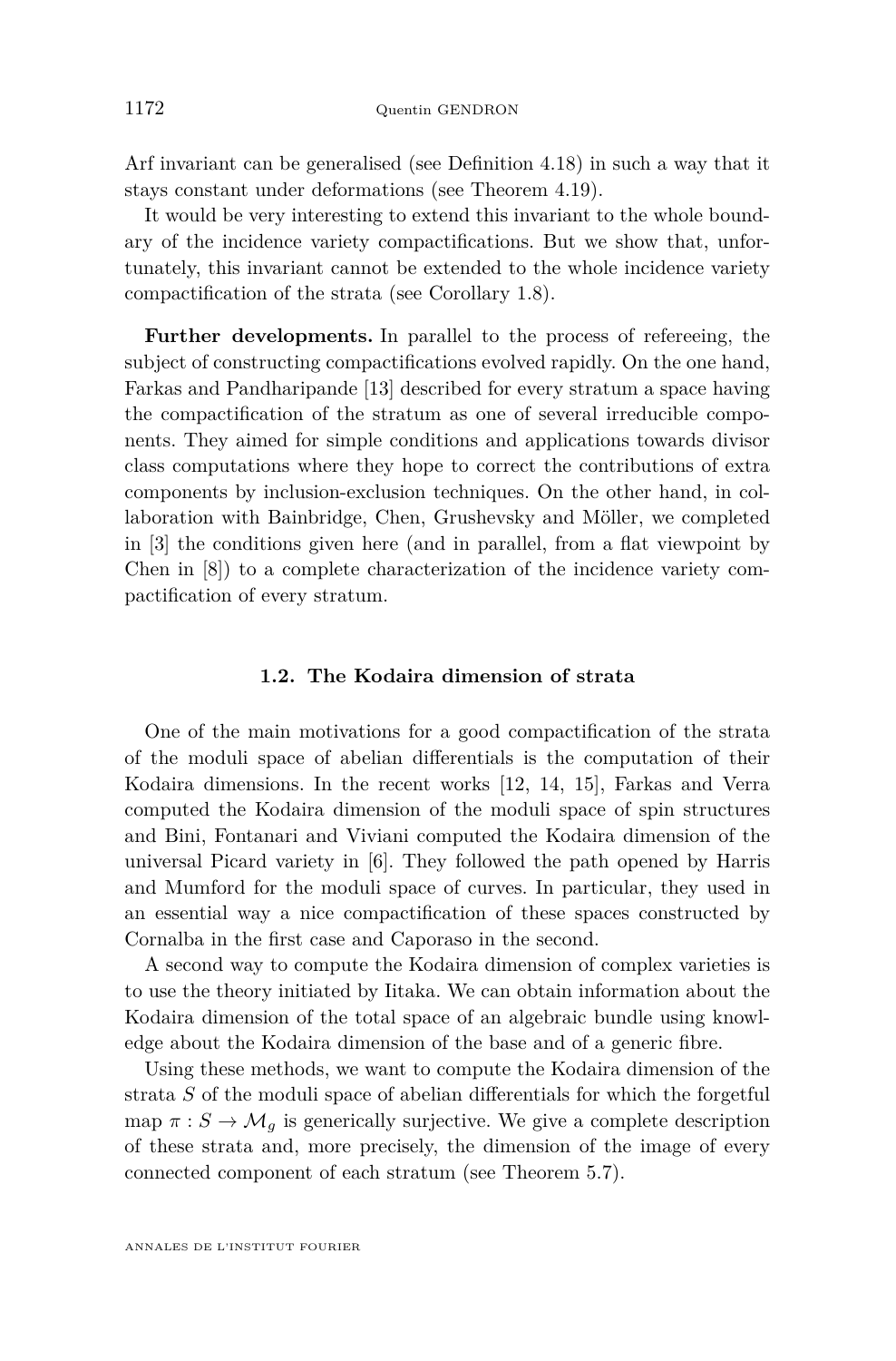Arf invariant can be generalised (see Definition 4.18) in such a way that it stays constant under deformations (see Theorem 4.19).

It would be very interesting to extend this invariant to the whole boundary of the incidence variety compactifications. But we show that, unfortunately, this invariant cannot be extended to the whole incidence variety compactification of the strata (see Corollary 1.8).

**Further developments.** In parallel to the process of refereeing, the subject of constructing compactifications evolved rapidly. On the one hand, Farkas and Pandharipande [13] described for every stratum a space having the compactification of the stratum as one of several irreducible components. They aimed for simple conditions and applications towards divisor class computations where they hope to correct the contributions of extra components by inclusion-exclusion techniques. On the other hand, in collaboration with Bainbridge, Chen, Grushevsky and Möller, we completed in [3] the conditions given here (and in parallel, from a flat viewpoint by Chen in [8]) to a complete characterization of the incidence variety compactification of every stratum.

### 1.2. The Kodaira dimension of strata

One of the main motivations for a good compactification of the strata of the moduli space of abelian differentials is the computation of their Kodaira dimensions. In the recent works [12, 14, 15], Farkas and Verra computed the Kodaira dimension of the moduli space of spin structures and Bini, Fontanari and Viviani computed the Kodaira dimension of the universal Picard variety in [6]. They followed the path opened by Harris and Mumford for the moduli space of curves. In particular, they used in an essential way a nice compactification of these spaces constructed by Cornalba in the first case and Caporaso in the second.

A second way to compute the Kodaira dimension of complex varieties is to use the theory initiated by Iitaka. We can obtain information about the Kodaira dimension of the total space of an algebraic bundle using knowledge about the Kodaira dimension of the base and of a generic fibre.

Using these methods, we want to compute the Kodaira dimension of the strata $S$ of the moduli space of abelian differentials for which the forgetful map $\pi : S \to \mathcal{M}_g$ is generically surjective. We give a complete description of these strata and, more precisely, the dimension of the image of every connected component of each stratum (see Theorem 5.7).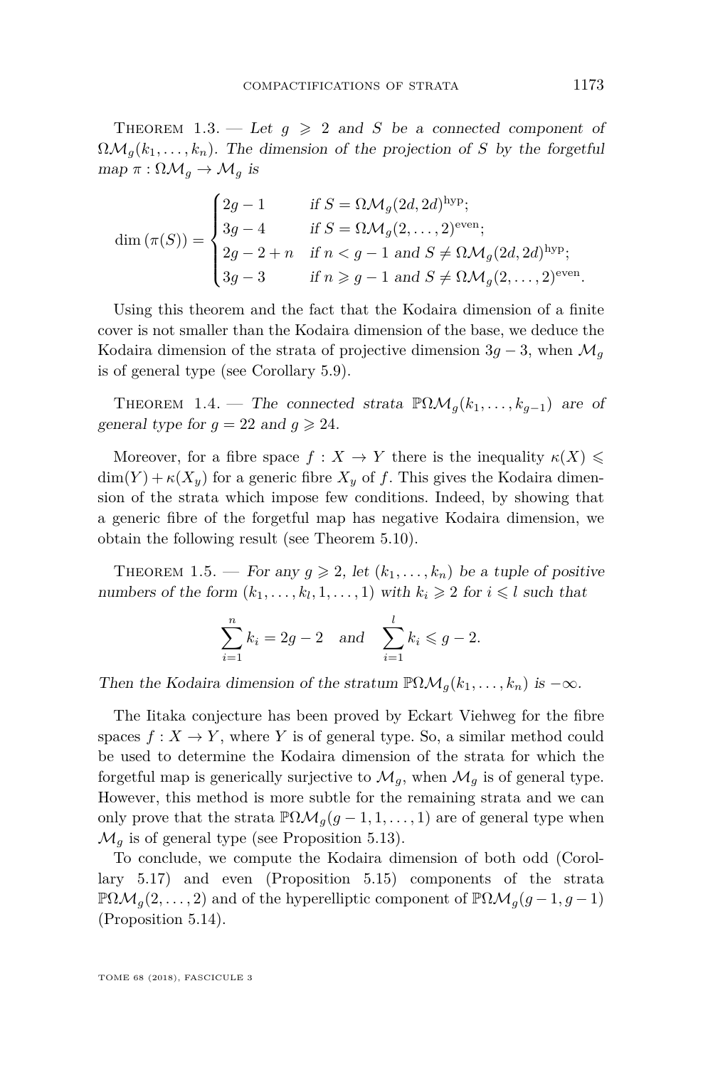Theorem 1.3. — *Let $g \geqslant 2$ and $S$ be a connected component of $\Omega\mathcal{M}_g(k_1, \dots, k_n)$. The dimension of the projection of $S$ by the forgetful map $\pi : \Omega\mathcal{M}_g \to \mathcal{M}_g$ is*

$$\dim(\pi(S)) = \begin{cases} 2g-1 & \text{if } S = \Omega\mathcal{M}_g(2d,2d)^{\mathrm{hyp}}; \\ 3g-4 & \text{if } S = \Omega\mathcal{M}_g(2,\dots,2)^{\mathrm{even}}; \\ 2g-2+n & \text{if } n < g-1 \text{ and } S \neq \Omega\mathcal{M}_g(2d,2d)^{\mathrm{hyp}}; \\ 3g-3 & \text{if } n \geqslant g-1 \text{ and } S \neq \Omega\mathcal{M}_g(2,\dots,2)^{\mathrm{even}}. \end{cases}$$

Using this theorem and the fact that the Kodaira dimension of a finite cover is not smaller than the Kodaira dimension of the base, we deduce the Kodaira dimension of the strata of projective dimension $3g-3$, when $\mathcal{M}_g$ is of general type (see Corollary 5.9).

Theorem 1.4. — *The connected strata $\mathbb{P}\Omega\mathcal{M}_g(k_1, \dots, k_{g-1})$ are of general type for $g = 22$ and $g \geqslant 24$.*

Moreover, for a fibre space $f : X \to Y$ there is the inequality $\kappa(X) \leqslant \dim(Y) + \kappa(X_y)$ for a generic fibre $X_y$ of $f$. This gives the Kodaira dimension of the strata which impose few conditions. Indeed, by showing that a generic fibre of the forgetful map has negative Kodaira dimension, we obtain the following result (see Theorem 5.10).

Theorem 1.5. — *For any $g \geqslant 2$, let $(k_1, \dots, k_n)$ be a tuple of positive numbers of the form $(k_1, \dots, k_l, 1, \dots, 1)$ with $k_i \geqslant 2$ for $i \leqslant l$ such that*

$$\sum_{i=1}^{n} k_i = 2g-2 \quad \text{and} \quad \sum_{i=1}^{l} k_i \leqslant g-2.$$

*Then the Kodaira dimension of the stratum $\mathbb{P}\Omega\mathcal{M}_g(k_1, \dots, k_n)$ is $-\infty$.*

The Iitaka conjecture has been proved by Eckart Viehweg for the fibre spaces $f : X \to Y$, where $Y$ is of general type. So, a similar method could be used to determine the Kodaira dimension of the strata for which the forgetful map is generically surjective to $\mathcal{M}_g$, when $\mathcal{M}_g$ is of general type. However, this method is more subtle for the remaining strata and we can only prove that the strata $\mathbb{P}\Omega\mathcal{M}_g(g-1, 1, \dots, 1)$ are of general type when $\mathcal{M}_g$ is of general type (see Proposition 5.13).

To conclude, we compute the Kodaira dimension of both odd (Corollary 5.17) and even (Proposition 5.15) components of the strata $\mathbb{P}\Omega\mathcal{M}_g(2, \dots, 2)$ and of the hyperelliptic component of $\mathbb{P}\Omega\mathcal{M}_g(g-1, g-1)$ (Proposition 5.14).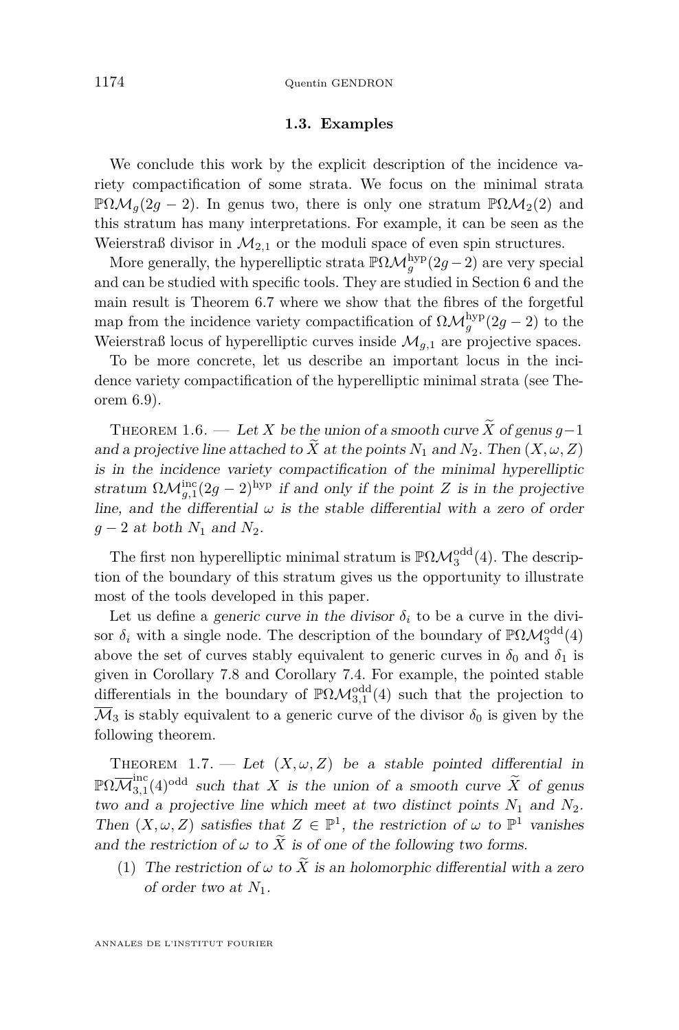### 1.3. Examples

We conclude this work by the explicit description of the incidence variety compactification of some strata. We focus on the minimal strata $\mathbb{P}\Omega\mathcal{M}_g(2g-2)$. In genus two, there is only one stratum $\mathbb{P}\Omega\mathcal{M}_2(2)$ and this stratum has many interpretations. For example, it can be seen as the Weierstraß divisor in $\mathcal{M}_{2,1}$ or the moduli space of even spin structures.

More generally, the hyperelliptic strata $\mathbb{P}\Omega\mathcal{M}_g^{\mathrm{hyp}}(2g-2)$ are very special and can be studied with specific tools. They are studied in Section 6 and the main result is Theorem 6.7 where we show that the fibres of the forgetful map from the incidence variety compactification of $\Omega\mathcal{M}_g^{\mathrm{hyp}}(2g-2)$ to the Weierstraß locus of hyperelliptic curves inside $\mathcal{M}_{g,1}$ are projective spaces.

To be more concrete, let us describe an important locus in the incidence variety compactification of the hyperelliptic minimal strata (see Theorem 6.9).

Theorem 1.6. — *Let $X$ be the union of a smooth curve $\widetilde{X}$ of genus $g-1$ and a projective line attached to $\widetilde{X}$ at the points $N_1$ and $N_2$. Then $(X,\omega,Z)$ is in the incidence variety compactification of the minimal hyperelliptic stratum $\Omega\mathcal{M}_{g,1}^{\mathrm{inc}}(2g-2)^{\mathrm{hyp}}$ if and only if the point $Z$ is in the projective line, and the differential $\omega$ is the stable differential with a zero of order $g-2$ at both $N_1$ and $N_2$.*

The first non hyperelliptic minimal stratum is $\mathbb{P}\Omega\mathcal{M}_3^{\mathrm{odd}}(4)$. The description of the boundary of this stratum gives us the opportunity to illustrate most of the tools developed in this paper.

Let us define a *generic curve in the divisor* $\delta_i$ to be a curve in the divisor $\delta_i$ with a single node. The description of the boundary of $\mathbb{P}\Omega\mathcal{M}_3^{\mathrm{odd}}(4)$ above the set of curves stably equivalent to generic curves in $\delta_0$ and $\delta_1$ is given in Corollary 7.8 and Corollary 7.4. For example, the pointed stable differentials in the boundary of $\mathbb{P}\Omega\mathcal{M}_{3,1}^{\mathrm{odd}}(4)$ such that the projection to $\overline{\mathcal{M}}_3$ is stably equivalent to a generic curve of the divisor $\delta_0$ is given by the following theorem.

Theorem 1.7. — *Let $(X,\omega,Z)$ be a stable pointed differential in $\mathbb{P}\Omega\overline{\mathcal{M}}_{3,1}^{\mathrm{inc}}(4)^{\mathrm{odd}}$ such that $X$ is the union of a smooth curve $\widetilde{X}$ of genus two and a projective line which meet at two distinct points $N_1$ and $N_2$. Then $(X,\omega,Z)$ satisfies that $Z\in\mathbb{P}^1$, the restriction of $\omega$ to $\mathbb{P}^1$ vanishes and the restriction of $\omega$ to $\widetilde{X}$ is of one of the following two forms.*

1. *The restriction of $\omega$ to $\widetilde{X}$ is an holomorphic differential with a zero of order two at $N_1$.*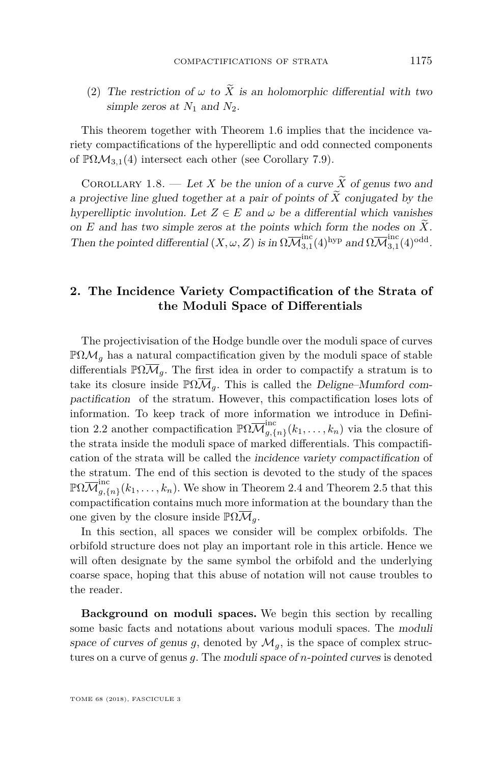(2) *The restriction of $\omega$ to $\widetilde{X}$ is an holomorphic differential with two simple zeros at $N_1$ and $N_2$.*

This theorem together with Theorem 1.6 implies that the incidence variety compactifications of the hyperelliptic and odd connected components of $\mathbb{P}\Omega\mathcal{M}_{3,1}(4)$ intersect each other (see Corollary 7.9).

Corollary 1.8. — *Let $X$ be the union of a curve $\widetilde{X}$ of genus two and a projective line glued together at a pair of points of $\widetilde{X}$ conjugated by the hyperelliptic involution. Let $Z \in E$ and $\omega$ be a differential which vanishes on $E$ and has two simple zeros at the points which form the nodes on $\widetilde{X}$. Then the pointed differential $(X, \omega, Z)$ is in $\Omega\overline{\mathcal{M}}^{\mathrm{inc}}_{3,1}(4)^{\mathrm{hyp}}$ and $\Omega\overline{\mathcal{M}}^{\mathrm{inc}}_{3,1}(4)^{\mathrm{odd}}$.*

## 2. The Incidence Variety Compactification of the Strata of the Moduli Space of Differentials

The projectivisation of the Hodge bundle over the moduli space of curves $\mathbb{P}\Omega\mathcal{M}_g$ has a natural compactification given by the moduli space of stable differentials $\mathbb{P}\Omega\overline{\mathcal{M}}_g$. The first idea in order to compactify a stratum is to take its closure inside $\mathbb{P}\Omega\overline{\mathcal{M}}_g$. This is called the *Deligne–Mumford compactification* of the stratum. However, this compactification loses lots of information. To keep track of more information we introduce in Definition 2.2 another compactification $\mathbb{P}\Omega\overline{\mathcal{M}}^{\mathrm{inc}}_{g,\{n\}}(k_1,\dots,k_n)$ via the closure of the strata inside the moduli space of marked differentials. This compactification of the strata will be called the *incidence variety compactification* of the stratum. The end of this section is devoted to the study of the spaces $\mathbb{P}\Omega\overline{\mathcal{M}}^{\mathrm{inc}}_{g,\{n\}}(k_1,\dots,k_n)$. We show in Theorem 2.4 and Theorem 2.5 that this compactification contains much more information at the boundary than the one given by the closure inside $\mathbb{P}\Omega\overline{\mathcal{M}}_g$.

In this section, all spaces we consider will be complex orbifolds. The orbifold structure does not play an important role in this article. Hence we will often designate by the same symbol the orbifold and the underlying coarse space, hoping that this abuse of notation will not cause troubles to the reader.

**Background on moduli spaces.** We begin this section by recalling some basic facts and notations about various moduli spaces. The *moduli space of curves of genus $g$*, denoted by $\mathcal{M}_g$, is the space of complex structures on a curve of genus $g$. The *moduli space of $n$-pointed curves* is denoted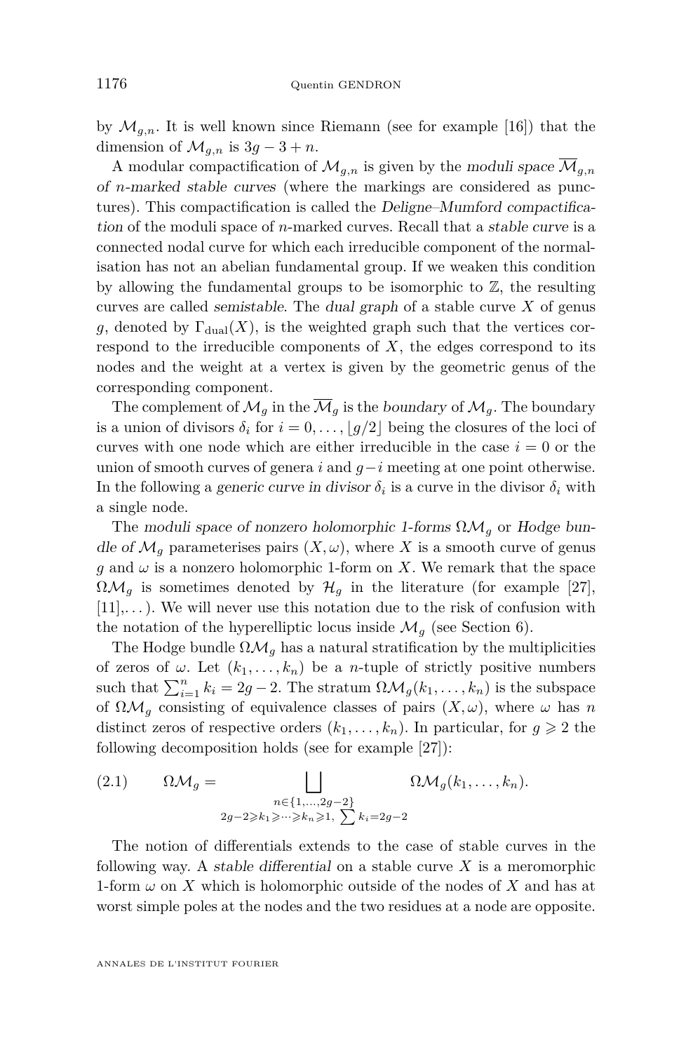by $\mathcal{M}_{g,n}$. It is well known since Riemann (see for example [16]) that the dimension of $\mathcal{M}_{g,n}$ is $3g-3+n$.

A modular compactification of $\mathcal{M}_{g,n}$ is given by the *moduli space* $\overline{\mathcal{M}}_{g,n}$ *of n-marked stable curves* (where the markings are considered as punctures). This compactification is called the *Deligne–Mumford compactification* of the moduli space of $n$-marked curves. Recall that a *stable curve* is a connected nodal curve for which each irreducible component of the normalisation has not an abelian fundamental group. If we weaken this condition by allowing the fundamental groups to be isomorphic to $\mathbb{Z}$, the resulting curves are called *semistable*. The *dual graph* of a stable curve $X$ of genus $g$, denoted by $\Gamma_{\mathrm{dual}}(X)$, is the weighted graph such that the vertices correspond to the irreducible components of $X$, the edges correspond to its nodes and the weight at a vertex is given by the geometric genus of the corresponding component.

The complement of $\mathcal{M}_g$ in the $\overline{\mathcal{M}}_g$ is the *boundary* of $\mathcal{M}_g$. The boundary is a union of divisors $\delta_i$ for $i=0,\dots,\lfloor g/2\rfloor$ being the closures of the loci of curves with one node which are either irreducible in the case $i=0$ or the union of smooth curves of genera $i$ and $g-i$ meeting at one point otherwise. In the following a *generic curve in divisor* $\delta_i$ is a curve in the divisor $\delta_i$ with a single node.

The *moduli space of nonzero holomorphic 1-forms* $\Omega\mathcal{M}_g$ or *Hodge bundle of* $\mathcal{M}_g$ parameterises pairs $(X,\omega)$, where $X$ is a smooth curve of genus $g$ and $\omega$ is a nonzero holomorphic 1-form on $X$. We remark that the space $\Omega\mathcal{M}_g$ is sometimes denoted by $\mathcal{H}_g$ in the literature (for example [27], [11],...). We will never use this notation due to the risk of confusion with the notation of the hyperelliptic locus inside $\mathcal{M}_g$ (see Section 6).

The Hodge bundle $\Omega\mathcal{M}_g$ has a natural stratification by the multiplicities of zeros of $\omega$. Let $(k_1,\dots,k_n)$ be a $n$-tuple of strictly positive numbers such that $\sum_{i=1}^{n} k_i = 2g-2$. The stratum $\Omega\mathcal{M}_g(k_1,\dots,k_n)$ is the subspace of $\Omega\mathcal{M}_g$ consisting of equivalence classes of pairs $(X,\omega)$, where $\omega$ has $n$ distinct zeros of respective orders $(k_1,\dots,k_n)$. In particular, for $g\geqslant 2$ the following decomposition holds (see for example [27]):

$$\Omega\mathcal{M}_g = \bigsqcup_{\substack{n\in\{1,\dots,2g-2\}\\ 2g-2\geqslant k_1\geqslant\cdots\geqslant k_n\geqslant 1,\ \sum k_i=2g-2}} \Omega\mathcal{M}_g(k_1,\dots,k_n). \tag{2.1}$$

The notion of differentials extends to the case of stable curves in the following way. A *stable differential* on a stable curve $X$ is a meromorphic 1-form $\omega$ on $X$ which is holomorphic outside of the nodes of $X$ and has at worst simple poles at the nodes and the two residues at a node are opposite.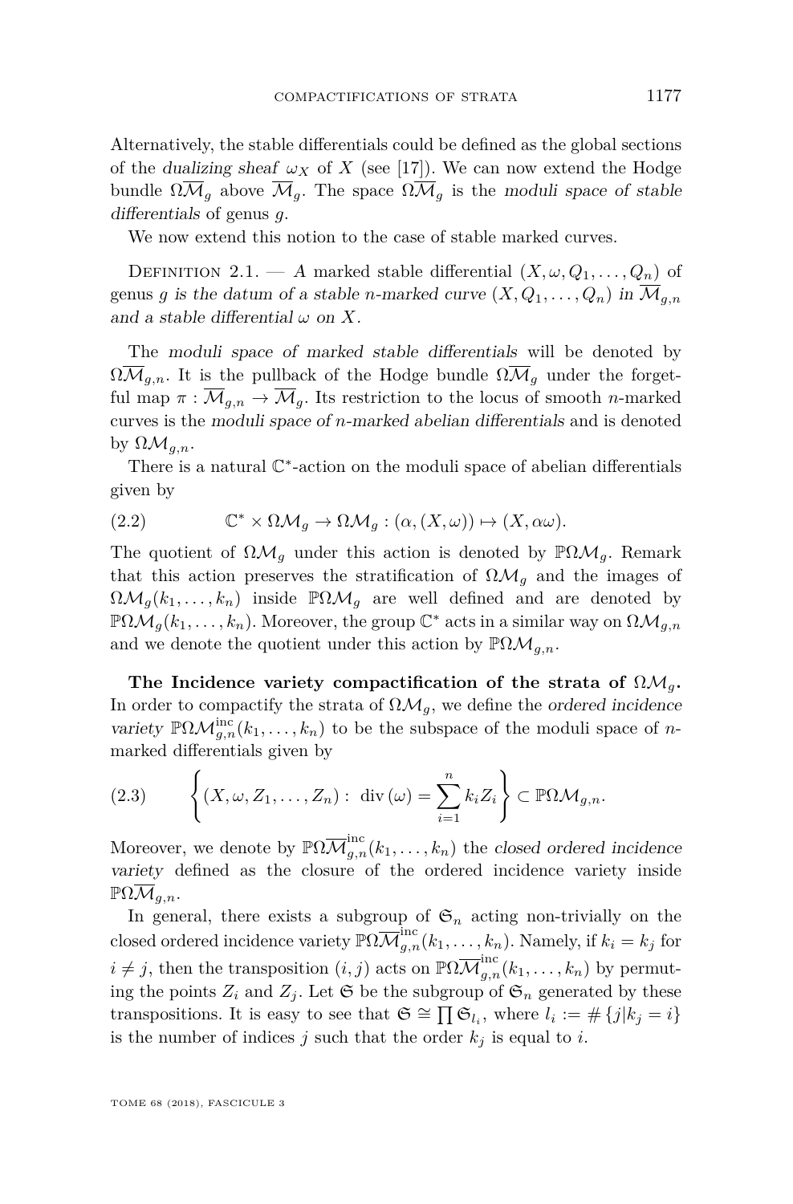Alternatively, the stable differentials could be defined as the global sections of the *dualizing sheaf* $\omega_X$ of $X$ (see [17]). We can now extend the Hodge bundle $\Omega\overline{\mathcal{M}}_g$ above $\overline{\mathcal{M}}_g$. The space $\Omega\overline{\mathcal{M}}_g$ is the *moduli space of stable differentials* of genus $g$.

We now extend this notion to the case of stable marked curves.

Definition 2.1. — *A* marked stable differential $(X, \omega, Q_1, \dots, Q_n)$ of genus $g$ *is the datum of a stable $n$-marked curve $(X, Q_1, \dots, Q_n)$ in $\overline{\mathcal{M}}_{g,n}$ and a stable differential $\omega$ on $X$.*

The *moduli space of marked stable differentials* will be denoted by $\Omega\overline{\mathcal{M}}_{g,n}$. It is the pullback of the Hodge bundle $\Omega\overline{\mathcal{M}}_g$ under the forgetful map $\pi : \overline{\mathcal{M}}_{g,n} \to \overline{\mathcal{M}}_g$. Its restriction to the locus of smooth $n$-marked curves is the *moduli space of $n$-marked abelian differentials* and is denoted by $\Omega\mathcal{M}_{g,n}$.

There is a natural $\mathbb{C}^*$-action on the moduli space of abelian differentials given by

$$\mathbb{C}^* \times \Omega\mathcal{M}_g \to \Omega\mathcal{M}_g : (\alpha, (X, \omega)) \mapsto (X, \alpha\omega). \tag{2.2}$$

The quotient of $\Omega\mathcal{M}_g$ under this action is denoted by $\mathbb{P}\Omega\mathcal{M}_g$. Remark that this action preserves the stratification of $\Omega\mathcal{M}_g$ and the images of $\Omega\mathcal{M}_g(k_1, \dots, k_n)$ inside $\mathbb{P}\Omega\mathcal{M}_g$ are well defined and are denoted by $\mathbb{P}\Omega\mathcal{M}_g(k_1, \dots, k_n)$. Moreover, the group $\mathbb{C}^*$ acts in a similar way on $\Omega\mathcal{M}_{g,n}$ and we denote the quotient under this action by $\mathbb{P}\Omega\mathcal{M}_{g,n}$.

**The Incidence variety compactification of the strata of $\Omega\mathcal{M}_g$.** In order to compactify the strata of $\Omega\mathcal{M}_g$, we define the *ordered incidence variety* $\mathbb{P}\Omega\mathcal{M}^{\mathrm{inc}}_{g,n}(k_1, \dots, k_n)$ to be the subspace of the moduli space of $n$-marked differentials given by

$$\left\{ (X, \omega, Z_1, \dots, Z_n) : \operatorname{div}(\omega) = \sum_{i=1}^{n} k_i Z_i \right\} \subset \mathbb{P}\Omega\mathcal{M}_{g,n}. \tag{2.3}$$

Moreover, we denote by $\mathbb{P}\Omega\overline{\mathcal{M}}^{\mathrm{inc}}_{g,n}(k_1, \dots, k_n)$ the *closed ordered incidence variety* defined as the closure of the ordered incidence variety inside $\mathbb{P}\Omega\overline{\mathcal{M}}_{g,n}$.

In general, there exists a subgroup of $\mathfrak{S}_n$ acting non-trivially on the closed ordered incidence variety $\mathbb{P}\Omega\overline{\mathcal{M}}^{\mathrm{inc}}_{g,n}(k_1, \dots, k_n)$. Namely, if $k_i = k_j$ for $i \neq j$, then the transposition $(i, j)$ acts on $\mathbb{P}\Omega\overline{\mathcal{M}}^{\mathrm{inc}}_{g,n}(k_1, \dots, k_n)$ by permuting the points $Z_i$ and $Z_j$. Let $\mathfrak{S}$ be the subgroup of $\mathfrak{S}_n$ generated by these transpositions. It is easy to see that $\mathfrak{S} \cong \prod \mathfrak{S}_{l_i}$, where $l_i := \#\{j | k_j = i\}$ is the number of indices $j$ such that the order $k_j$ is equal to $i$.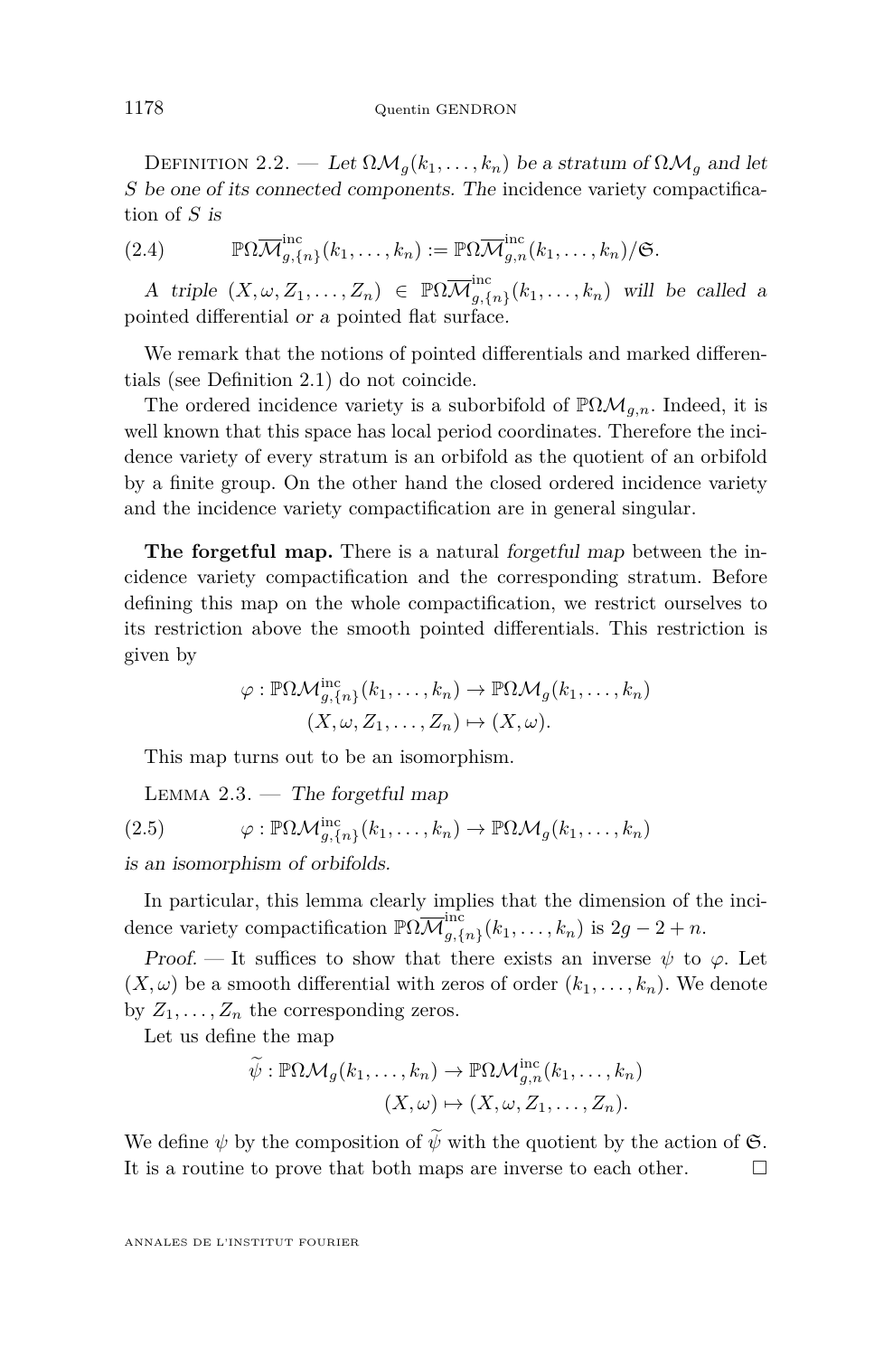Definition 2.2. — *Let $\Omega\mathcal{M}_g(k_1,\dots,k_n)$ be a stratum of $\Omega\mathcal{M}_g$ and let $S$ be one of its connected components. The* incidence variety compactification *of $S$ is*

$$\mathbb{P}\Omega\overline{\mathcal{M}}^{\mathrm{inc}}_{g,\{n\}}(k_1,\dots,k_n) := \mathbb{P}\Omega\overline{\mathcal{M}}^{\mathrm{inc}}_{g,n}(k_1,\dots,k_n)/\mathfrak{S}. \tag{2.4}$$

*A triple $(X,\omega,Z_1,\dots,Z_n) \in \mathbb{P}\Omega\overline{\mathcal{M}}^{\mathrm{inc}}_{g,\{n\}}(k_1,\dots,k_n)$ will be called a* pointed differential *or a* pointed flat surface.

We remark that the notions of pointed differentials and marked differentials (see Definition 2.1) do not coincide.

The ordered incidence variety is a suborbifold of $\mathbb{P}\Omega\mathcal{M}_{g,n}$. Indeed, it is well known that this space has local period coordinates. Therefore the incidence variety of every stratum is an orbifold as the quotient of an orbifold by a finite group. On the other hand the closed ordered incidence variety and the incidence variety compactification are in general singular.

**The forgetful map.** There is a natural *forgetful map* between the incidence variety compactification and the corresponding stratum. Before defining this map on the whole compactification, we restrict ourselves to its restriction above the smooth pointed differentials. This restriction is given by

$$\begin{aligned}\varphi : \mathbb{P}\Omega\mathcal{M}^{\mathrm{inc}}_{g,\{n\}}(k_1,\dots,k_n) &\to \mathbb{P}\Omega\mathcal{M}_g(k_1,\dots,k_n)\\ (X,\omega,Z_1,\dots,Z_n) &\mapsto (X,\omega).\end{aligned}$$

This map turns out to be an isomorphism.

Lemma 2.3. — *The forgetful map*

$$\varphi : \mathbb{P}\Omega\mathcal{M}^{\mathrm{inc}}_{g,\{n\}}(k_1,\dots,k_n) \to \mathbb{P}\Omega\mathcal{M}_g(k_1,\dots,k_n) \tag{2.5}$$

*is an isomorphism of orbifolds.*

In particular, this lemma clearly implies that the dimension of the incidence variety compactification $\mathbb{P}\Omega\overline{\mathcal{M}}^{\mathrm{inc}}_{g,\{n\}}(k_1,\dots,k_n)$ is $2g-2+n$.

*Proof.* — It suffices to show that there exists an inverse $\psi$ to $\varphi$. Let $(X,\omega)$ be a smooth differential with zeros of order $(k_1,\dots,k_n)$. We denote by $Z_1,\dots,Z_n$ the corresponding zeros.

Let us define the map

$$\begin{aligned}\widetilde{\psi} : \mathbb{P}\Omega\mathcal{M}_g(k_1,\dots,k_n) &\to \mathbb{P}\Omega\mathcal{M}^{\mathrm{inc}}_{g,n}(k_1,\dots,k_n)\\ (X,\omega) &\mapsto (X,\omega,Z_1,\dots,Z_n).\end{aligned}$$

We define $\psi$ by the composition of $\widetilde{\psi}$ with the quotient by the action of $\mathfrak{S}$. It is a routine to prove that both maps are inverse to each other. □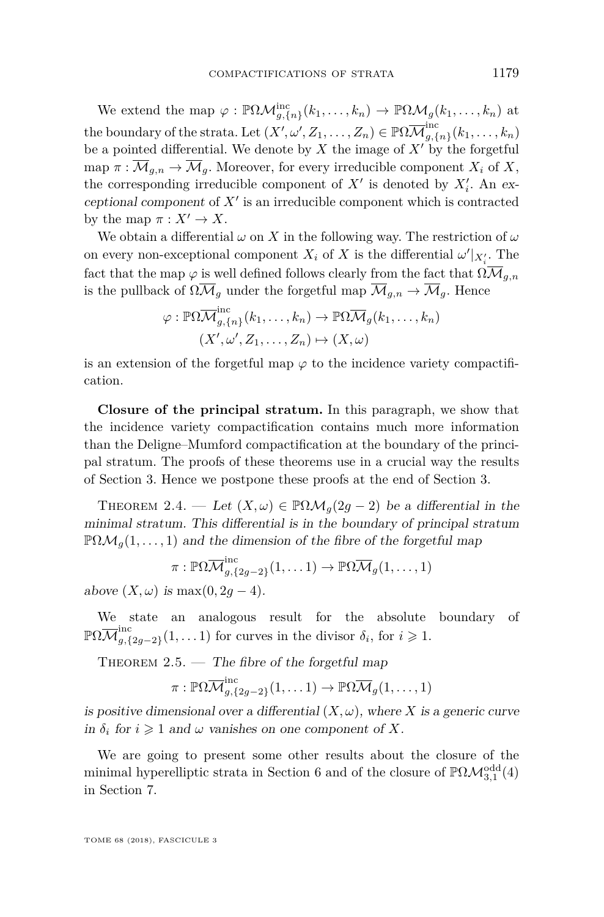We extend the map $\varphi : \mathbb{P}\Omega\mathcal{M}_{g,\{n\}}^{\mathrm{inc}}(k_1,\dots,k_n) \to \mathbb{P}\Omega\mathcal{M}_g(k_1,\dots,k_n)$ at the boundary of the strata. Let $(X',\omega',Z_1,\dots,Z_n) \in \mathbb{P}\Omega\overline{\mathcal{M}}_{g,\{n\}}^{\mathrm{inc}}(k_1,\dots,k_n)$ be a pointed differential. We denote by $X$ the image of $X'$ by the forgetful map $\pi : \overline{\mathcal{M}}_{g,n} \to \overline{\mathcal{M}}_g$. Moreover, for every irreducible component $X_i$ of $X$, the corresponding irreducible component of $X'$ is denoted by $X_i'$. An *exceptional component* of $X'$ is an irreducible component which is contracted by the map $\pi : X' \to X$.

We obtain a differential $\omega$ on $X$ in the following way. The restriction of $\omega$ on every non-exceptional component $X_i$ of $X$ is the differential $\omega'|_{X_i'}$. The fact that the map $\varphi$ is well defined follows clearly from the fact that $\Omega\overline{\mathcal{M}}_{g,n}$ is the pullback of $\Omega\overline{\mathcal{M}}_g$ under the forgetful map $\overline{\mathcal{M}}_{g,n} \to \overline{\mathcal{M}}_g$. Hence

$$\begin{aligned}\varphi : \mathbb{P}\Omega\overline{\mathcal{M}}_{g,\{n\}}^{\mathrm{inc}}(k_1,\dots,k_n) &\to \mathbb{P}\Omega\overline{\mathcal{M}}_g(k_1,\dots,k_n)\\ (X',\omega',Z_1,\dots,Z_n) &\mapsto (X,\omega)\end{aligned}$$

is an extension of the forgetful map $\varphi$ to the incidence variety compactification.

**Closure of the principal stratum.** In this paragraph, we show that the incidence variety compactification contains much more information than the Deligne–Mumford compactification at the boundary of the principal stratum. The proofs of these theorems use in a crucial way the results of Section 3. Hence we postpone these proofs at the end of Section 3.

Theorem 2.4. — *Let $(X,\omega) \in \mathbb{P}\Omega\mathcal{M}_g(2g-2)$ be a differential in the minimal stratum. This differential is in the boundary of principal stratum $\mathbb{P}\Omega\mathcal{M}_g(1,\dots,1)$ and the dimension of the fibre of the forgetful map*

$$\pi : \mathbb{P}\Omega\overline{\mathcal{M}}_{g,\{2g-2\}}^{\mathrm{inc}}(1,\dots 1) \to \mathbb{P}\Omega\overline{\mathcal{M}}_g(1,\dots,1)$$

*above $(X,\omega)$ is $\max(0,2g-4)$.*

We state an analogous result for the absolute boundary of $\mathbb{P}\Omega\overline{\mathcal{M}}_{g,\{2g-2\}}^{\mathrm{inc}}(1,\dots 1)$ for curves in the divisor $\delta_i$, for $i \geqslant 1$.

Theorem 2.5. — *The fibre of the forgetful map*

$$\pi : \mathbb{P}\Omega\overline{\mathcal{M}}_{g,\{2g-2\}}^{\mathrm{inc}}(1,\dots 1) \to \mathbb{P}\Omega\overline{\mathcal{M}}_g(1,\dots,1)$$

*is positive dimensional over a differential $(X,\omega)$, where $X$ is a generic curve in $\delta_i$ for $i \geqslant 1$ and $\omega$ vanishes on one component of $X$.*

We are going to present some other results about the closure of the minimal hyperelliptic strata in Section 6 and of the closure of $\mathbb{P}\Omega\mathcal{M}_{3,1}^{\mathrm{odd}}(4)$ in Section 7.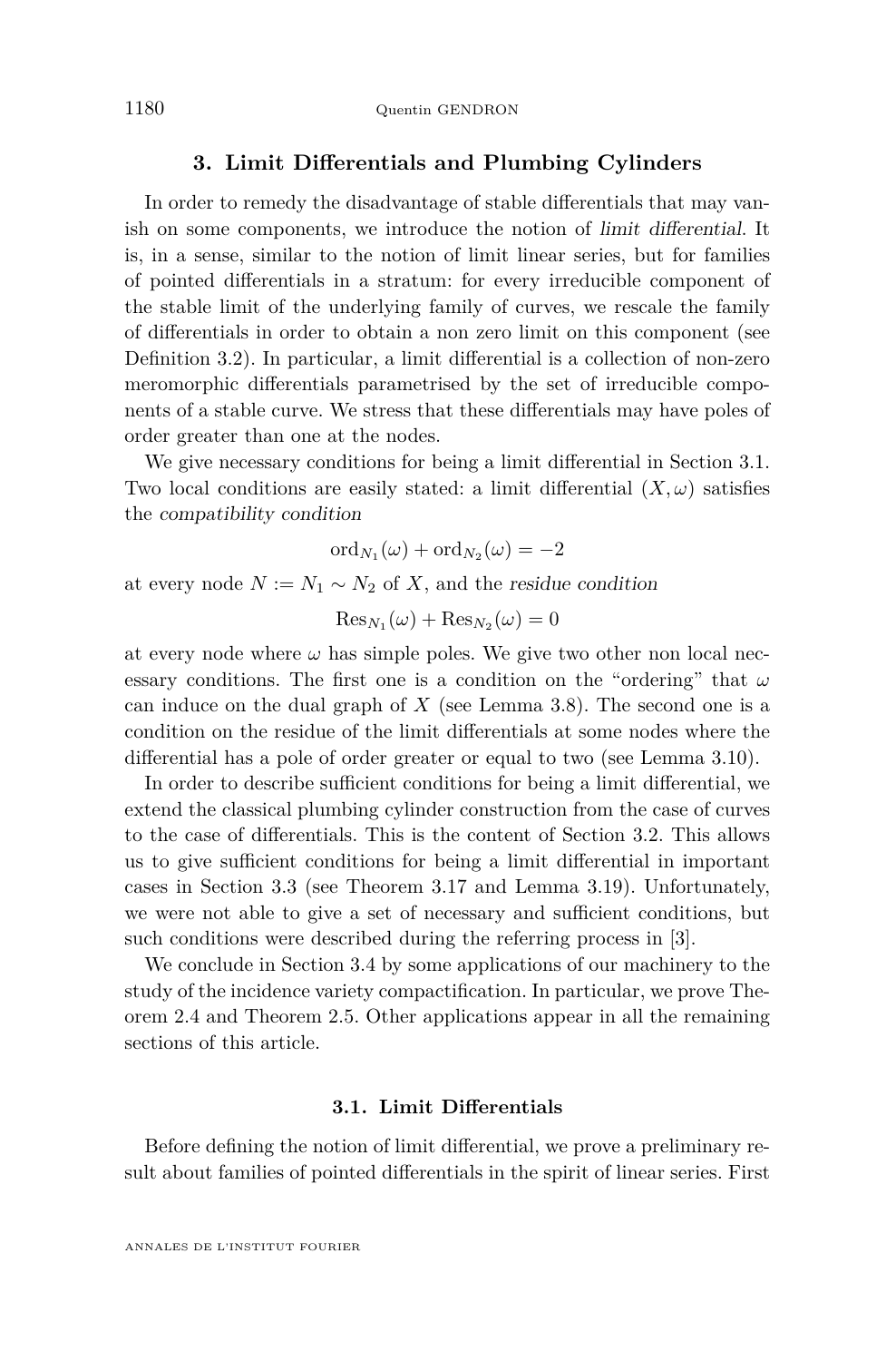## 3. Limit Differentials and Plumbing Cylinders

In order to remedy the disadvantage of stable differentials that may vanish on some components, we introduce the notion of *limit differential*. It is, in a sense, similar to the notion of limit linear series, but for families of pointed differentials in a stratum: for every irreducible component of the stable limit of the underlying family of curves, we rescale the family of differentials in order to obtain a non zero limit on this component (see Definition 3.2). In particular, a limit differential is a collection of non-zero meromorphic differentials parametrised by the set of irreducible components of a stable curve. We stress that these differentials may have poles of order greater than one at the nodes.

We give necessary conditions for being a limit differential in Section 3.1. Two local conditions are easily stated: a limit differential $(X, \omega)$ satisfies the *compatibility condition*

$$\mathrm{ord}_{N_1}(\omega) + \mathrm{ord}_{N_2}(\omega) = -2$$

at every node $N := N_1 \sim N_2$ of $X$, and the *residue condition*

$$\mathrm{Res}_{N_1}(\omega) + \mathrm{Res}_{N_2}(\omega) = 0$$

at every node where $\omega$ has simple poles. We give two other non local necessary conditions. The first one is a condition on the "ordering" that $\omega$ can induce on the dual graph of $X$ (see Lemma 3.8). The second one is a condition on the residue of the limit differentials at some nodes where the differential has a pole of order greater or equal to two (see Lemma 3.10).

In order to describe sufficient conditions for being a limit differential, we extend the classical plumbing cylinder construction from the case of curves to the case of differentials. This is the content of Section 3.2. This allows us to give sufficient conditions for being a limit differential in important cases in Section 3.3 (see Theorem 3.17 and Lemma 3.19). Unfortunately, we were not able to give a set of necessary and sufficient conditions, but such conditions were described during the referring process in [3].

We conclude in Section 3.4 by some applications of our machinery to the study of the incidence variety compactification. In particular, we prove Theorem 2.4 and Theorem 2.5. Other applications appear in all the remaining sections of this article.

### 3.1. Limit Differentials

Before defining the notion of limit differential, we prove a preliminary result about families of pointed differentials in the spirit of linear series. First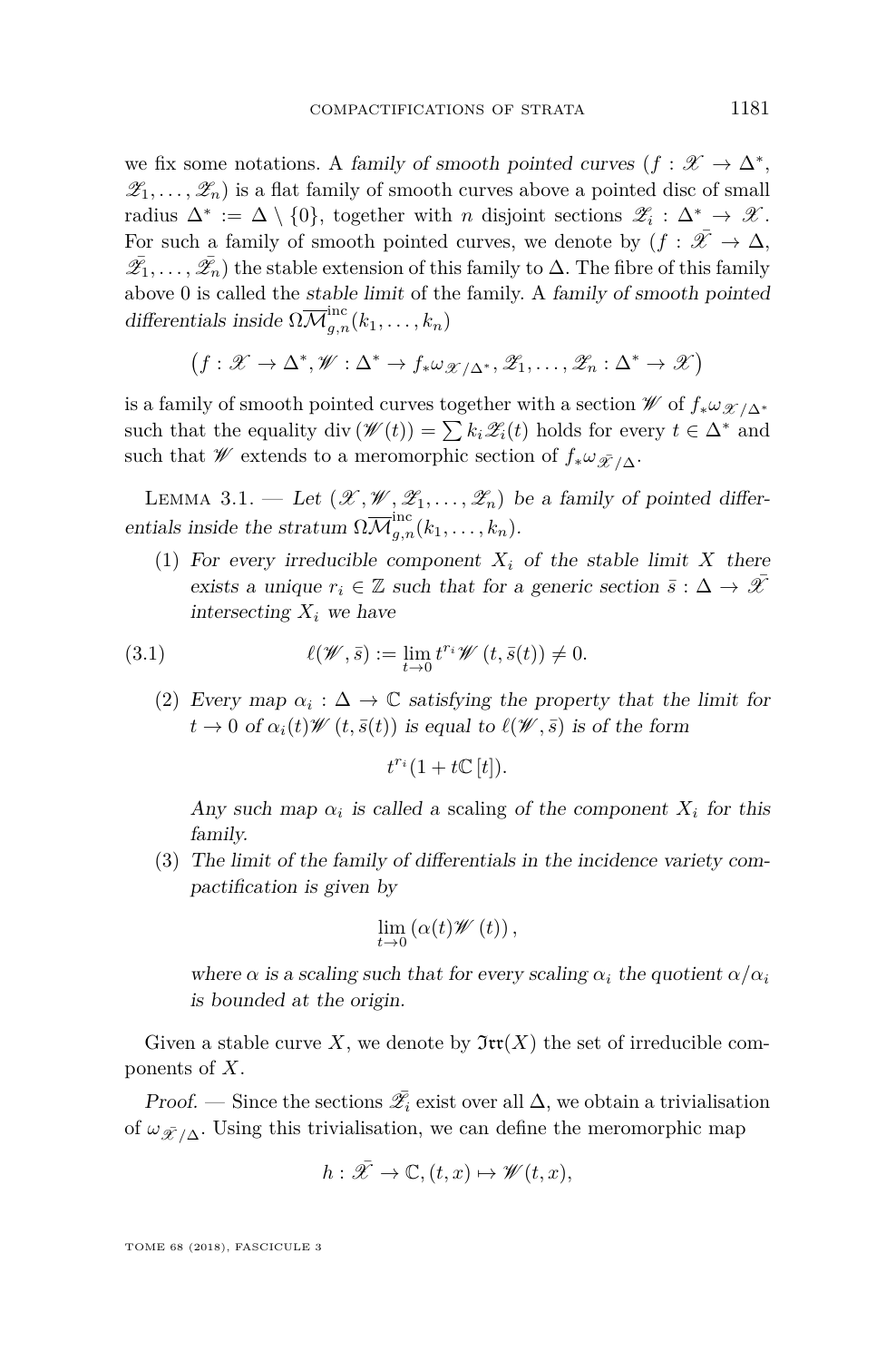we fix some notations. A *family of smooth pointed curves* $(f : \mathscr{X} \to \Delta^*, \mathscr{Z}_1, \dots, \mathscr{Z}_n)$ is a flat family of smooth curves above a pointed disc of small radius $\Delta^* := \Delta \setminus \{0\}$, together with $n$ disjoint sections $\mathscr{Z}_i : \Delta^* \to \mathscr{X}$. For such a family of smooth pointed curves, we denote by $(f : \bar{\mathscr{X}} \to \Delta, \bar{\mathscr{Z}}_1, \dots, \bar{\mathscr{Z}}_n)$ the stable extension of this family to $\Delta$. The fibre of this family above 0 is called the *stable limit* of the family. A *family of smooth pointed differentials inside* $\Omega\overline{\mathcal{M}}^{\mathrm{inc}}_{g,n}(k_1, \dots, k_n)$

$$\left(f : \mathscr{X} \to \Delta^*, \mathscr{W} : \Delta^* \to f_*\omega_{\mathscr{X}/\Delta^*}, \mathscr{Z}_1, \dots, \mathscr{Z}_n : \Delta^* \to \mathscr{X}\right)$$

is a family of smooth pointed curves together with a section $\mathscr{W}$ of $f_*\omega_{\mathscr{X}/\Delta^*}$ such that the equality $\operatorname{div}(\mathscr{W}(t)) = \sum k_i \mathscr{Z}_i(t)$ holds for every $t \in \Delta^*$ and such that $\mathscr{W}$ extends to a meromorphic section of $f_*\omega_{\bar{\mathscr{X}}/\Delta}$.

Lemma 3.1. — *Let $(\mathscr{X}, \mathscr{W}, \mathscr{Z}_1, \dots, \mathscr{Z}_n)$ be a family of pointed differentials inside the stratum $\Omega\overline{\mathcal{M}}^{\mathrm{inc}}_{g,n}(k_1, \dots, k_n)$.*

1. *For every irreducible component $X_i$ of the stable limit $X$ there exists a unique $r_i \in \mathbb{Z}$ such that for a generic section $\bar{s} : \Delta \to \bar{\mathscr{X}}$ intersecting $X_i$ we have*

$$\ell(\mathscr{W}, \bar{s}) := \lim_{t \to 0} t^{r_i} \mathscr{W}(t, \bar{s}(t)) \neq 0. \tag{3.1}$$

2. *Every map $\alpha_i : \Delta \to \mathbb{C}$ satisfying the property that the limit for $t \to 0$ of $\alpha_i(t)\mathscr{W}(t, \bar{s}(t))$ is equal to $\ell(\mathscr{W}, \bar{s})$ is of the form*

$$t^{r_i}(1 + t\mathbb{C}[t]).$$

   *Any such map $\alpha_i$ is called* a scaling *of the component $X_i$ for this family.*

3. *The limit of the family of differentials in the incidence variety compactification is given by*

$$\lim_{t \to 0} \left(\alpha(t)\mathscr{W}(t)\right),$$

   *where $\alpha$ is a scaling such that for every scaling $\alpha_i$ the quotient $\alpha/\alpha_i$ is bounded at the origin.*

Given a stable curve $X$, we denote by $\mathfrak{Irr}(X)$ the set of irreducible components of $X$.

*Proof.* — Since the sections $\bar{\mathscr{Z}}_i$ exist over all $\Delta$, we obtain a trivialisation of $\omega_{\bar{\mathscr{X}}/\Delta}$. Using this trivialisation, we can define the meromorphic map

$$h : \bar{\mathscr{X}} \to \mathbb{C}, (t, x) \mapsto \mathscr{W}(t, x),$$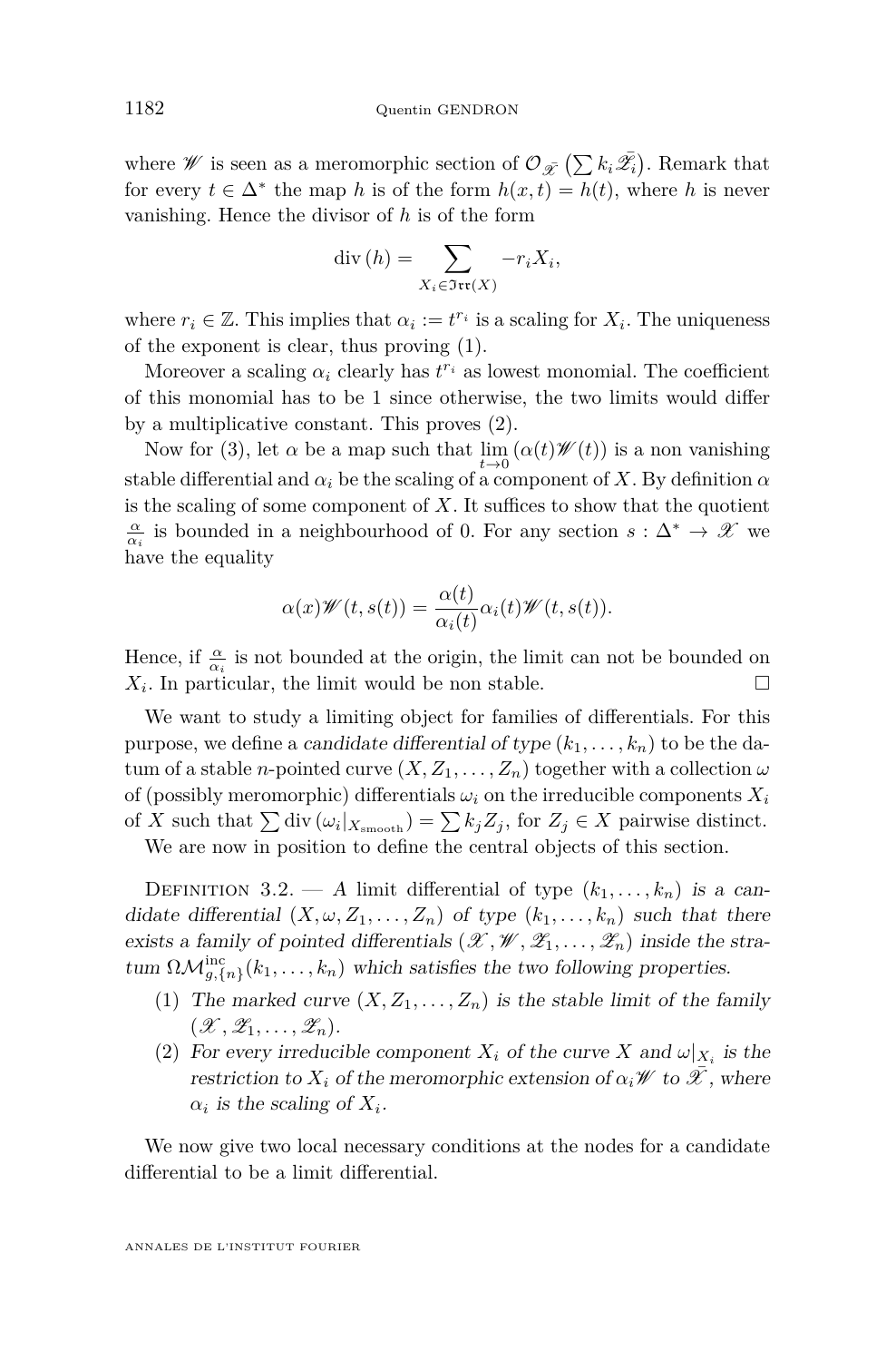where $\mathscr{W}$ is seen as a meromorphic section of $\mathcal{O}_{\bar{\mathscr{X}}}\left(\sum k_i \bar{\mathscr{Z}}_i\right)$. Remark that for every $t \in \Delta^*$ the map $h$ is of the form $h(x,t) = h(t)$, where $h$ is never vanishing. Hence the divisor of $h$ is of the form

$$\operatorname{div}(h) = \sum_{X_i \in \mathfrak{Irr}(X)} -r_i X_i,$$

where $r_i \in \mathbb{Z}$. This implies that $\alpha_i := t^{r_i}$ is a scaling for $X_i$. The uniqueness of the exponent is clear, thus proving (1).

Moreover a scaling $\alpha_i$ clearly has $t^{r_i}$ as lowest monomial. The coefficient of this monomial has to be 1 since otherwise, the two limits would differ by a multiplicative constant. This proves (2).

Now for (3), let $\alpha$ be a map such that $\lim_{t\to 0}(\alpha(t)\mathscr{W}(t))$ is a non vanishing stable differential and $\alpha_i$ be the scaling of a component of $X$. By definition $\alpha$ is the scaling of some component of $X$. It suffices to show that the quotient $\frac{\alpha}{\alpha_i}$ is bounded in a neighbourhood of 0. For any section $s : \Delta^* \to \mathscr{X}$ we have the equality

$$\alpha(x)\mathscr{W}(t, s(t)) = \frac{\alpha(t)}{\alpha_i(t)}\alpha_i(t)\mathscr{W}(t, s(t)).$$

Hence, if $\frac{\alpha}{\alpha_i}$ is not bounded at the origin, the limit can not be bounded on $X_i$. In particular, the limit would be non stable. □

We want to study a limiting object for families of differentials. For this purpose, we define a *candidate differential of type* $(k_1, \ldots, k_n)$ to be the datum of a stable $n$-pointed curve $(X, Z_1, \ldots, Z_n)$ together with a collection $\omega$ of (possibly meromorphic) differentials $\omega_i$ on the irreducible components $X_i$ of $X$ such that $\sum \operatorname{div}(\omega_i|_{X_{\text{smooth}}}) = \sum k_j Z_j$, for $Z_j \in X$ pairwise distinct.

We are now in position to define the central objects of this section.

Definition 3.2. — *A limit differential of type $(k_1, \ldots, k_n)$ is a candidate differential $(X, \omega, Z_1, \ldots, Z_n)$ of type $(k_1, \ldots, k_n)$ such that there exists a family of pointed differentials $(\mathscr{X}, \mathscr{W}, \mathscr{Z}_1, \ldots, \mathscr{Z}_n)$ inside the stratum $\Omega\mathcal{M}^{\text{inc}}_{g,\{n\}}(k_1, \ldots, k_n)$ which satisfies the two following properties.*

1. *The marked curve $(X, Z_1, \ldots, Z_n)$ is the stable limit of the family $(\mathscr{X}, \mathscr{Z}_1, \ldots, \mathscr{Z}_n)$.*
2. *For every irreducible component $X_i$ of the curve $X$ and $\omega|_{X_i}$ is the restriction to $X_i$ of the meromorphic extension of $\alpha_i\mathscr{W}$ to $\bar{\mathscr{X}}$, where $\alpha_i$ is the scaling of $X_i$.*

We now give two local necessary conditions at the nodes for a candidate differential to be a limit differential.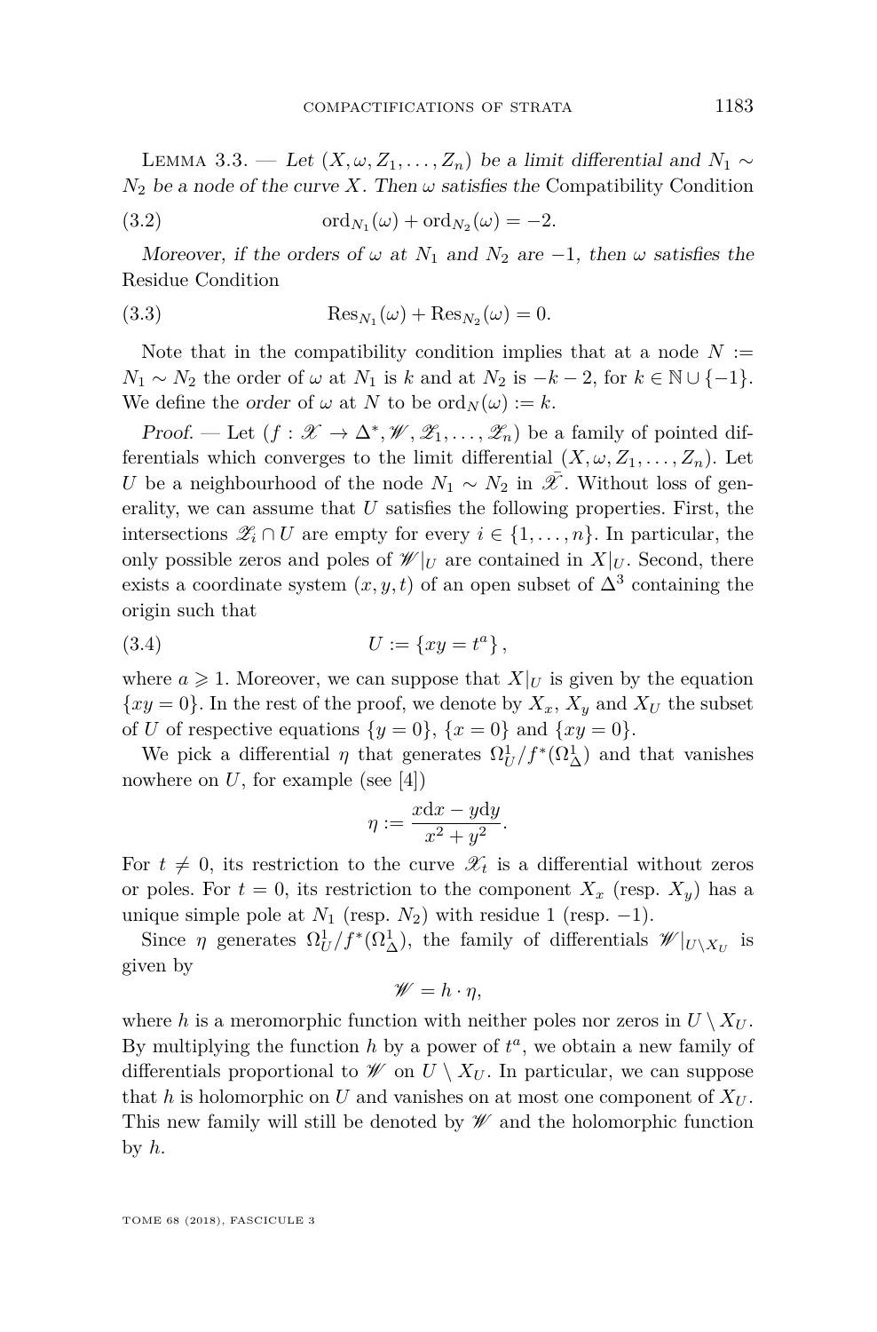Lemma 3.3. — *Let $(X, \omega, Z_1, \dots, Z_n)$ be a limit differential and $N_1 \sim N_2$ be a node of the curve $X$. Then $\omega$ satisfies the* Compatibility Condition

$$\operatorname{ord}_{N_1}(\omega) + \operatorname{ord}_{N_2}(\omega) = -2. \tag{3.2}$$

*Moreover, if the orders of $\omega$ at $N_1$ and $N_2$ are $-1$, then $\omega$ satisfies the* Residue Condition

$$\operatorname{Res}_{N_1}(\omega) + \operatorname{Res}_{N_2}(\omega) = 0. \tag{3.3}$$

Note that in the compatibility condition implies that at a node $N := N_1 \sim N_2$ the order of $\omega$ at $N_1$ is $k$ and at $N_2$ is $-k-2$, for $k \in \mathbb{N} \cup \{-1\}$. We define the *order* of $\omega$ at $N$ to be $\operatorname{ord}_N(\omega) := k$.

*Proof.* — Let $(f : \mathscr{X} \to \Delta^*, \mathscr{W}, \mathscr{Z}_1, \dots, \mathscr{Z}_n)$ be a family of pointed differentials which converges to the limit differential $(X, \omega, Z_1, \dots, Z_n)$. Let $U$ be a neighbourhood of the node $N_1 \sim N_2$ in $\bar{\mathscr{X}}$. Without loss of generality, we can assume that $U$ satisfies the following properties. First, the intersections $\mathscr{Z}_i \cap U$ are empty for every $i \in \{1, \dots, n\}$. In particular, the only possible zeros and poles of $\mathscr{W}|_U$ are contained in $X|_U$. Second, there exists a coordinate system $(x, y, t)$ of an open subset of $\Delta^3$ containing the origin such that

$$U := \{xy = t^a\}, \tag{3.4}$$

where $a \geqslant 1$. Moreover, we can suppose that $X|_U$ is given by the equation $\{xy = 0\}$. In the rest of the proof, we denote by $X_x$, $X_y$ and $X_U$ the subset of $U$ of respective equations $\{y = 0\}$, $\{x = 0\}$ and $\{xy = 0\}$.

We pick a differential $\eta$ that generates $\Omega^1_U / f^*(\Omega^1_\Delta)$ and that vanishes nowhere on $U$, for example (see [4])

$$\eta := \frac{x\mathrm{d}x - y\mathrm{d}y}{x^2 + y^2}.$$

For $t \neq 0$, its restriction to the curve $\mathscr{X}_t$ is a differential without zeros or poles. For $t = 0$, its restriction to the component $X_x$ (resp. $X_y$) has a unique simple pole at $N_1$ (resp. $N_2$) with residue 1 (resp. $-1$).

Since $\eta$ generates $\Omega^1_U / f^*(\Omega^1_\Delta)$, the family of differentials $\mathscr{W}|_{U \setminus X_U}$ is given by

$$\mathscr{W} = h \cdot \eta,$$

where $h$ is a meromorphic function with neither poles nor zeros in $U \setminus X_U$. By multiplying the function $h$ by a power of $t^a$, we obtain a new family of differentials proportional to $\mathscr{W}$ on $U \setminus X_U$. In particular, we can suppose that $h$ is holomorphic on $U$ and vanishes on at most one component of $X_U$. This new family will still be denoted by $\mathscr{W}$ and the holomorphic function by $h$.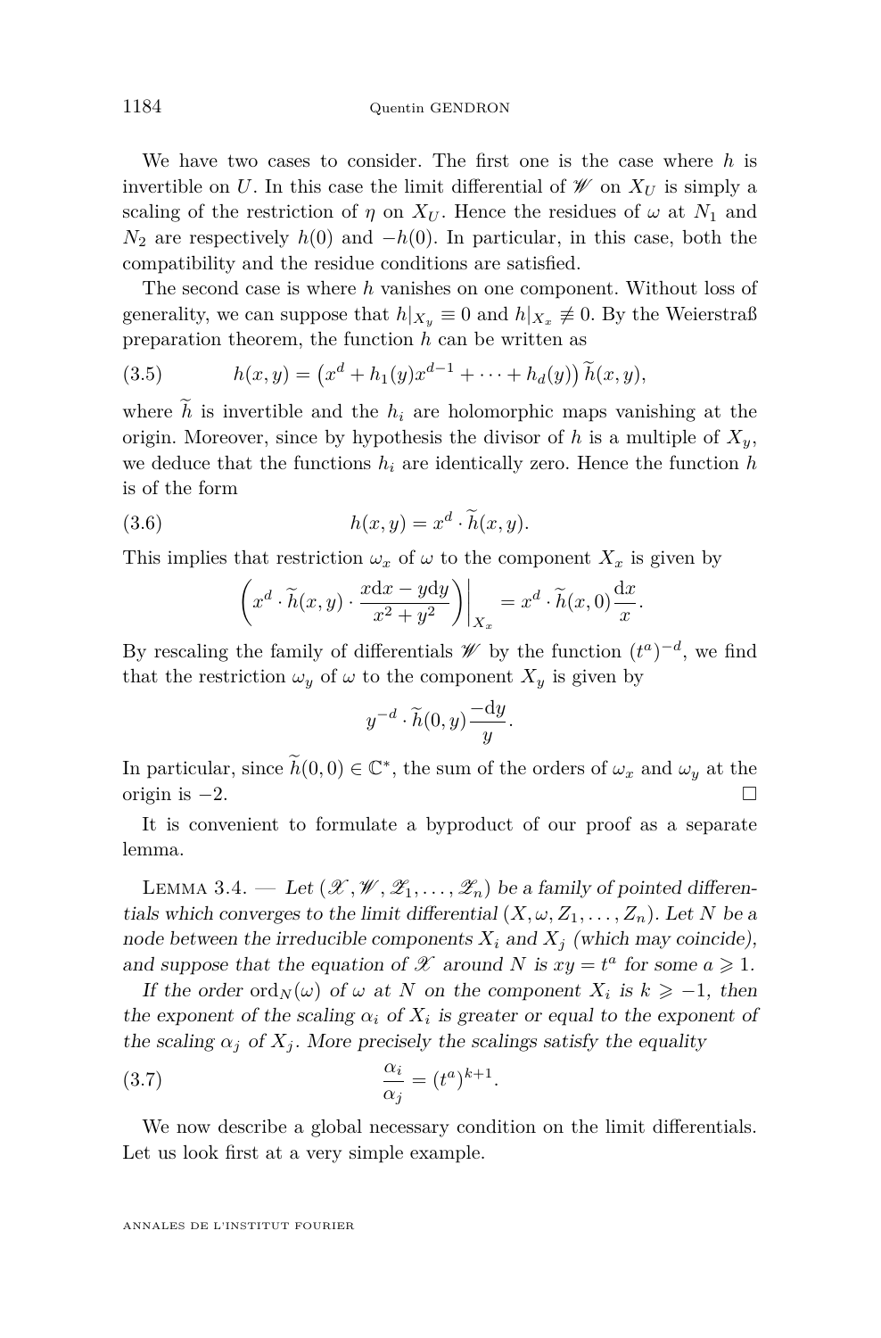We have two cases to consider. The first one is the case where $h$ is invertible on $U$. In this case the limit differential of $\mathscr{W}$ on $X_U$ is simply a scaling of the restriction of $\eta$ on $X_U$. Hence the residues of $\omega$ at $N_1$ and $N_2$ are respectively $h(0)$ and $-h(0)$. In particular, in this case, both the compatibility and the residue conditions are satisfied.

The second case is where $h$ vanishes on one component. Without loss of generality, we can suppose that $h|_{X_y} \equiv 0$ and $h|_{X_x} \not\equiv 0$. By the Weierstraß preparation theorem, the function $h$ can be written as

$$h(x,y) = \left(x^d + h_1(y)x^{d-1} + \cdots + h_d(y)\right)\widetilde{h}(x,y), \tag{3.5}$$

where $\widetilde{h}$ is invertible and the $h_i$ are holomorphic maps vanishing at the origin. Moreover, since by hypothesis the divisor of $h$ is a multiple of $X_y$, we deduce that the functions $h_i$ are identically zero. Hence the function $h$ is of the form

$$h(x,y) = x^d \cdot \widetilde{h}(x,y). \tag{3.6}$$

This implies that restriction $\omega_x$ of $\omega$ to the component $X_x$ is given by

$$\left(x^d \cdot \widetilde{h}(x,y) \cdot \frac{x\mathrm{d}x - y\mathrm{d}y}{x^2+y^2}\right)\bigg|_{X_x} = x^d \cdot \widetilde{h}(x,0)\frac{\mathrm{d}x}{x}.$$

By rescaling the family of differentials $\mathscr{W}$ by the function $(t^a)^{-d}$, we find that the restriction $\omega_y$ of $\omega$ to the component $X_y$ is given by

$$y^{-d} \cdot \widetilde{h}(0,y)\frac{-\mathrm{d}y}{y}.$$

In particular, since $\widetilde{h}(0,0) \in \mathbb{C}^*$, the sum of the orders of $\omega_x$ and $\omega_y$ at the origin is $-2$. □

It is convenient to formulate a byproduct of our proof as a separate lemma.

Lemma 3.4. — *Let $(\mathscr{X}, \mathscr{W}, \mathscr{Z}_1, \ldots, \mathscr{Z}_n)$ be a family of pointed differentials which converges to the limit differential $(X, \omega, Z_1, \ldots, Z_n)$. Let $N$ be a node between the irreducible components $X_i$ and $X_j$ (which may coincide), and suppose that the equation of $\mathscr{X}$ around $N$ is $xy = t^a$ for some $a \geqslant 1$.*

*If the order $\mathrm{ord}_N(\omega)$ of $\omega$ at $N$ on the component $X_i$ is $k \geqslant -1$, then the exponent of the scaling $\alpha_i$ of $X_i$ is greater or equal to the exponent of the scaling $\alpha_j$ of $X_j$. More precisely the scalings satisfy the equality*

$$\frac{\alpha_i}{\alpha_j} = (t^a)^{k+1}. \tag{3.7}$$

We now describe a global necessary condition on the limit differentials. Let us look first at a very simple example.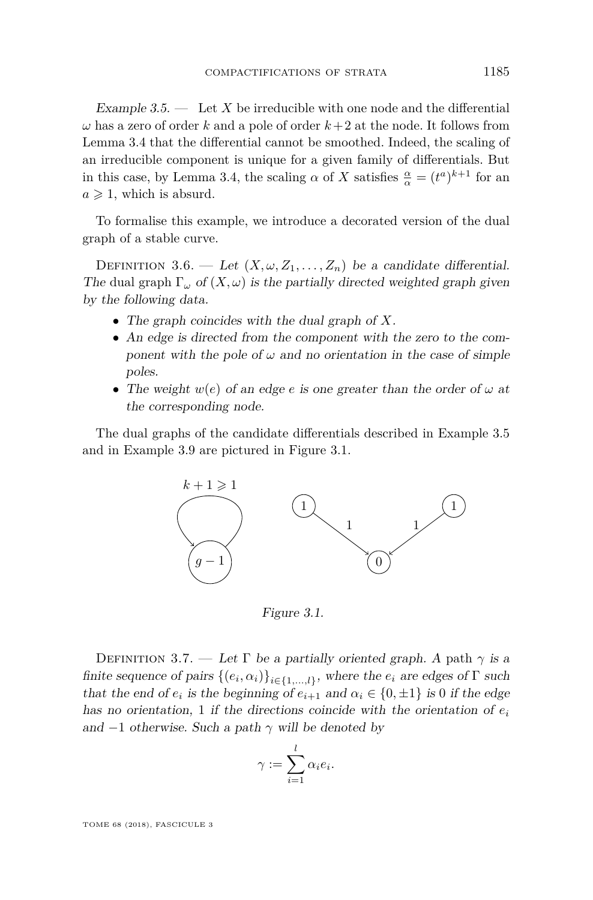*Example 3.5.* — Let $X$ be irreducible with one node and the differential $\omega$ has a zero of order $k$ and a pole of order $k+2$ at the node. It follows from Lemma 3.4 that the differential cannot be smoothed. Indeed, the scaling of an irreducible component is unique for a given family of differentials. But in this case, by Lemma 3.4, the scaling $\alpha$ of $X$ satisfies $\frac{\alpha}{\alpha} = (t^a)^{k+1}$ for an $a \geqslant 1$, which is absurd.

To formalise this example, we introduce a decorated version of the dual graph of a stable curve.

Definition 3.6. — *Let $(X, \omega, Z_1, \ldots, Z_n)$ be a candidate differential. The* dual graph $\Gamma_\omega$ *of $(X, \omega)$ is the partially directed weighted graph given by the following data.*

- *The graph coincides with the dual graph of $X$.*
- *An edge is directed from the component with the zero to the component with the pole of $\omega$ and no orientation in the case of simple poles.*
- *The weight $w(e)$ of an edge $e$ is one greater than the order of $\omega$ at the corresponding node.*

The dual graphs of the candidate differentials described in Example 3.5 and in Example 3.9 are pictured in Figure 3.1.

$k+1 \geqslant 1$

$g-1$

1 1 1 1 0

*Figure 3.1.*

Definition 3.7. — *Let $\Gamma$ be a partially oriented graph. A* path *$\gamma$ is a finite sequence of pairs $\{(e_i, \alpha_i)\}_{i \in \{1,\ldots,l\}}$, where the $e_i$ are edges of $\Gamma$ such that the end of $e_i$ is the beginning of $e_{i+1}$ and $\alpha_i \in \{0, \pm 1\}$ is $0$ if the edge has no orientation, $1$ if the directions coincide with the orientation of $e_i$ and $-1$ otherwise. Such a path $\gamma$ will be denoted by*

$$\gamma := \sum_{i=1}^{l} \alpha_i e_i.$$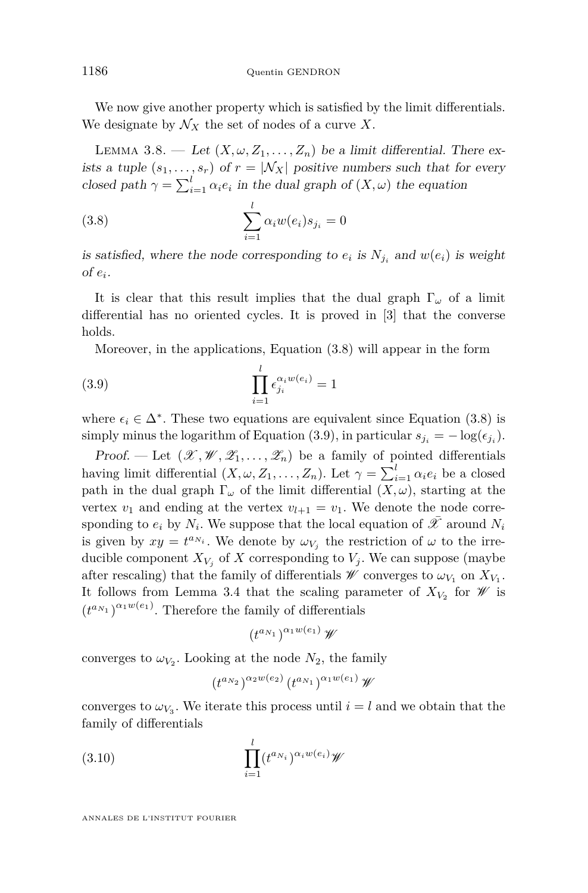We now give another property which is satisfied by the limit differentials. We designate by $\mathcal{N}_X$ the set of nodes of a curve $X$.

Lemma 3.8. — *Let $(X,\omega,Z_1,\dots,Z_n)$ be a limit differential. There exists a tuple $(s_1,\dots,s_r)$ of $r=|\mathcal{N}_X|$ positive numbers such that for every closed path $\gamma=\sum_{i=1}^{l}\alpha_i e_i$ in the dual graph of $(X,\omega)$ the equation*

$$\sum_{i=1}^{l}\alpha_i w(e_i)s_{j_i}=0 \tag{3.8}$$

*is satisfied, where the node corresponding to $e_i$ is $N_{j_i}$ and $w(e_i)$ is weight of $e_i$.*

It is clear that this result implies that the dual graph $\Gamma_\omega$ of a limit differential has no oriented cycles. It is proved in [3] that the converse holds.

Moreover, in the applications, Equation (3.8) will appear in the form

$$\prod_{i=1}^{l}\epsilon_{j_i}^{\alpha_i w(e_i)}=1 \tag{3.9}$$

where $\epsilon_i\in\Delta^*$. These two equations are equivalent since Equation (3.8) is simply minus the logarithm of Equation (3.9), in particular $s_{j_i}=-\log(\epsilon_{j_i})$.

*Proof.* — Let $(\mathscr{X},\mathscr{W},\mathscr{Z}_1,\dots,\mathscr{Z}_n)$ be a family of pointed differentials having limit differential $(X,\omega,Z_1,\dots,Z_n)$. Let $\gamma=\sum_{i=1}^{l}\alpha_i e_i$ be a closed path in the dual graph $\Gamma_\omega$ of the limit differential $(X,\omega)$, starting at the vertex $v_1$ and ending at the vertex $v_{l+1}=v_1$. We denote the node corresponding to $e_i$ by $N_i$. We suppose that the local equation of $\bar{\mathscr{X}}$ around $N_i$ is given by $xy=t^{a_{N_i}}$. We denote by $\omega_{V_j}$ the restriction of $\omega$ to the irreducible component $X_{V_j}$ of $X$ corresponding to $V_j$. We can suppose (maybe after rescaling) that the family of differentials $\mathscr{W}$ converges to $\omega_{V_1}$ on $X_{V_1}$. It follows from Lemma 3.4 that the scaling parameter of $X_{V_2}$ for $\mathscr{W}$ is $(t^{a_{N_1}})^{\alpha_1 w(e_1)}$. Therefore the family of differentials

$$(t^{a_{N_1}})^{\alpha_1 w(e_1)}\,\mathscr{W}$$

converges to $\omega_{V_2}$. Looking at the node $N_2$, the family

$$(t^{a_{N_2}})^{\alpha_2 w(e_2)}\,(t^{a_{N_1}})^{\alpha_1 w(e_1)}\,\mathscr{W}$$

converges to $\omega_{V_3}$. We iterate this process until $i=l$ and we obtain that the family of differentials

$$\prod_{i=1}^{l}(t^{a_{N_i}})^{\alpha_i w(e_i)}\mathscr{W} \tag{3.10}$$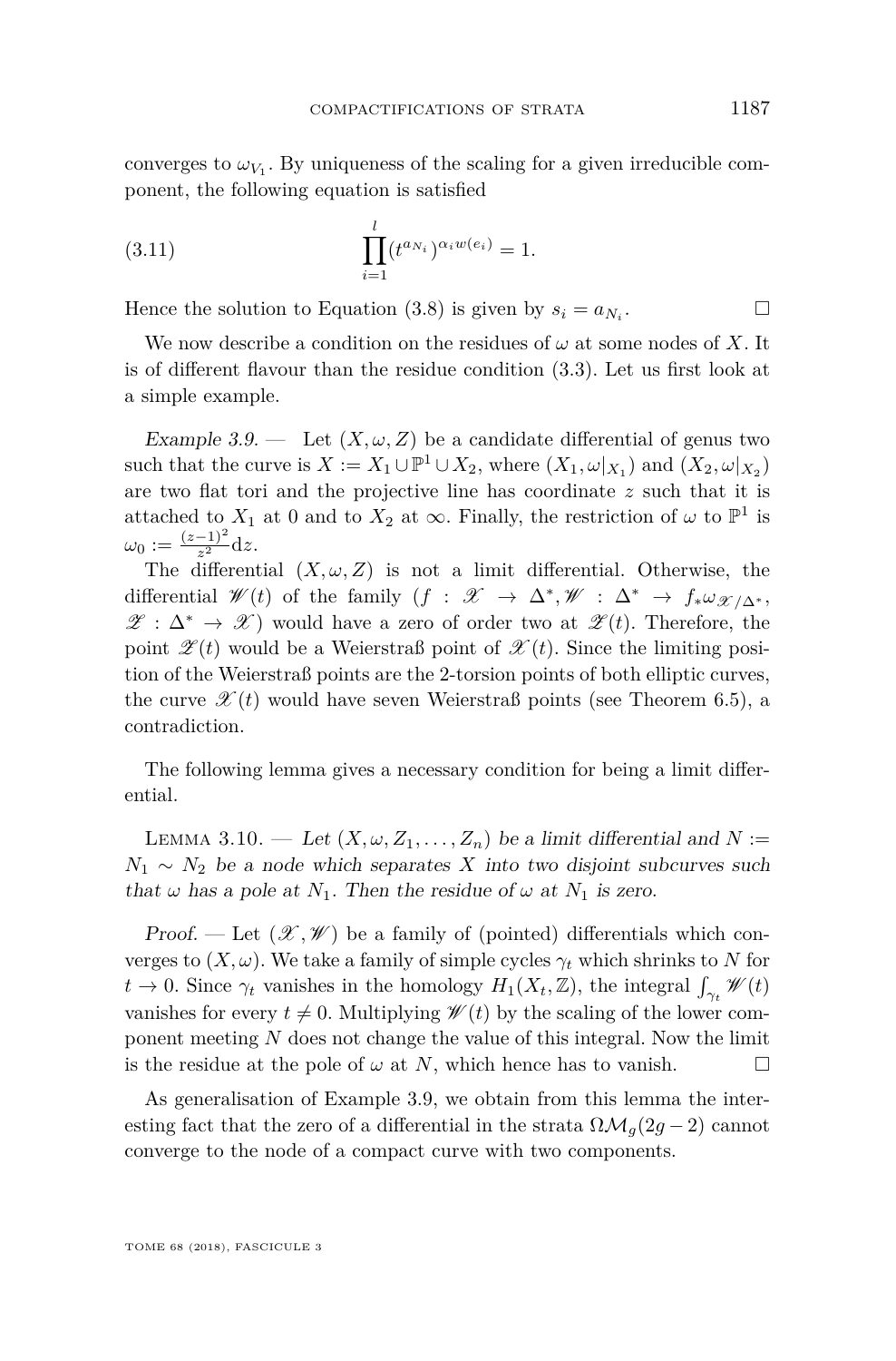converges to $\omega_{V_1}$. By uniqueness of the scaling for a given irreducible component, the following equation is satisfied

$$\prod_{i=1}^{l}(t^{a_{N_i}})^{\alpha_i w(e_i)} = 1. \tag{3.11}$$

Hence the solution to Equation (3.8) is given by $s_i = a_{N_i}$. □

We now describe a condition on the residues of $\omega$ at some nodes of $X$. It is of different flavour than the residue condition (3.3). Let us first look at a simple example.

*Example 3.9.* — Let $(X, \omega, Z)$ be a candidate differential of genus two such that the curve is $X := X_1 \cup \mathbb{P}^1 \cup X_2$, where $(X_1, \omega|_{X_1})$ and $(X_2, \omega|_{X_2})$ are two flat tori and the projective line has coordinate $z$ such that it is attached to $X_1$ at 0 and to $X_2$ at $\infty$. Finally, the restriction of $\omega$ to $\mathbb{P}^1$ is $\omega_0 := \frac{(z-1)^2}{z^2}\mathrm{d}z$.

The differential $(X, \omega, Z)$ is not a limit differential. Otherwise, the differential $\mathscr{W}(t)$ of the family $(f : \mathscr{X} \to \Delta^*, \mathscr{W} : \Delta^* \to f_*\omega_{\mathscr{X}/\Delta^*}, \mathscr{Z} : \Delta^* \to \mathscr{X})$ would have a zero of order two at $\mathscr{Z}(t)$. Therefore, the point $\mathscr{Z}(t)$ would be a Weierstraß point of $\mathscr{X}(t)$. Since the limiting position of the Weierstraß points are the 2-torsion points of both elliptic curves, the curve $\mathscr{X}(t)$ would have seven Weierstraß points (see Theorem 6.5), a contradiction.

The following lemma gives a necessary condition for being a limit differential.

Lemma 3.10. — *Let $(X, \omega, Z_1, \ldots, Z_n)$ be a limit differential and $N := N_1 \sim N_2$ be a node which separates $X$ into two disjoint subcurves such that $\omega$ has a pole at $N_1$. Then the residue of $\omega$ at $N_1$ is zero.*

*Proof.* — Let $(\mathscr{X}, \mathscr{W})$ be a family of (pointed) differentials which converges to $(X, \omega)$. We take a family of simple cycles $\gamma_t$ which shrinks to $N$ for $t \to 0$. Since $\gamma_t$ vanishes in the homology $H_1(X_t, \mathbb{Z})$, the integral $\int_{\gamma_t} \mathscr{W}(t)$ vanishes for every $t \neq 0$. Multiplying $\mathscr{W}(t)$ by the scaling of the lower component meeting $N$ does not change the value of this integral. Now the limit is the residue at the pole of $\omega$ at $N$, which hence has to vanish. □

As generalisation of Example 3.9, we obtain from this lemma the interesting fact that the zero of a differential in the strata $\Omega\mathcal{M}_g(2g-2)$ cannot converge to the node of a compact curve with two components.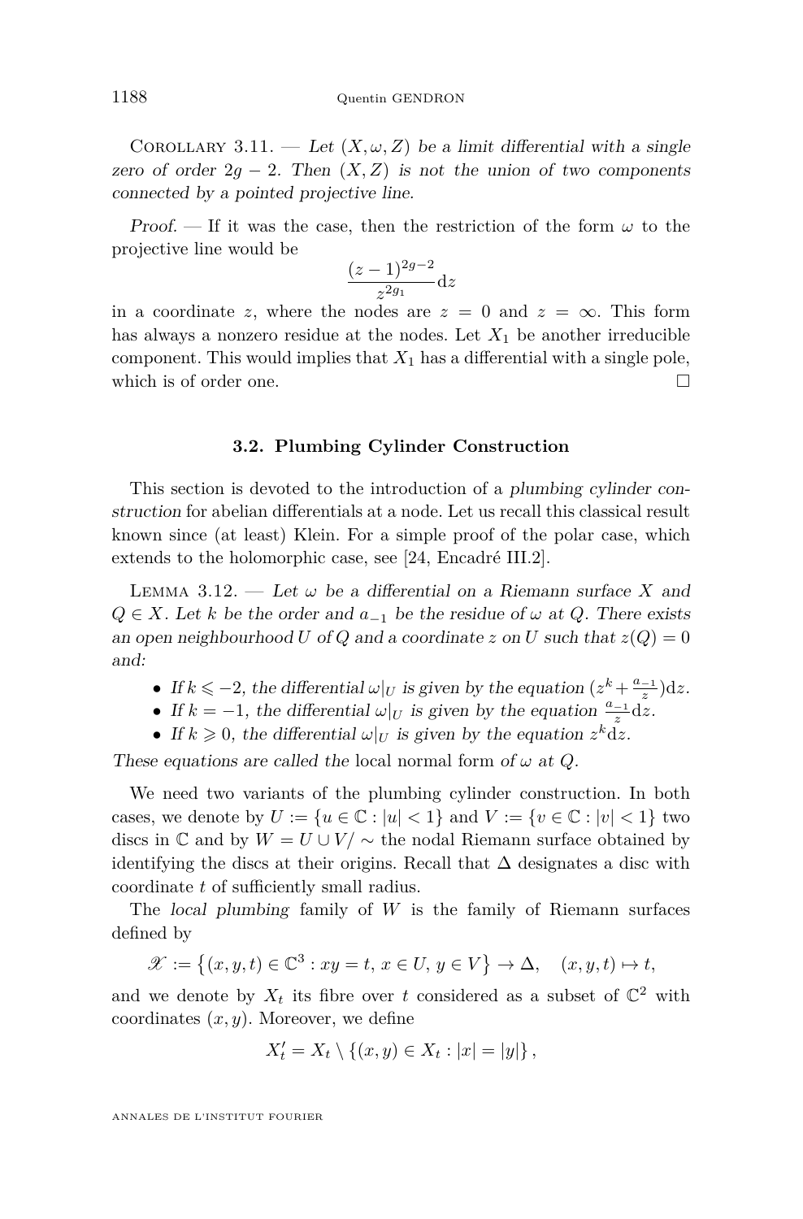Corollary 3.11. — *Let $(X, \omega, Z)$ be a limit differential with a single zero of order $2g-2$. Then $(X, Z)$ is not the union of two components connected by a pointed projective line.*

*Proof.* — If it was the case, then the restriction of the form $\omega$ to the projective line would be

$$\frac{(z-1)^{2g-2}}{z^{2g_1}}\mathrm{d}z$$

in a coordinate $z$, where the nodes are $z = 0$ and $z = \infty$. This form has always a nonzero residue at the nodes. Let $X_1$ be another irreducible component. This would implies that $X_1$ has a differential with a single pole, which is of order one. □

### 3.2. Plumbing Cylinder Construction

This section is devoted to the introduction of a *plumbing cylinder construction* for abelian differentials at a node. Let us recall this classical result known since (at least) Klein. For a simple proof of the polar case, which extends to the holomorphic case, see [24, Encadré III.2].

Lemma 3.12. — *Let $\omega$ be a differential on a Riemann surface $X$ and $Q \in X$. Let $k$ be the order and $a_{-1}$ be the residue of $\omega$ at $Q$. There exists an open neighbourhood $U$ of $Q$ and a coordinate $z$ on $U$ such that $z(Q) = 0$ and:*

- *If $k \leqslant -2$, the differential $\omega|_U$ is given by the equation $(z^k + \frac{a_{-1}}{z})\mathrm{d}z$.*
- *If $k = -1$, the differential $\omega|_U$ is given by the equation $\frac{a_{-1}}{z}\mathrm{d}z$.*
- *If $k \geqslant 0$, the differential $\omega|_U$ is given by the equation $z^k\mathrm{d}z$.*

*These equations are called the* local normal form *of $\omega$ at $Q$.*

We need two variants of the plumbing cylinder construction. In both cases, we denote by $U := \{u \in \mathbb{C} : |u| < 1\}$ and $V := \{v \in \mathbb{C} : |v| < 1\}$ two discs in $\mathbb{C}$ and by $W = U \cup V/\sim$ the nodal Riemann surface obtained by identifying the discs at their origins. Recall that $\Delta$ designates a disc with coordinate $t$ of sufficiently small radius.

The *local plumbing* family of $W$ is the family of Riemann surfaces defined by

$$\mathscr{X} := \left\{(x, y, t) \in \mathbb{C}^3 : xy = t,\ x \in U,\ y \in V\right\} \to \Delta, \quad (x, y, t) \mapsto t,$$

and we denote by $X_t$ its fibre over $t$ considered as a subset of $\mathbb{C}^2$ with coordinates $(x, y)$. Moreover, we define

$$X'_t = X_t \setminus \{(x, y) \in X_t : |x| = |y|\},$$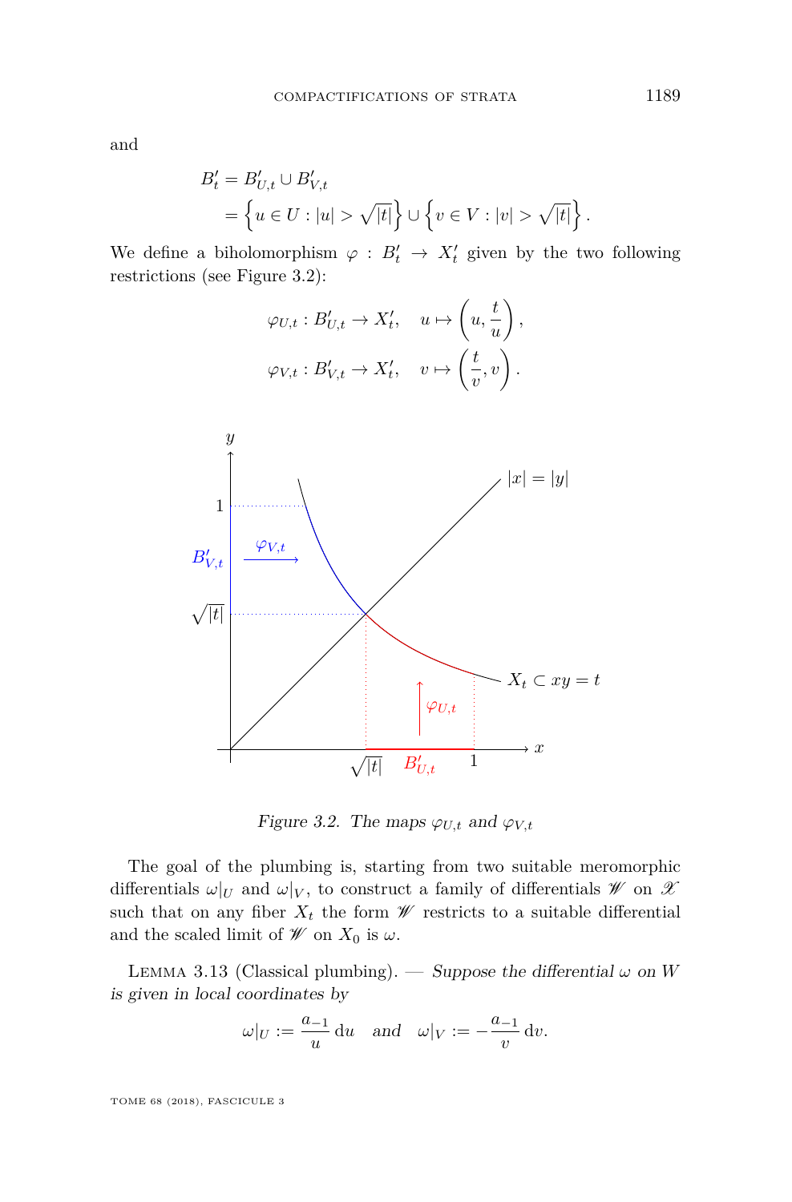and

$$B'_t = B'_{U,t} \cup B'_{V,t}$$
$$= \left\{u \in U : |u| > \sqrt{|t|}\right\} \cup \left\{v \in V : |v| > \sqrt{|t|}\right\}.$$

We define a biholomorphism $\varphi : B'_t \to X'_t$ given by the two following restrictions (see Figure 3.2):

$$\varphi_{U,t} : B'_{U,t} \to X'_t, \quad u \mapsto \left(u, \frac{t}{u}\right),$$
$$\varphi_{V,t} : B'_{V,t} \to X'_t, \quad v \mapsto \left(\frac{t}{v}, v\right).$$

*Figure 3.2. The maps $\varphi_{U,t}$ and $\varphi_{V,t}$*

The goal of the plumbing is, starting from two suitable meromorphic differentials $\omega|_U$ and $\omega|_V$, to construct a family of differentials $\mathscr{W}$ on $\mathscr{X}$ such that on any fiber $X_t$ the form $\mathscr{W}$ restricts to a suitable differential and the scaled limit of $\mathscr{W}$ on $X_0$ is $\omega$.

Lemma 3.13 (Classical plumbing). — *Suppose the differential $\omega$ on $W$ is given in local coordinates by*

$$\omega|_U := \frac{a_{-1}}{u}\,\mathrm{d}u \quad \textit{and} \quad \omega|_V := -\frac{a_{-1}}{v}\,\mathrm{d}v.$$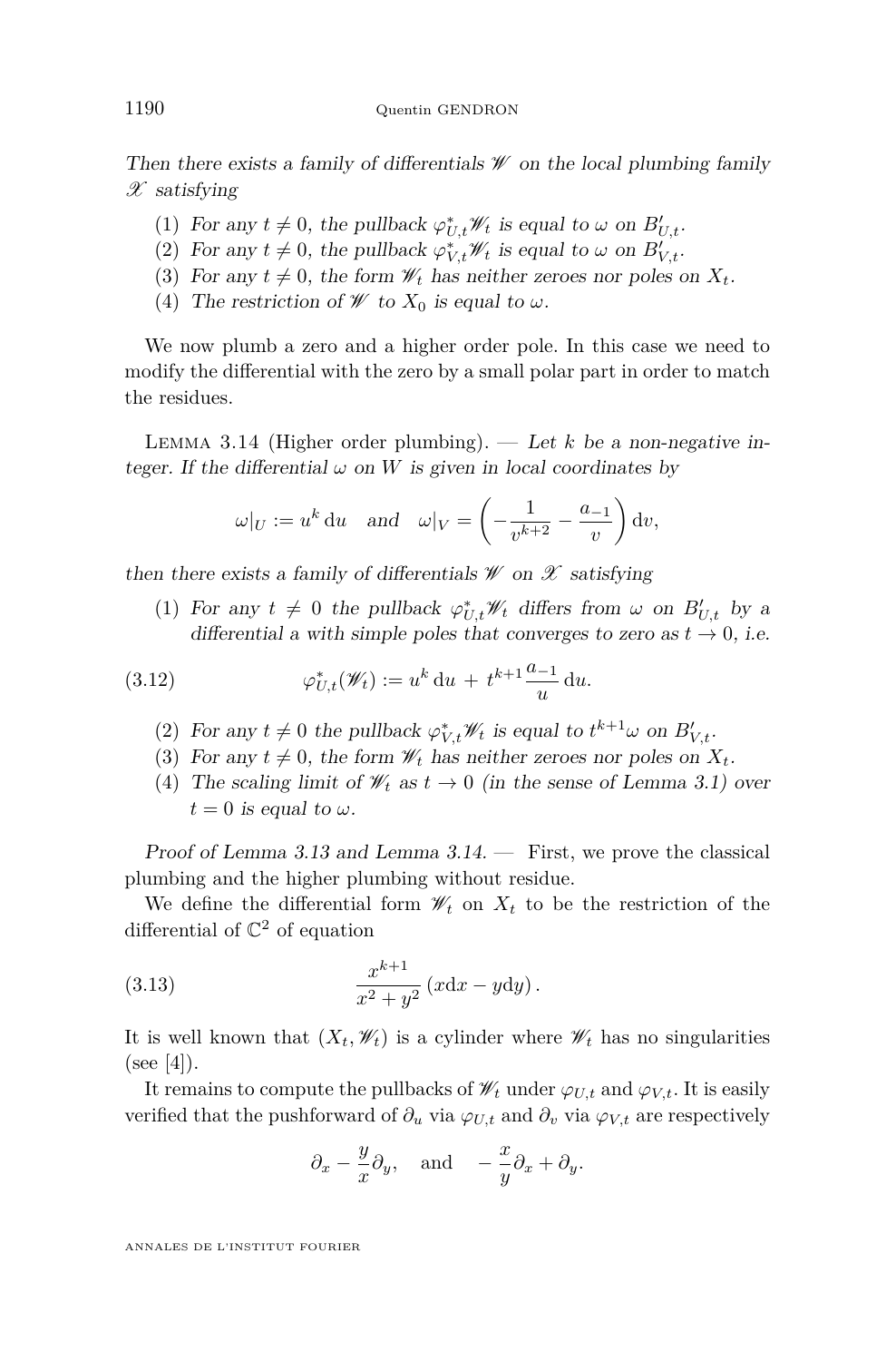*Then there exists a family of differentials $\mathscr{W}$ on the local plumbing family $\mathscr{X}$ satisfying*

1. *For any $t \neq 0$, the pullback $\varphi_{U,t}^{*}\mathscr{W}_t$ is equal to $\omega$ on $B'_{U,t}$.*
2. *For any $t \neq 0$, the pullback $\varphi_{V,t}^{*}\mathscr{W}_t$ is equal to $\omega$ on $B'_{V,t}$.*
3. *For any $t \neq 0$, the form $\mathscr{W}_t$ has neither zeroes nor poles on $X_t$.*
4. *The restriction of $\mathscr{W}$ to $X_0$ is equal to $\omega$.*

We now plumb a zero and a higher order pole. In this case we need to modify the differential with the zero by a small polar part in order to match the residues.

Lemma 3.14 (Higher order plumbing). — *Let $k$ be a non-negative integer. If the differential $\omega$ on $W$ is given in local coordinates by*

$$\omega|_U := u^k \,\mathrm{d}u \quad \text{and} \quad \omega|_V = \left(-\frac{1}{v^{k+2}} - \frac{a_{-1}}{v}\right)\mathrm{d}v,$$

*then there exists a family of differentials $\mathscr{W}$ on $\mathscr{X}$ satisfying*

1. *For any $t \neq 0$ the pullback $\varphi_{U,t}^{*}\mathscr{W}_t$ differs from $\omega$ on $B'_{U,t}$ by a differential a with simple poles that converges to zero as $t \to 0$, i.e.*

$$\varphi_{U,t}^{*}(\mathscr{W}_t) := u^k \,\mathrm{d}u \,+\, t^{k+1}\frac{a_{-1}}{u}\,\mathrm{d}u. \tag{3.12}$$

2. *For any $t \neq 0$ the pullback $\varphi_{V,t}^{*}\mathscr{W}_t$ is equal to $t^{k+1}\omega$ on $B'_{V,t}$.*
3. *For any $t \neq 0$, the form $\mathscr{W}_t$ has neither zeroes nor poles on $X_t$.*
4. *The scaling limit of $\mathscr{W}_t$ as $t \to 0$ (in the sense of Lemma 3.1) over $t = 0$ is equal to $\omega$.*

*Proof of Lemma 3.13 and Lemma 3.14.* — First, we prove the classical plumbing and the higher plumbing without residue.

We define the differential form $\mathscr{W}_t$ on $X_t$ to be the restriction of the differential of $\mathbb{C}^2$ of equation

$$\frac{x^{k+1}}{x^2+y^2}\left(x\mathrm{d}x - y\mathrm{d}y\right). \tag{3.13}$$

It is well known that $(X_t, \mathscr{W}_t)$ is a cylinder where $\mathscr{W}_t$ has no singularities (see [4]).

It remains to compute the pullbacks of $\mathscr{W}_t$ under $\varphi_{U,t}$ and $\varphi_{V,t}$. It is easily verified that the pushforward of $\partial_u$ via $\varphi_{U,t}$ and $\partial_v$ via $\varphi_{V,t}$ are respectively

$$\partial_x - \frac{y}{x}\partial_y, \quad \text{and} \quad -\frac{x}{y}\partial_x + \partial_y.$$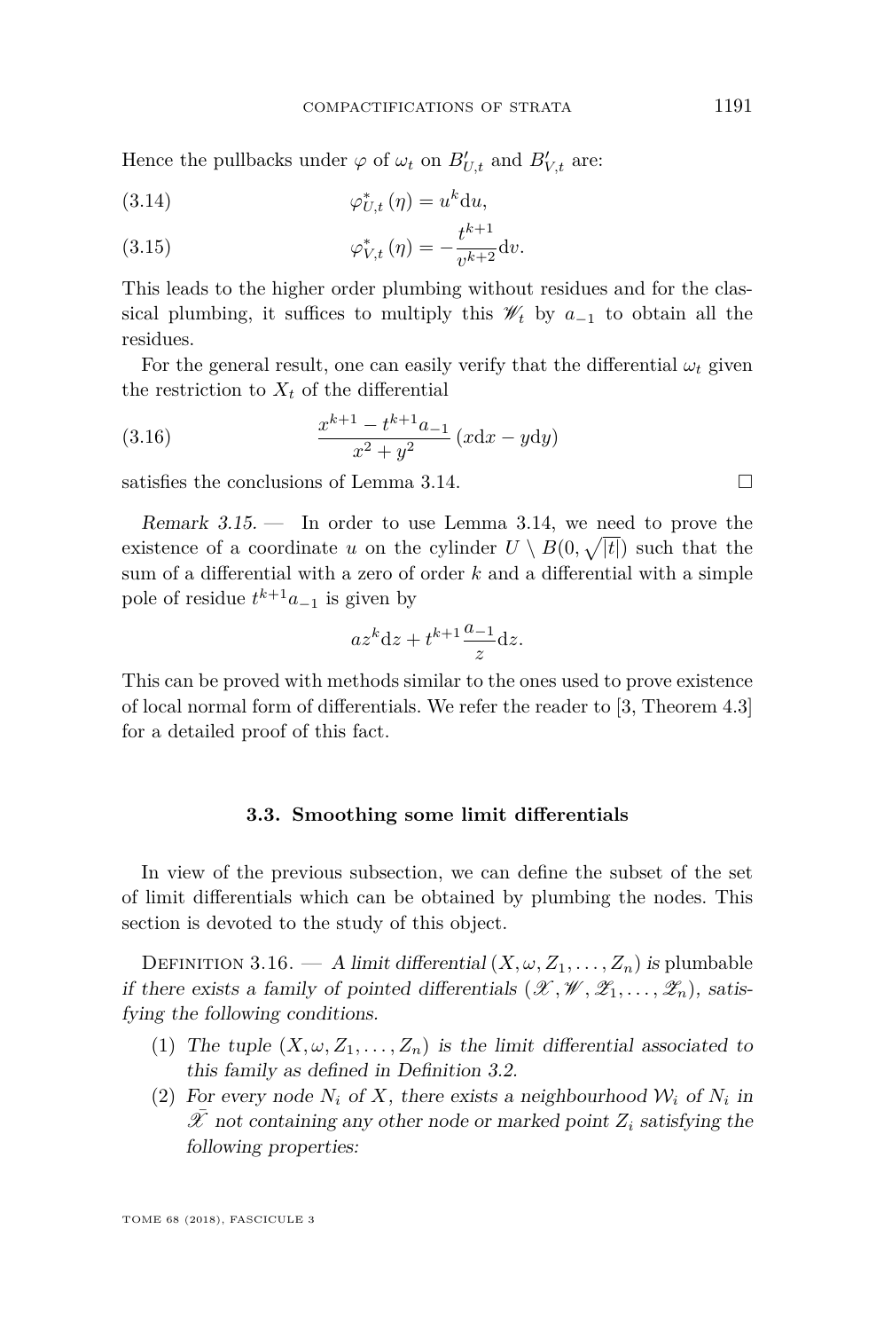Hence the pullbacks under $\varphi$ of $\omega_t$ on $B'_{U,t}$ and $B'_{V,t}$ are:

$$\varphi^*_{U,t}(\eta) = u^k \mathrm{d}u, \tag{3.14}$$

$$\varphi^*_{V,t}(\eta) = -\frac{t^{k+1}}{v^{k+2}}\mathrm{d}v. \tag{3.15}$$

This leads to the higher order plumbing without residues and for the classical plumbing, it suffices to multiply this $\mathscr{W}_t$ by $a_{-1}$ to obtain all the residues.

For the general result, one can easily verify that the differential $\omega_t$ given the restriction to $X_t$ of the differential

$$\frac{x^{k+1} - t^{k+1}a_{-1}}{x^2+y^2}\,(x\mathrm{d}x - y\mathrm{d}y) \tag{3.16}$$

satisfies the conclusions of Lemma 3.14. $\square$

*Remark 3.15.* — In order to use Lemma 3.14, we need to prove the existence of a coordinate $u$ on the cylinder $U \setminus B(0,\sqrt{|t|})$ such that the sum of a differential with a zero of order $k$ and a differential with a simple pole of residue $t^{k+1}a_{-1}$ is given by

$$az^k\mathrm{d}z + t^{k+1}\frac{a_{-1}}{z}\mathrm{d}z.$$

This can be proved with methods similar to the ones used to prove existence of local normal form of differentials. We refer the reader to [3, Theorem 4.3] for a detailed proof of this fact.

### 3.3. Smoothing some limit differentials

In view of the previous subsection, we can define the subset of the set of limit differentials which can be obtained by plumbing the nodes. This section is devoted to the study of this object.

Definition 3.16. — *A limit differential $(X,\omega,Z_1,\dots,Z_n)$ is* plumbable *if there exists a family of pointed differentials $(\mathscr{X},\mathscr{W},\mathscr{Z}_1,\dots,\mathscr{Z}_n)$, satisfying the following conditions.*

1. *The tuple $(X,\omega,Z_1,\dots,Z_n)$ is the limit differential associated to this family as defined in Definition 3.2.*
2. *For every node $N_i$ of $X$, there exists a neighbourhood $\mathcal{W}_i$ of $N_i$ in $\bar{\mathscr{X}}$ not containing any other node or marked point $Z_i$ satisfying the following properties:*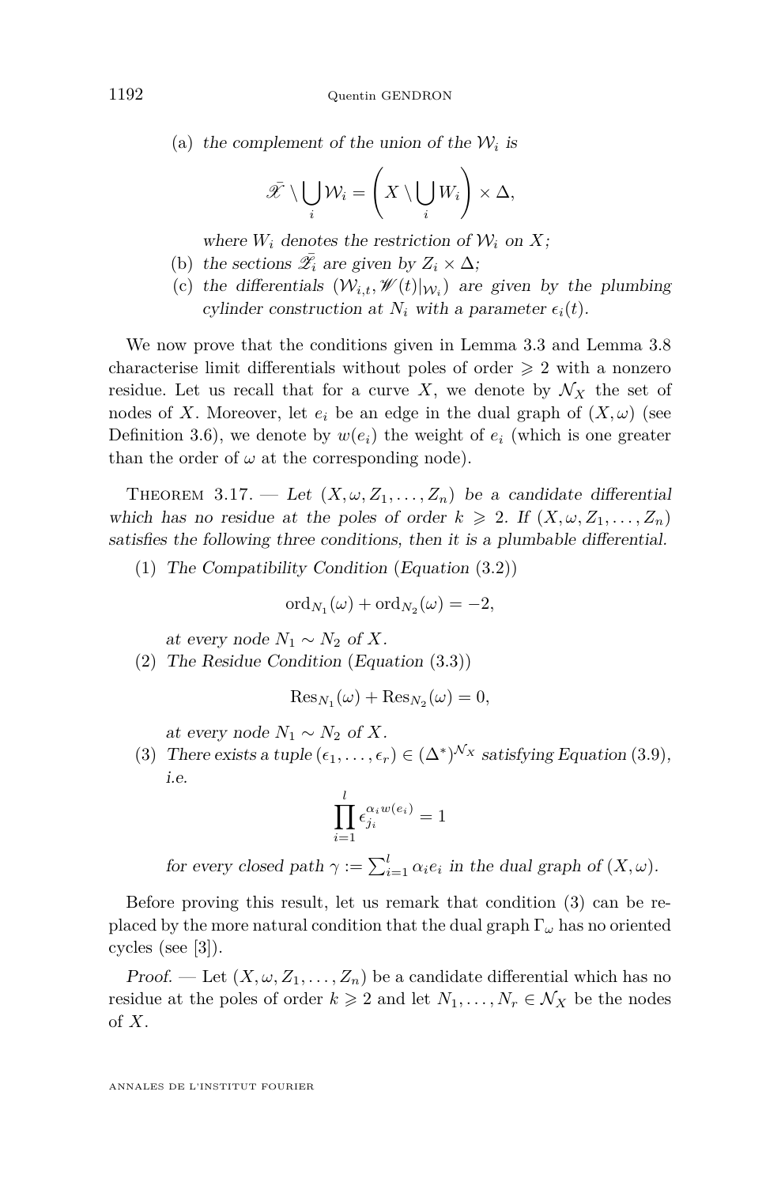(a) *the complement of the union of the* $\mathcal{W}_i$ *is*

$$\bar{\mathscr{X}} \setminus \bigcup_i \mathcal{W}_i = \left( X \setminus \bigcup_i W_i \right) \times \Delta,$$

*where* $W_i$ *denotes the restriction of* $\mathcal{W}_i$ *on* $X$*;*

(b) *the sections* $\bar{\mathscr{Z}}_i$ *are given by* $Z_i \times \Delta$*;*

(c) *the differentials* $(\mathcal{W}_{i,t}, \mathscr{W}(t)|_{\mathcal{W}_i})$ *are given by the plumbing cylinder construction at* $N_i$ *with a parameter* $\epsilon_i(t)$.

We now prove that the conditions given in Lemma 3.3 and Lemma 3.8 characterise limit differentials without poles of order $\geqslant 2$ with a nonzero residue. Let us recall that for a curve $X$, we denote by $\mathcal{N}_X$ the set of nodes of $X$. Moreover, let $e_i$ be an edge in the dual graph of $(X, \omega)$ (see Definition 3.6), we denote by $w(e_i)$ the weight of $e_i$ (which is one greater than the order of $\omega$ at the corresponding node).

Theorem 3.17. — *Let* $(X, \omega, Z_1, \ldots, Z_n)$ *be a candidate differential which has no residue at the poles of order* $k \geqslant 2$*. If* $(X, \omega, Z_1, \ldots, Z_n)$ *satisfies the following three conditions, then it is a plumbable differential.*

(1) *The Compatibility Condition (Equation (3.2))*

$$\mathrm{ord}_{N_1}(\omega) + \mathrm{ord}_{N_2}(\omega) = -2,$$

*at every node* $N_1 \sim N_2$ *of* $X$.

(2) *The Residue Condition (Equation (3.3))*

$$\mathrm{Res}_{N_1}(\omega) + \mathrm{Res}_{N_2}(\omega) = 0,$$

*at every node* $N_1 \sim N_2$ *of* $X$.

(3) *There exists a tuple* $(\epsilon_1, \ldots, \epsilon_r) \in (\Delta^*)^{\mathcal{N}_X}$ *satisfying Equation (3.9), i.e.*

$$\prod_{i=1}^{l} \epsilon_{j_i}^{\alpha_i w(e_i)} = 1$$

*for every closed path* $\gamma := \sum_{i=1}^{l} \alpha_i e_i$ *in the dual graph of* $(X, \omega)$.

Before proving this result, let us remark that condition (3) can be replaced by the more natural condition that the dual graph $\Gamma_\omega$ has no oriented cycles (see [3]).

*Proof.* — Let $(X, \omega, Z_1, \ldots, Z_n)$ be a candidate differential which has no residue at the poles of order $k \geqslant 2$ and let $N_1, \ldots, N_r \in \mathcal{N}_X$ be the nodes of $X$.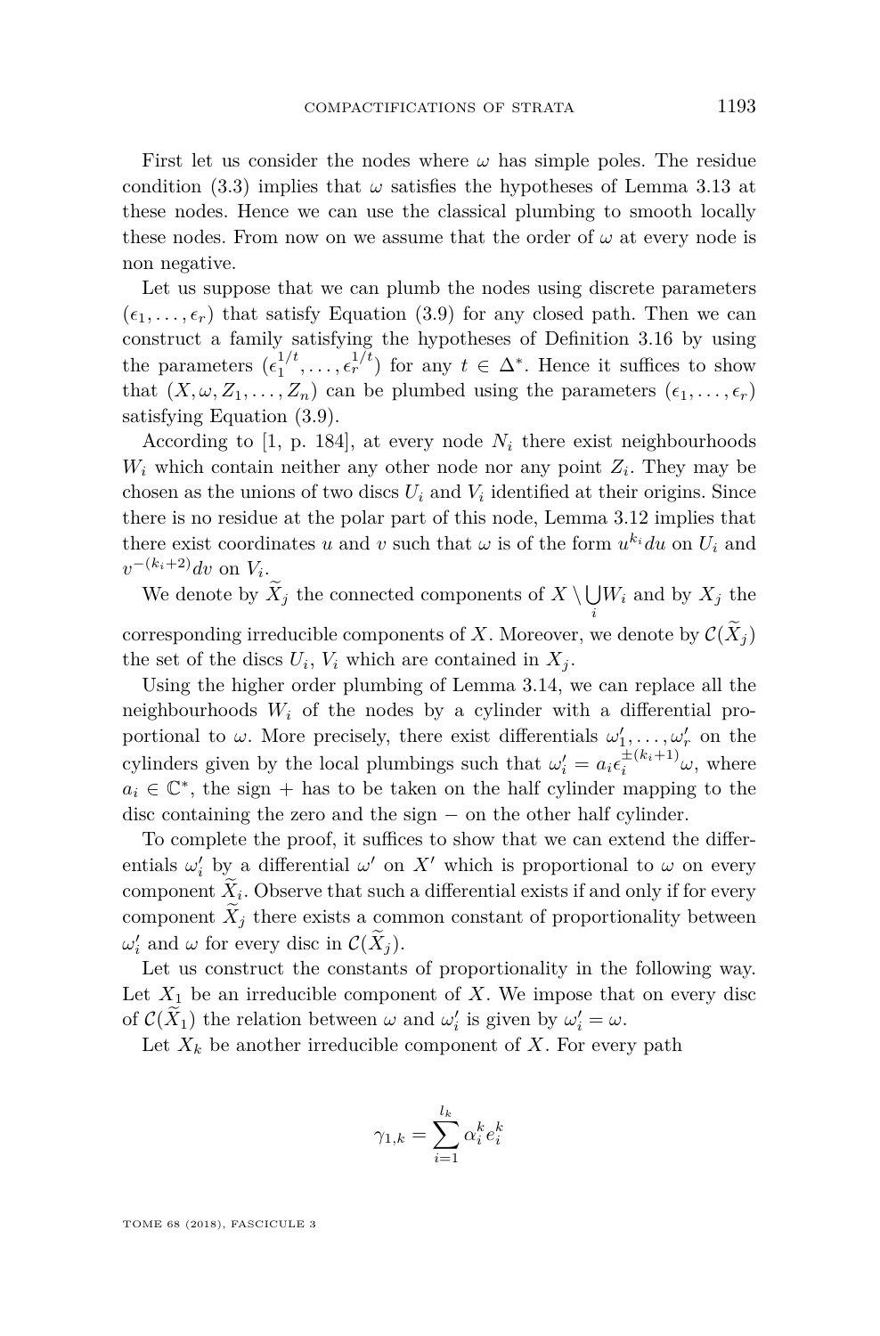First let us consider the nodes where $\omega$ has simple poles. The residue condition (3.3) implies that $\omega$ satisfies the hypotheses of Lemma 3.13 at these nodes. Hence we can use the classical plumbing to smooth locally these nodes. From now on we assume that the order of $\omega$ at every node is non negative.

Let us suppose that we can plumb the nodes using discrete parameters $(\epsilon_1, \dots, \epsilon_r)$ that satisfy Equation (3.9) for any closed path. Then we can construct a family satisfying the hypotheses of Definition 3.16 by using the parameters $(\epsilon_1^{1/t}, \dots, \epsilon_r^{1/t})$ for any $t \in \Delta^*$. Hence it suffices to show that $(X, \omega, Z_1, \dots, Z_n)$ can be plumbed using the parameters $(\epsilon_1, \dots, \epsilon_r)$ satisfying Equation (3.9).

According to [1, p. 184], at every node $N_i$ there exist neighbourhoods $W_i$ which contain neither any other node nor any point $Z_i$. They may be chosen as the unions of two discs $U_i$ and $V_i$ identified at their origins. Since there is no residue at the polar part of this node, Lemma 3.12 implies that there exist coordinates $u$ and $v$ such that $\omega$ is of the form $u^{k_i} du$ on $U_i$ and $v^{-(k_i+2)} dv$ on $V_i$.

We denote by $\widetilde{X}_j$ the connected components of $X \setminus \bigcup_i W_i$ and by $X_j$ the corresponding irreducible components of $X$. Moreover, we denote by $\mathcal{C}(\widetilde{X}_j)$ the set of the discs $U_i$, $V_i$ which are contained in $X_j$.

Using the higher order plumbing of Lemma 3.14, we can replace all the neighbourhoods $W_i$ of the nodes by a cylinder with a differential proportional to $\omega$. More precisely, there exist differentials $\omega'_1, \dots, \omega'_r$ on the cylinders given by the local plumbings such that $\omega'_i = a_i \epsilon_i^{\pm(k_i+1)} \omega$, where $a_i \in \mathbb{C}^*$, the sign $+$ has to be taken on the half cylinder mapping to the disc containing the zero and the sign $-$ on the other half cylinder.

To complete the proof, it suffices to show that we can extend the differentials $\omega'_i$ by a differential $\omega'$ on $X'$ which is proportional to $\omega$ on every component $\widetilde{X}_i$. Observe that such a differential exists if and only if for every component $\widetilde{X}_j$ there exists a common constant of proportionality between $\omega'_i$ and $\omega$ for every disc in $\mathcal{C}(\widetilde{X}_j)$.

Let us construct the constants of proportionality in the following way. Let $X_1$ be an irreducible component of $X$. We impose that on every disc of $\mathcal{C}(\widetilde{X}_1)$ the relation between $\omega$ and $\omega'_i$ is given by $\omega'_i = \omega$.

Let $X_k$ be another irreducible component of $X$. For every path

$$\gamma_{1,k} = \sum_{i=1}^{l_k} \alpha_i^k e_i^k$$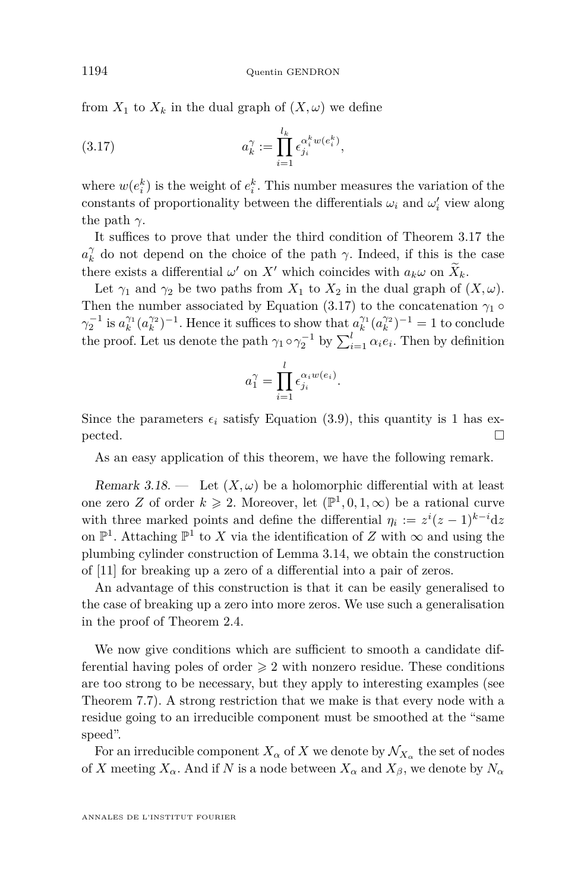from $X_1$ to $X_k$ in the dual graph of $(X, \omega)$ we define

$$a_k^{\gamma} := \prod_{i=1}^{l_k} \epsilon_{j_i}^{\alpha_i^k w(e_i^k)}, \tag{3.17}$$

where $w(e_i^k)$ is the weight of $e_i^k$. This number measures the variation of the constants of proportionality between the differentials $\omega_i$ and $\omega_i'$ view along the path $\gamma$.

It suffices to prove that under the third condition of Theorem 3.17 the $a_k^{\gamma}$ do not depend on the choice of the path $\gamma$. Indeed, if this is the case there exists a differential $\omega'$ on $X'$ which coincides with $a_k\omega$ on $\widetilde{X}_k$.

Let $\gamma_1$ and $\gamma_2$ be two paths from $X_1$ to $X_2$ in the dual graph of $(X, \omega)$. Then the number associated by Equation (3.17) to the concatenation $\gamma_1 \circ \gamma_2^{-1}$ is $a_k^{\gamma_1}(a_k^{\gamma_2})^{-1}$. Hence it suffices to show that $a_k^{\gamma_1}(a_k^{\gamma_2})^{-1} = 1$ to conclude the proof. Let us denote the path $\gamma_1 \circ \gamma_2^{-1}$ by $\sum_{i=1}^{l} \alpha_i e_i$. Then by definition

$$a_1^{\gamma} = \prod_{i=1}^{l} \epsilon_{j_i}^{\alpha_i w(e_i)}.$$

Since the parameters $\epsilon_i$ satisfy Equation (3.9), this quantity is 1 has expected. $\square$

As an easy application of this theorem, we have the following remark.

*Remark 3.18.* — Let $(X, \omega)$ be a holomorphic differential with at least one zero $Z$ of order $k \geqslant 2$. Moreover, let $(\mathbb{P}^1, 0, 1, \infty)$ be a rational curve with three marked points and define the differential $\eta_i := z^i(z-1)^{k-i}\mathrm{d}z$ on $\mathbb{P}^1$. Attaching $\mathbb{P}^1$ to $X$ via the identification of $Z$ with $\infty$ and using the plumbing cylinder construction of Lemma 3.14, we obtain the construction of [11] for breaking up a zero of a differential into a pair of zeros.

An advantage of this construction is that it can be easily generalised to the case of breaking up a zero into more zeros. We use such a generalisation in the proof of Theorem 2.4.

We now give conditions which are sufficient to smooth a candidate differential having poles of order $\geqslant 2$ with nonzero residue. These conditions are too strong to be necessary, but they apply to interesting examples (see Theorem 7.7). A strong restriction that we make is that every node with a residue going to an irreducible component must be smoothed at the "same speed".

For an irreducible component $X_\alpha$ of $X$ we denote by $\mathcal{N}_{X_\alpha}$ the set of nodes of $X$ meeting $X_\alpha$. And if $N$ is a node between $X_\alpha$ and $X_\beta$, we denote by $N_\alpha$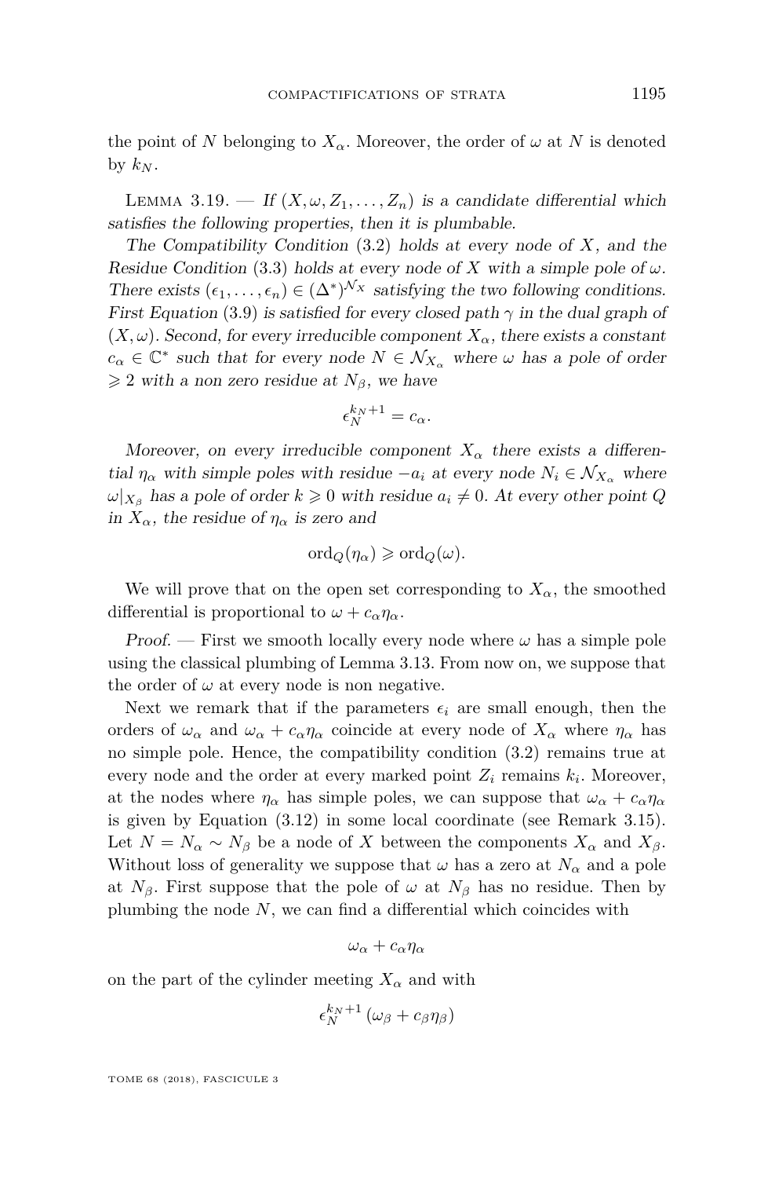the point of $N$ belonging to $X_\alpha$. Moreover, the order of $\omega$ at $N$ is denoted by $k_N$.

Lemma 3.19. — *If $(X,\omega,Z_1,\dots,Z_n)$ is a candidate differential which satisfies the following properties, then it is plumbable.*

*The Compatibility Condition (3.2) holds at every node of $X$, and the Residue Condition (3.3) holds at every node of $X$ with a simple pole of $\omega$. There exists $(\epsilon_1,\dots,\epsilon_n)\in(\Delta^*)^{\mathcal{N}_X}$ satisfying the two following conditions. First Equation (3.9) is satisfied for every closed path $\gamma$ in the dual graph of $(X,\omega)$. Second, for every irreducible component $X_\alpha$, there exists a constant $c_\alpha\in\mathbb{C}^*$ such that for every node $N\in\mathcal{N}_{X_\alpha}$ where $\omega$ has a pole of order $\geqslant 2$ with a non zero residue at $N_\beta$, we have*

$$\epsilon_N^{k_N+1}=c_\alpha.$$

*Moreover, on every irreducible component $X_\alpha$ there exists a differential $\eta_\alpha$ with simple poles with residue $-a_i$ at every node $N_i\in\mathcal{N}_{X_\alpha}$ where $\omega|_{X_\beta}$ has a pole of order $k\geqslant 0$ with residue $a_i\neq 0$. At every other point $Q$ in $X_\alpha$, the residue of $\eta_\alpha$ is zero and*

$$\operatorname{ord}_Q(\eta_\alpha)\geqslant\operatorname{ord}_Q(\omega).$$

We will prove that on the open set corresponding to $X_\alpha$, the smoothed differential is proportional to $\omega+c_\alpha\eta_\alpha$.

*Proof.* — First we smooth locally every node where $\omega$ has a simple pole using the classical plumbing of Lemma 3.13. From now on, we suppose that the order of $\omega$ at every node is non negative.

Next we remark that if the parameters $\epsilon_i$ are small enough, then the orders of $\omega_\alpha$ and $\omega_\alpha+c_\alpha\eta_\alpha$ coincide at every node of $X_\alpha$ where $\eta_\alpha$ has no simple pole. Hence, the compatibility condition (3.2) remains true at every node and the order at every marked point $Z_i$ remains $k_i$. Moreover, at the nodes where $\eta_\alpha$ has simple poles, we can suppose that $\omega_\alpha+c_\alpha\eta_\alpha$ is given by Equation (3.12) in some local coordinate (see Remark 3.15). Let $N=N_\alpha\sim N_\beta$ be a node of $X$ between the components $X_\alpha$ and $X_\beta$. Without loss of generality we suppose that $\omega$ has a zero at $N_\alpha$ and a pole at $N_\beta$. First suppose that the pole of $\omega$ at $N_\beta$ has no residue. Then by plumbing the node $N$, we can find a differential which coincides with

$$\omega_\alpha+c_\alpha\eta_\alpha$$

on the part of the cylinder meeting $X_\alpha$ and with

$$\epsilon_N^{k_N+1}\left(\omega_\beta+c_\beta\eta_\beta\right)$$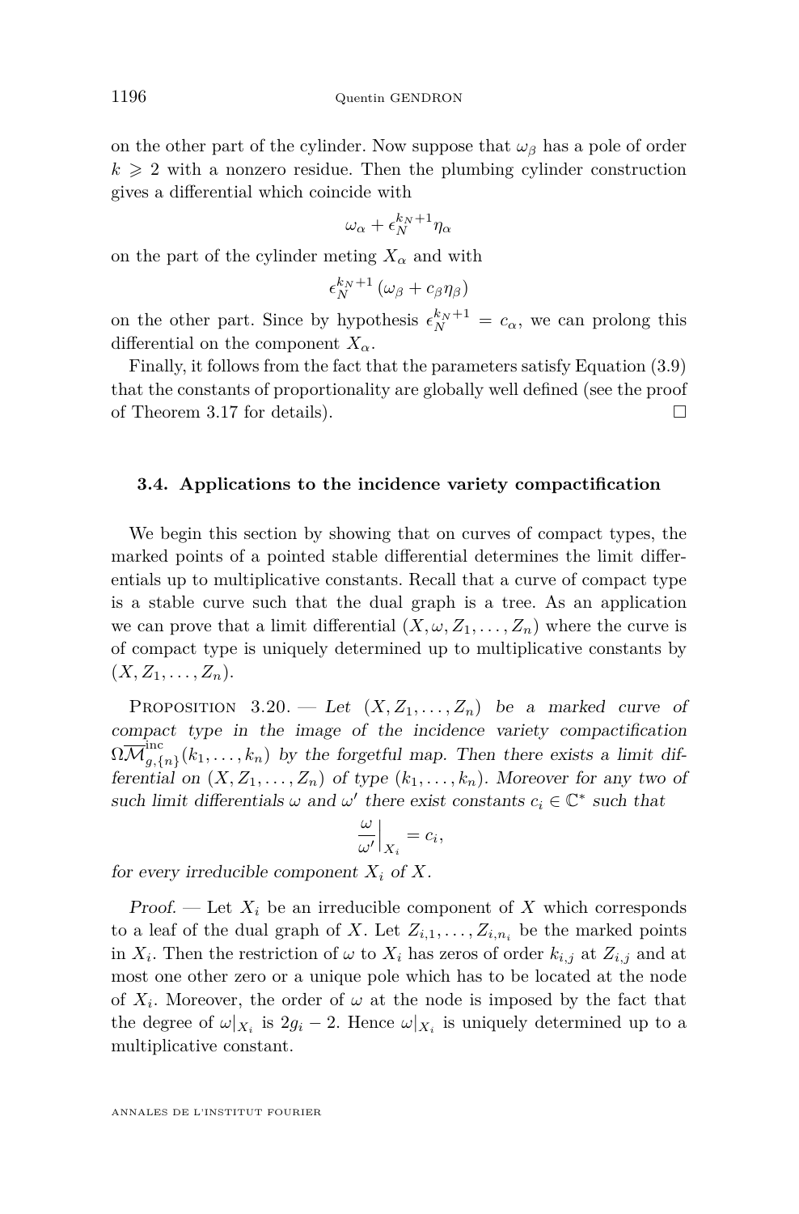on the other part of the cylinder. Now suppose that $\omega_\beta$ has a pole of order $k \geqslant 2$ with a nonzero residue. Then the plumbing cylinder construction gives a differential which coincide with

$$\omega_\alpha + \epsilon_N^{k_N+1}\eta_\alpha$$

on the part of the cylinder meting $X_\alpha$ and with

$$\epsilon_N^{k_N+1}\left(\omega_\beta + c_\beta\eta_\beta\right)$$

on the other part. Since by hypothesis $\epsilon_N^{k_N+1} = c_\alpha$, we can prolong this differential on the component $X_\alpha$.

Finally, it follows from the fact that the parameters satisfy Equation (3.9) that the constants of proportionality are globally well defined (see the proof of Theorem 3.17 for details). □

### 3.4. Applications to the incidence variety compactification

We begin this section by showing that on curves of compact types, the marked points of a pointed stable differential determines the limit differentials up to multiplicative constants. Recall that a curve of compact type is a stable curve such that the dual graph is a tree. As an application we can prove that a limit differential $(X, \omega, Z_1, \ldots, Z_n)$ where the curve is of compact type is uniquely determined up to multiplicative constants by $(X, Z_1, \ldots, Z_n)$.

Proposition 3.20. — *Let $(X, Z_1, \ldots, Z_n)$ be a marked curve of compact type in the image of the incidence variety compactification $\Omega\overline{\mathcal{M}}^{\mathrm{inc}}_{g,\{n\}}(k_1, \ldots, k_n)$ by the forgetful map. Then there exists a limit differential on $(X, Z_1, \ldots, Z_n)$ of type $(k_1, \ldots, k_n)$. Moreover for any two of such limit differentials $\omega$ and $\omega'$ there exist constants $c_i \in \mathbb{C}^*$ such that*

$$\frac{\omega}{\omega'}\bigg|_{X_i} = c_i,$$

*for every irreducible component $X_i$ of $X$.*

*Proof.* — Let $X_i$ be an irreducible component of $X$ which corresponds to a leaf of the dual graph of $X$. Let $Z_{i,1}, \ldots, Z_{i,n_i}$ be the marked points in $X_i$. Then the restriction of $\omega$ to $X_i$ has zeros of order $k_{i,j}$ at $Z_{i,j}$ and at most one other zero or a unique pole which has to be located at the node of $X_i$. Moreover, the order of $\omega$ at the node is imposed by the fact that the degree of $\omega|_{X_i}$ is $2g_i - 2$. Hence $\omega|_{X_i}$ is uniquely determined up to a multiplicative constant.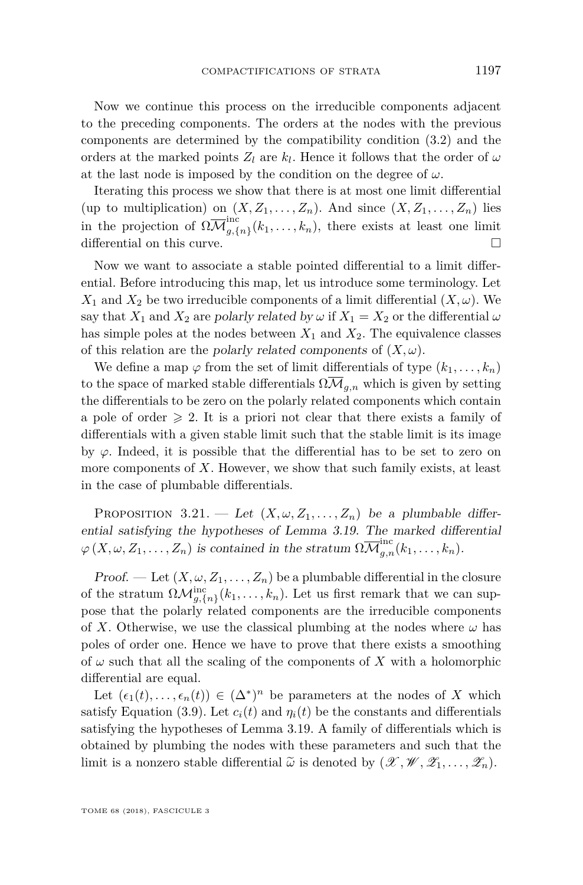Now we continue this process on the irreducible components adjacent to the preceding components. The orders at the nodes with the previous components are determined by the compatibility condition (3.2) and the orders at the marked points $Z_l$ are $k_l$. Hence it follows that the order of $\omega$ at the last node is imposed by the condition on the degree of $\omega$.

Iterating this process we show that there is at most one limit differential (up to multiplication) on $(X, Z_1, \dots, Z_n)$. And since $(X, Z_1, \dots, Z_n)$ lies in the projection of $\Omega\overline{\mathcal{M}}^{\mathrm{inc}}_{g,\{n\}}(k_1, \dots, k_n)$, there exists at least one limit differential on this curve. □

Now we want to associate a stable pointed differential to a limit differential. Before introducing this map, let us introduce some terminology. Let $X_1$ and $X_2$ be two irreducible components of a limit differential $(X, \omega)$. We say that $X_1$ and $X_2$ are *polarly related by* $\omega$ if $X_1 = X_2$ or the differential $\omega$ has simple poles at the nodes between $X_1$ and $X_2$. The equivalence classes of this relation are the *polarly related components* of $(X, \omega)$.

We define a map $\varphi$ from the set of limit differentials of type $(k_1, \dots, k_n)$ to the space of marked stable differentials $\Omega\overline{\mathcal{M}}_{g,n}$ which is given by setting the differentials to be zero on the polarly related components which contain a pole of order $\geqslant 2$. It is a priori not clear that there exists a family of differentials with a given stable limit such that the stable limit is its image by $\varphi$. Indeed, it is possible that the differential has to be set to zero on more components of $X$. However, we show that such family exists, at least in the case of plumbable differentials.

Proposition 3.21. — *Let $(X, \omega, Z_1, \dots, Z_n)$ be a plumbable differential satisfying the hypotheses of Lemma 3.19. The marked differential $\varphi(X, \omega, Z_1, \dots, Z_n)$ is contained in the stratum $\Omega\overline{\mathcal{M}}^{\mathrm{inc}}_{g,n}(k_1, \dots, k_n)$.*

*Proof.* — Let $(X, \omega, Z_1, \dots, Z_n)$ be a plumbable differential in the closure of the stratum $\Omega\mathcal{M}^{\mathrm{inc}}_{g,\{n\}}(k_1, \dots, k_n)$. Let us first remark that we can suppose that the polarly related components are the irreducible components of $X$. Otherwise, we use the classical plumbing at the nodes where $\omega$ has poles of order one. Hence we have to prove that there exists a smoothing of $\omega$ such that all the scaling of the components of $X$ with a holomorphic differential are equal.

Let $(\epsilon_1(t), \dots, \epsilon_n(t)) \in (\Delta^*)^n$ be parameters at the nodes of $X$ which satisfy Equation (3.9). Let $c_i(t)$ and $\eta_i(t)$ be the constants and differentials satisfying the hypotheses of Lemma 3.19. A family of differentials which is obtained by plumbing the nodes with these parameters and such that the limit is a nonzero stable differential $\widetilde{\omega}$ is denoted by $(\mathscr{X}, \mathscr{W}, \mathscr{Z}_1, \dots, \mathscr{Z}_n)$.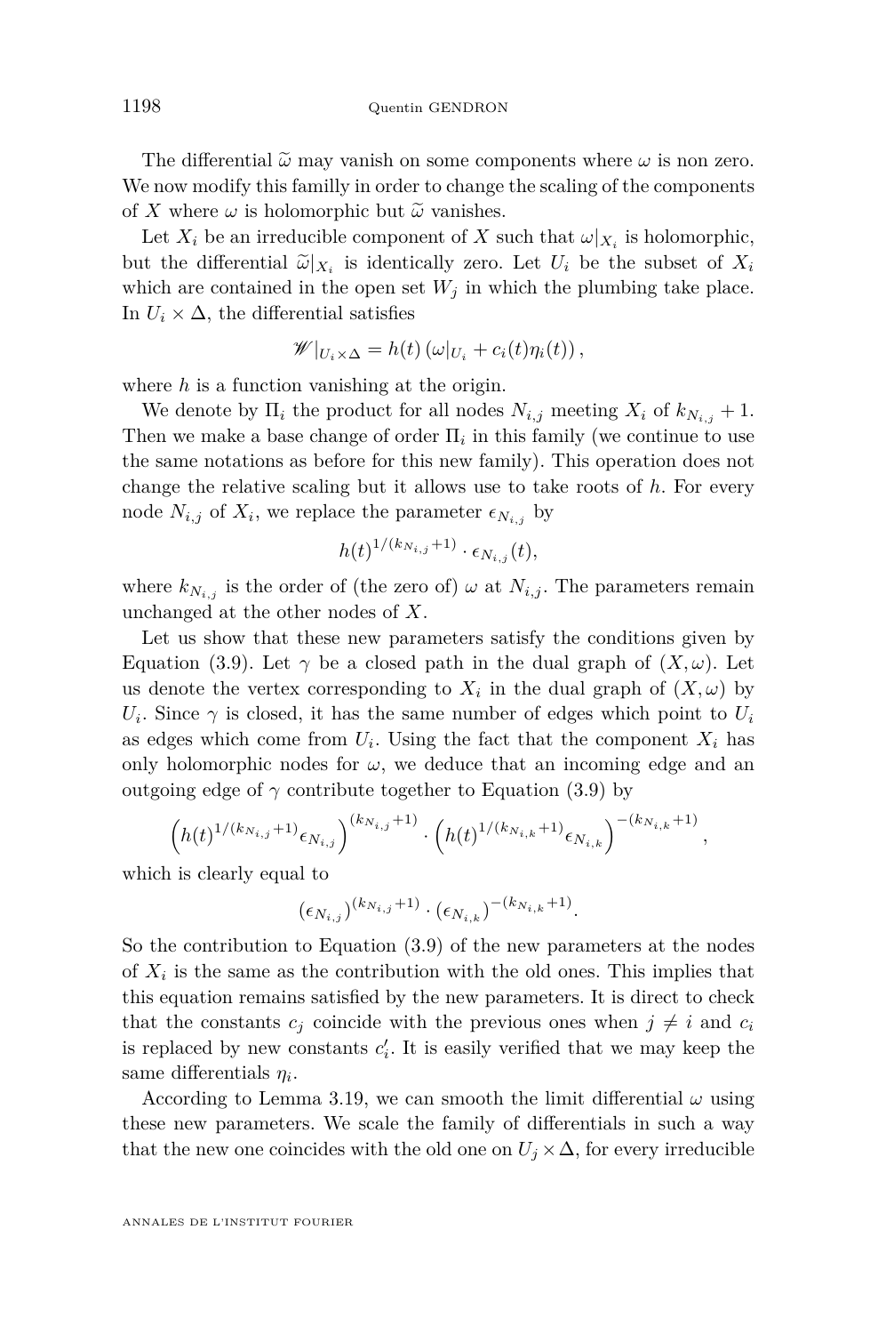The differential $\widetilde{\omega}$ may vanish on some components where $\omega$ is non zero. We now modify this familly in order to change the scaling of the components of $X$ where $\omega$ is holomorphic but $\widetilde{\omega}$ vanishes.

Let $X_i$ be an irreducible component of $X$ such that $\omega|_{X_i}$ is holomorphic, but the differential $\widetilde{\omega}|_{X_i}$ is identically zero. Let $U_i$ be the subset of $X_i$ which are contained in the open set $W_j$ in which the plumbing take place. In $U_i \times \Delta$, the differential satisfies

$$\mathscr{W}|_{U_i \times \Delta} = h(t) \left( \omega|_{U_i} + c_i(t) \eta_i(t) \right),$$

where $h$ is a function vanishing at the origin.

We denote by $\Pi_i$ the product for all nodes $N_{i,j}$ meeting $X_i$ of $k_{N_{i,j}} + 1$. Then we make a base change of order $\Pi_i$ in this family (we continue to use the same notations as before for this new family). This operation does not change the relative scaling but it allows use to take roots of $h$. For every node $N_{i,j}$ of $X_i$, we replace the parameter $\epsilon_{N_{i,j}}$ by

$$h(t)^{1/(k_{N_{i,j}}+1)} \cdot \epsilon_{N_{i,j}}(t),$$

where $k_{N_{i,j}}$ is the order of (the zero of) $\omega$ at $N_{i,j}$. The parameters remain unchanged at the other nodes of $X$.

Let us show that these new parameters satisfy the conditions given by Equation (3.9). Let $\gamma$ be a closed path in the dual graph of $(X, \omega)$. Let us denote the vertex corresponding to $X_i$ in the dual graph of $(X, \omega)$ by $U_i$. Since $\gamma$ is closed, it has the same number of edges which point to $U_i$ as edges which come from $U_i$. Using the fact that the component $X_i$ has only holomorphic nodes for $\omega$, we deduce that an incoming edge and an outgoing edge of $\gamma$ contribute together to Equation (3.9) by

$$\left( h(t)^{1/(k_{N_{i,j}}+1)} \epsilon_{N_{i,j}} \right)^{(k_{N_{i,j}}+1)} \cdot \left( h(t)^{1/(k_{N_{i,k}}+1)} \epsilon_{N_{i,k}} \right)^{-(k_{N_{i,k}}+1)},$$

which is clearly equal to

$$(\epsilon_{N_{i,j}})^{(k_{N_{i,j}}+1)} \cdot (\epsilon_{N_{i,k}})^{-(k_{N_{i,k}}+1)}.$$

So the contribution to Equation (3.9) of the new parameters at the nodes of $X_i$ is the same as the contribution with the old ones. This implies that this equation remains satisfied by the new parameters. It is direct to check that the constants $c_j$ coincide with the previous ones when $j \neq i$ and $c_i$ is replaced by new constants $c'_i$. It is easily verified that we may keep the same differentials $\eta_i$.

According to Lemma 3.19, we can smooth the limit differential $\omega$ using these new parameters. We scale the family of differentials in such a way that the new one coincides with the old one on $U_j \times \Delta$, for every irreducible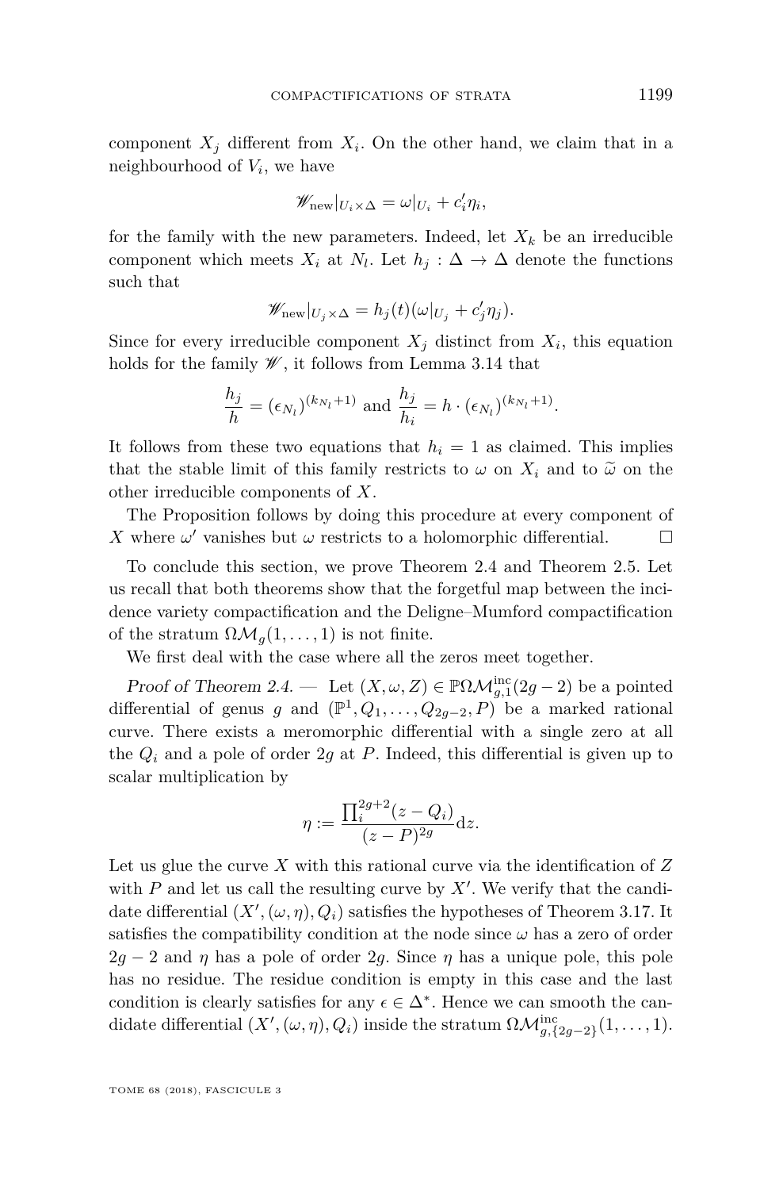component $X_j$ different from $X_i$. On the other hand, we claim that in a neighbourhood of $V_i$, we have

$$\mathscr{W}_{\text{new}}|_{U_i \times \Delta} = \omega|_{U_i} + c'_i \eta_i,$$

for the family with the new parameters. Indeed, let $X_k$ be an irreducible component which meets $X_i$ at $N_l$. Let $h_j : \Delta \to \Delta$ denote the functions such that

$$\mathscr{W}_{\text{new}}|_{U_j \times \Delta} = h_j(t)(\omega|_{U_j} + c'_j \eta_j).$$

Since for every irreducible component $X_j$ distinct from $X_i$, this equation holds for the family $\mathscr{W}$, it follows from Lemma 3.14 that

$$\frac{h_j}{h} = (\epsilon_{N_l})^{(k_{N_l}+1)} \text{ and } \frac{h_j}{h_i} = h \cdot (\epsilon_{N_l})^{(k_{N_l}+1)}.$$

It follows from these two equations that $h_i = 1$ as claimed. This implies that the stable limit of this family restricts to $\omega$ on $X_i$ and to $\widetilde{\omega}$ on the other irreducible components of $X$.

The Proposition follows by doing this procedure at every component of $X$ where $\omega'$ vanishes but $\omega$ restricts to a holomorphic differential. □

To conclude this section, we prove Theorem 2.4 and Theorem 2.5. Let us recall that both theorems show that the forgetful map between the incidence variety compactification and the Deligne–Mumford compactification of the stratum $\Omega\mathcal{M}_g(1, \ldots, 1)$ is not finite.

We first deal with the case where all the zeros meet together.

*Proof of Theorem 2.4.* — Let $(X, \omega, Z) \in \mathbb{P}\Omega\mathcal{M}^{\text{inc}}_{g,1}(2g-2)$ be a pointed differential of genus $g$ and $(\mathbb{P}^1, Q_1, \ldots, Q_{2g-2}, P)$ be a marked rational curve. There exists a meromorphic differential with a single zero at all the $Q_i$ and a pole of order $2g$ at $P$. Indeed, this differential is given up to scalar multiplication by

$$\eta := \frac{\prod_i^{2g+2}(z - Q_i)}{(z-P)^{2g}} \mathrm{d}z.$$

Let us glue the curve $X$ with this rational curve via the identification of $Z$ with $P$ and let us call the resulting curve by $X'$. We verify that the candidate differential $(X', (\omega, \eta), Q_i)$ satisfies the hypotheses of Theorem 3.17. It satisfies the compatibility condition at the node since $\omega$ has a zero of order $2g-2$ and $\eta$ has a pole of order $2g$. Since $\eta$ has a unique pole, this pole has no residue. The residue condition is empty in this case and the last condition is clearly satisfies for any $\epsilon \in \Delta^*$. Hence we can smooth the candidate differential $(X', (\omega, \eta), Q_i)$ inside the stratum $\Omega\mathcal{M}^{\text{inc}}_{g,\{2g-2\}}(1, \ldots, 1)$.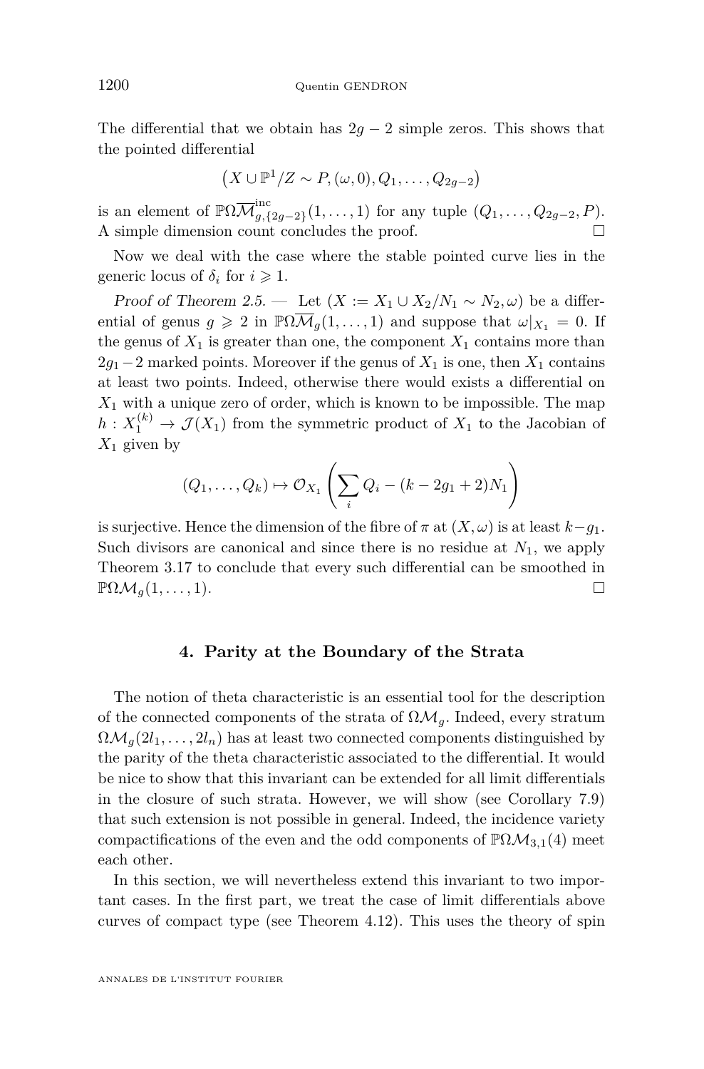The differential that we obtain has $2g-2$ simple zeros. This shows that the pointed differential

$$\left(X \cup \mathbb{P}^1/Z \sim P, (\omega, 0), Q_1, \ldots, Q_{2g-2}\right)$$

is an element of $\mathbb{P}\Omega\overline{\mathcal{M}}^{\mathrm{inc}}_{g,\{2g-2\}}(1,\ldots,1)$ for any tuple $(Q_1,\ldots,Q_{2g-2},P)$. A simple dimension count concludes the proof. □

Now we deal with the case where the stable pointed curve lies in the generic locus of $\delta_i$ for $i \geqslant 1$.

*Proof of Theorem 2.5.* — Let $(X := X_1 \cup X_2/N_1 \sim N_2, \omega)$ be a differential of genus $g \geqslant 2$ in $\mathbb{P}\Omega\overline{\mathcal{M}}_g(1,\ldots,1)$ and suppose that $\omega|_{X_1} = 0$. If the genus of $X_1$ is greater than one, the component $X_1$ contains more than $2g_1-2$ marked points. Moreover if the genus of $X_1$ is one, then $X_1$ contains at least two points. Indeed, otherwise there would exists a differential on $X_1$ with a unique zero of order, which is known to be impossible. The map $h : X_1^{(k)} \to \mathcal{J}(X_1)$ from the symmetric product of $X_1$ to the Jacobian of $X_1$ given by

$$(Q_1,\ldots,Q_k) \mapsto \mathcal{O}_{X_1}\left(\sum_i Q_i - (k-2g_1+2)N_1\right)$$

is surjective. Hence the dimension of the fibre of $\pi$ at $(X,\omega)$ is at least $k-g_1$. Such divisors are canonical and since there is no residue at $N_1$, we apply Theorem 3.17 to conclude that every such differential can be smoothed in $\mathbb{P}\Omega\mathcal{M}_g(1,\ldots,1)$. □

## 4. Parity at the Boundary of the Strata

The notion of theta characteristic is an essential tool for the description of the connected components of the strata of $\Omega\mathcal{M}_g$. Indeed, every stratum $\Omega\mathcal{M}_g(2l_1,\ldots,2l_n)$ has at least two connected components distinguished by the parity of the theta characteristic associated to the differential. It would be nice to show that this invariant can be extended for all limit differentials in the closure of such strata. However, we will show (see Corollary 7.9) that such extension is not possible in general. Indeed, the incidence variety compactifications of the even and the odd components of $\mathbb{P}\Omega\mathcal{M}_{3,1}(4)$ meet each other.

In this section, we will nevertheless extend this invariant to two important cases. In the first part, we treat the case of limit differentials above curves of compact type (see Theorem 4.12). This uses the theory of spin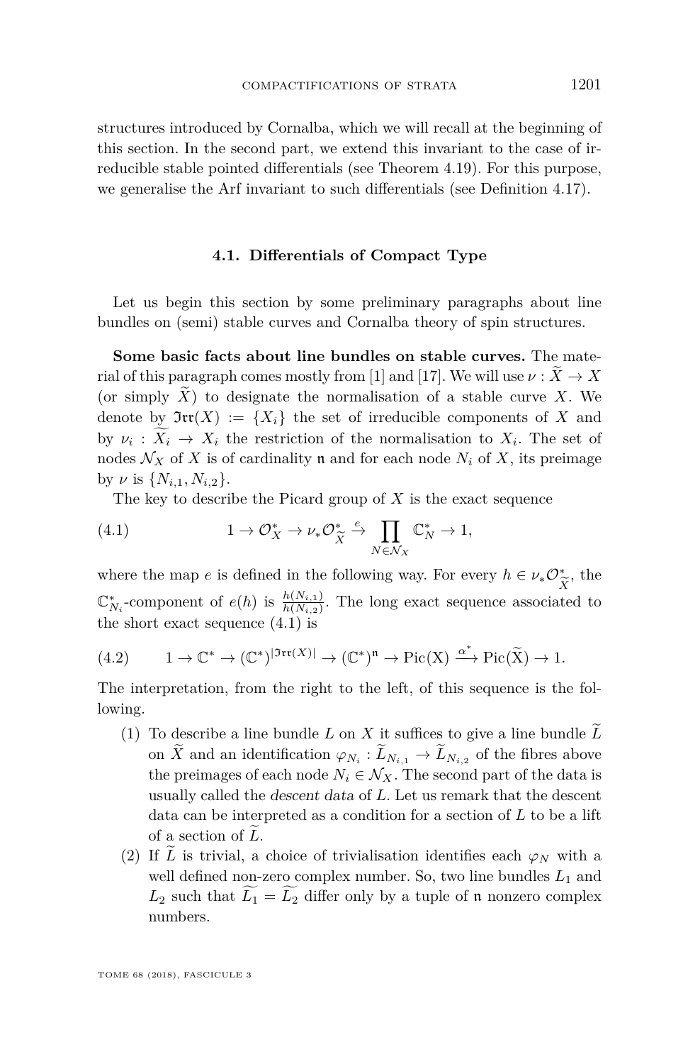structures introduced by Cornalba, which we will recall at the beginning of this section. In the second part, we extend this invariant to the case of irreducible stable pointed differentials (see Theorem 4.19). For this purpose, we generalise the Arf invariant to such differentials (see Definition 4.17).

### 4.1. Differentials of Compact Type

Let us begin this section by some preliminary paragraphs about line bundles on (semi) stable curves and Cornalba theory of spin structures.

**Some basic facts about line bundles on stable curves.** The material of this paragraph comes mostly from [1] and [17]. We will use $\nu : \widetilde{X} \to X$ (or simply $\widetilde{X}$) to designate the normalisation of a stable curve $X$. We denote by $\mathfrak{Irr}(X) := \{X_i\}$ the set of irreducible components of $X$ and by $\nu_i : \widetilde{X_i} \to X_i$ the restriction of the normalisation to $X_i$. The set of nodes $\mathcal{N}_X$ of $X$ is of cardinality $\mathfrak{n}$ and for each node $N_i$ of $X$, its preimage by $\nu$ is $\{N_{i,1}, N_{i,2}\}$.

The key to describe the Picard group of $X$ is the exact sequence

$$1 \to \mathcal{O}_X^* \to \nu_* \mathcal{O}_{\widetilde{X}}^* \xrightarrow{e} \prod_{N \in \mathcal{N}_X} \mathbb{C}_N^* \to 1, \tag{4.1}$$

where the map $e$ is defined in the following way. For every $h \in \nu_* \mathcal{O}_{\widetilde{X}}^*$, the $\mathbb{C}_{N_i}^*$-component of $e(h)$ is $\frac{h(N_{i,1})}{h(N_{i,2})}$. The long exact sequence associated to the short exact sequence (4.1) is

$$1 \to \mathbb{C}^* \to (\mathbb{C}^*)^{|\mathfrak{Irr}(X)|} \to (\mathbb{C}^*)^{\mathfrak{n}} \to \mathrm{Pic(X)} \xrightarrow{\alpha^*} \mathrm{Pic}(\widetilde{\mathrm{X}}) \to 1. \tag{4.2}$$

The interpretation, from the right to the left, of this sequence is the following.

1. To describe a line bundle $L$ on $X$ it suffices to give a line bundle $\widetilde{L}$ on $\widetilde{X}$ and an identification $\varphi_{N_i} : \widetilde{L}_{N_{i,1}} \to \widetilde{L}_{N_{i,2}}$ of the fibres above the preimages of each node $N_i \in \mathcal{N}_X$. The second part of the data is usually called the *descent data* of $L$. Let us remark that the descent data can be interpreted as a condition for a section of $L$ to be a lift of a section of $\widetilde{L}$.
2. If $\widetilde{L}$ is trivial, a choice of trivialisation identifies each $\varphi_N$ with a well defined non-zero complex number. So, two line bundles $L_1$ and $L_2$ such that $\widetilde{L_1} = \widetilde{L_2}$ differ only by a tuple of $\mathfrak{n}$ nonzero complex numbers.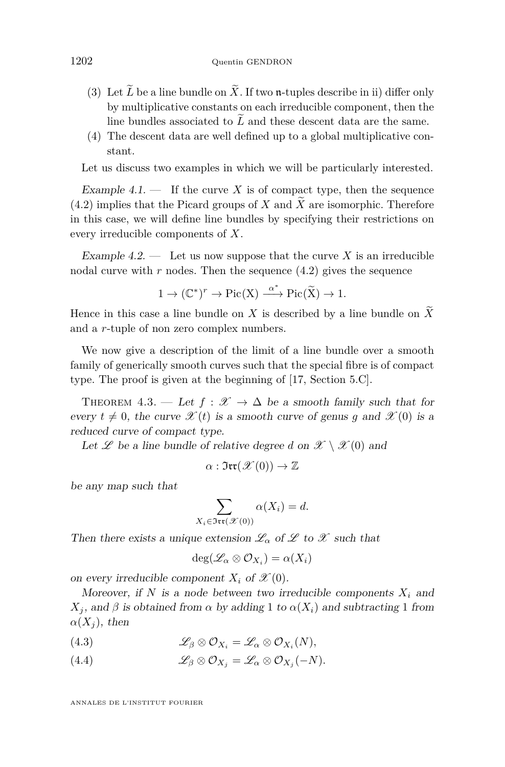(3) Let $\widetilde{L}$ be a line bundle on $\widetilde{X}$. If two $\mathfrak{n}$-tuples describe in ii) differ only by multiplicative constants on each irreducible component, then the line bundles associated to $\widetilde{L}$ and these descent data are the same.

(4) The descent data are well defined up to a global multiplicative constant.

Let us discuss two examples in which we will be particularly interested.

*Example 4.1.* — If the curve $X$ is of compact type, then the sequence (4.2) implies that the Picard groups of $X$ and $\widetilde{X}$ are isomorphic. Therefore in this case, we will define line bundles by specifying their restrictions on every irreducible components of $X$.

*Example 4.2.* — Let us now suppose that the curve $X$ is an irreducible nodal curve with $r$ nodes. Then the sequence (4.2) gives the sequence

$$1 \to (\mathbb{C}^*)^r \to \mathrm{Pic(X)} \xrightarrow{\alpha^*} \mathrm{Pic}(\widetilde{\mathrm{X}}) \to 1.$$

Hence in this case a line bundle on $X$ is described by a line bundle on $\widetilde{X}$ and a $r$-tuple of non zero complex numbers.

We now give a description of the limit of a line bundle over a smooth family of generically smooth curves such that the special fibre is of compact type. The proof is given at the beginning of [17, Section 5.C].

Theorem 4.3. — *Let $f : \mathscr{X} \to \Delta$ be a smooth family such that for every $t \neq 0$, the curve $\mathscr{X}(t)$ is a smooth curve of genus $g$ and $\mathscr{X}(0)$ is a reduced curve of compact type.*

*Let $\mathscr{L}$ be a line bundle of relative degree $d$ on $\mathscr{X} \setminus \mathscr{X}(0)$ and*

$$\alpha : \mathfrak{Irr}(\mathscr{X}(0)) \to \mathbb{Z}$$

*be any map such that*

$$\sum_{X_i \in \mathfrak{Irr}(\mathscr{X}(0))} \alpha(X_i) = d.$$

*Then there exists a unique extension $\mathscr{L}_\alpha$ of $\mathscr{L}$ to $\mathscr{X}$ such that*

$$\deg(\mathscr{L}_\alpha \otimes \mathcal{O}_{X_i}) = \alpha(X_i)$$

*on every irreducible component $X_i$ of $\mathscr{X}(0)$.*

*Moreover, if $N$ is a node between two irreducible components $X_i$ and $X_j$, and $\beta$ is obtained from $\alpha$ by adding $1$ to $\alpha(X_i)$ and subtracting $1$ from $\alpha(X_j)$, then*

$$\mathscr{L}_\beta \otimes \mathcal{O}_{X_i} = \mathscr{L}_\alpha \otimes \mathcal{O}_{X_i}(N), \tag{4.3}$$

$$\mathscr{L}_\beta \otimes \mathcal{O}_{X_j} = \mathscr{L}_\alpha \otimes \mathcal{O}_{X_j}(-N). \tag{4.4}$$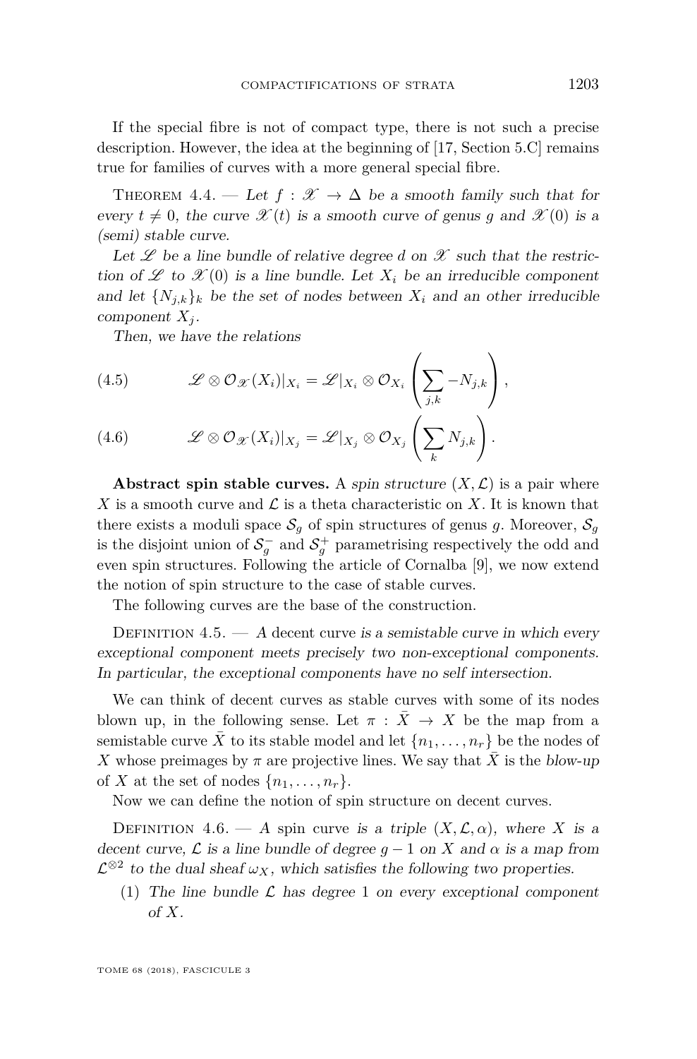If the special fibre is not of compact type, there is not such a precise description. However, the idea at the beginning of [17, Section 5.C] remains true for families of curves with a more general special fibre.

Theorem 4.4. — *Let $f : \mathscr{X} \to \Delta$ be a smooth family such that for every $t \neq 0$, the curve $\mathscr{X}(t)$ is a smooth curve of genus $g$ and $\mathscr{X}(0)$ is a (semi) stable curve.*

*Let $\mathscr{L}$ be a line bundle of relative degree $d$ on $\mathscr{X}$ such that the restriction of $\mathscr{L}$ to $\mathscr{X}(0)$ is a line bundle. Let $X_i$ be an irreducible component and let $\{N_{j,k}\}_k$ be the set of nodes between $X_i$ and an other irreducible component $X_j$.*

*Then, we have the relations*

$$\mathscr{L} \otimes \mathcal{O}_{\mathscr{X}}(X_i)|_{X_i} = \mathscr{L}|_{X_i} \otimes \mathcal{O}_{X_i}\left(\sum_{j,k} -N_{j,k}\right), \tag{4.5}$$

$$\mathscr{L} \otimes \mathcal{O}_{\mathscr{X}}(X_i)|_{X_j} = \mathscr{L}|_{X_j} \otimes \mathcal{O}_{X_j}\left(\sum_{k} N_{j,k}\right). \tag{4.6}$$

**Abstract spin stable curves.** A *spin structure* $(X, \mathcal{L})$ is a pair where $X$ is a smooth curve and $\mathcal{L}$ is a theta characteristic on $X$. It is known that there exists a moduli space $\mathcal{S}_g$ of spin structures of genus $g$. Moreover, $\mathcal{S}_g$ is the disjoint union of $\mathcal{S}_g^-$ and $\mathcal{S}_g^+$ parametrising respectively the odd and even spin structures. Following the article of Cornalba [9], we now extend the notion of spin structure to the case of stable curves.

The following curves are the base of the construction.

Definition 4.5. — *A* decent curve *is a semistable curve in which every exceptional component meets precisely two non-exceptional components. In particular, the exceptional components have no self intersection.*

We can think of decent curves as stable curves with some of its nodes blown up, in the following sense. Let $\pi : \bar{X} \to X$ be the map from a semistable curve $\bar{X}$ to its stable model and let $\{n_1, \ldots, n_r\}$ be the nodes of $X$ whose preimages by $\pi$ are projective lines. We say that $\bar{X}$ is the *blow-up* of $X$ at the set of nodes $\{n_1, \ldots, n_r\}$.

Now we can define the notion of spin structure on decent curves.

Definition 4.6. — *A* spin curve *is a triple $(X, \mathcal{L}, \alpha)$, where $X$ is a decent curve, $\mathcal{L}$ is a line bundle of degree $g-1$ on $X$ and $\alpha$ is a map from $\mathcal{L}^{\otimes 2}$ to the dual sheaf $\omega_X$, which satisfies the following two properties.*

1. *The line bundle $\mathcal{L}$ has degree 1 on every exceptional component of $X$.*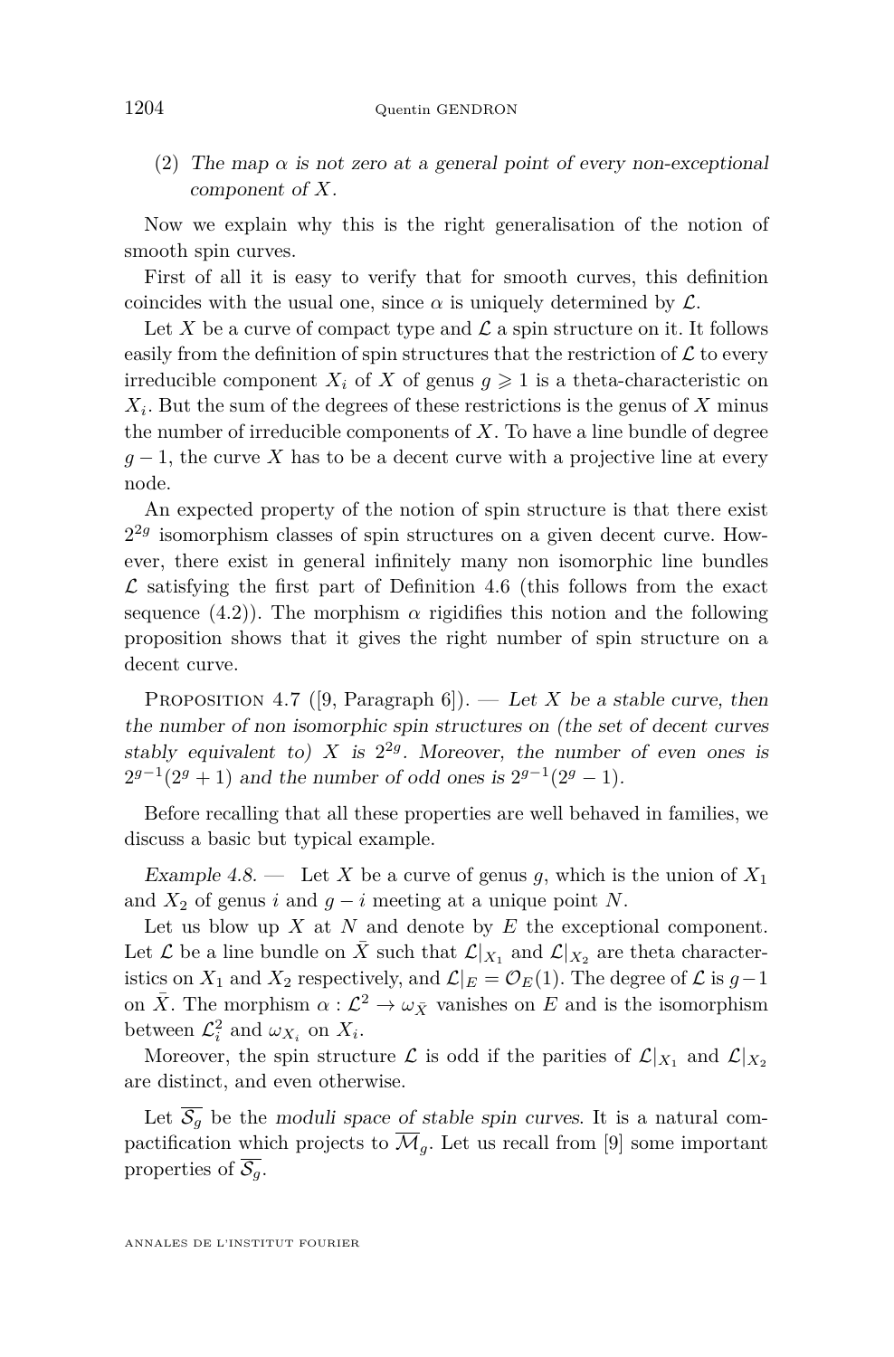(2) *The map $\alpha$ is not zero at a general point of every non-exceptional component of $X$.*

Now we explain why this is the right generalisation of the notion of smooth spin curves.

First of all it is easy to verify that for smooth curves, this definition coincides with the usual one, since $\alpha$ is uniquely determined by $\mathcal{L}$.

Let $X$ be a curve of compact type and $\mathcal{L}$ a spin structure on it. It follows easily from the definition of spin structures that the restriction of $\mathcal{L}$ to every irreducible component $X_i$ of $X$ of genus $g \geqslant 1$ is a theta-characteristic on $X_i$. But the sum of the degrees of these restrictions is the genus of $X$ minus the number of irreducible components of $X$. To have a line bundle of degree $g-1$, the curve $X$ has to be a decent curve with a projective line at every node.

An expected property of the notion of spin structure is that there exist $2^{2g}$ isomorphism classes of spin structures on a given decent curve. However, there exist in general infinitely many non isomorphic line bundles $\mathcal{L}$ satisfying the first part of Definition 4.6 (this follows from the exact sequence (4.2)). The morphism $\alpha$ rigidifies this notion and the following proposition shows that it gives the right number of spin structure on a decent curve.

Proposition 4.7 ([9, Paragraph 6]). — *Let $X$ be a stable curve, then the number of non isomorphic spin structures on (the set of decent curves stably equivalent to) $X$ is $2^{2g}$. Moreover, the number of even ones is $2^{g-1}(2^g+1)$ and the number of odd ones is $2^{g-1}(2^g-1)$.*

Before recalling that all these properties are well behaved in families, we discuss a basic but typical example.

*Example 4.8.* — Let $X$ be a curve of genus $g$, which is the union of $X_1$ and $X_2$ of genus $i$ and $g-i$ meeting at a unique point $N$.

Let us blow up $X$ at $N$ and denote by $E$ the exceptional component. Let $\mathcal{L}$ be a line bundle on $\bar{X}$ such that $\mathcal{L}|_{X_1}$ and $\mathcal{L}|_{X_2}$ are theta characteristics on $X_1$ and $X_2$ respectively, and $\mathcal{L}|_E = \mathcal{O}_E(1)$. The degree of $\mathcal{L}$ is $g-1$ on $\bar{X}$. The morphism $\alpha : \mathcal{L}^2 \to \omega_{\bar{X}}$ vanishes on $E$ and is the isomorphism between $\mathcal{L}_i^2$ and $\omega_{X_i}$ on $X_i$.

Moreover, the spin structure $\mathcal{L}$ is odd if the parities of $\mathcal{L}|_{X_1}$ and $\mathcal{L}|_{X_2}$ are distinct, and even otherwise.

Let $\overline{\mathcal{S}_g}$ be the *moduli space of stable spin curves*. It is a natural compactification which projects to $\overline{\mathcal{M}}_g$. Let us recall from [9] some important properties of $\overline{\mathcal{S}_g}$.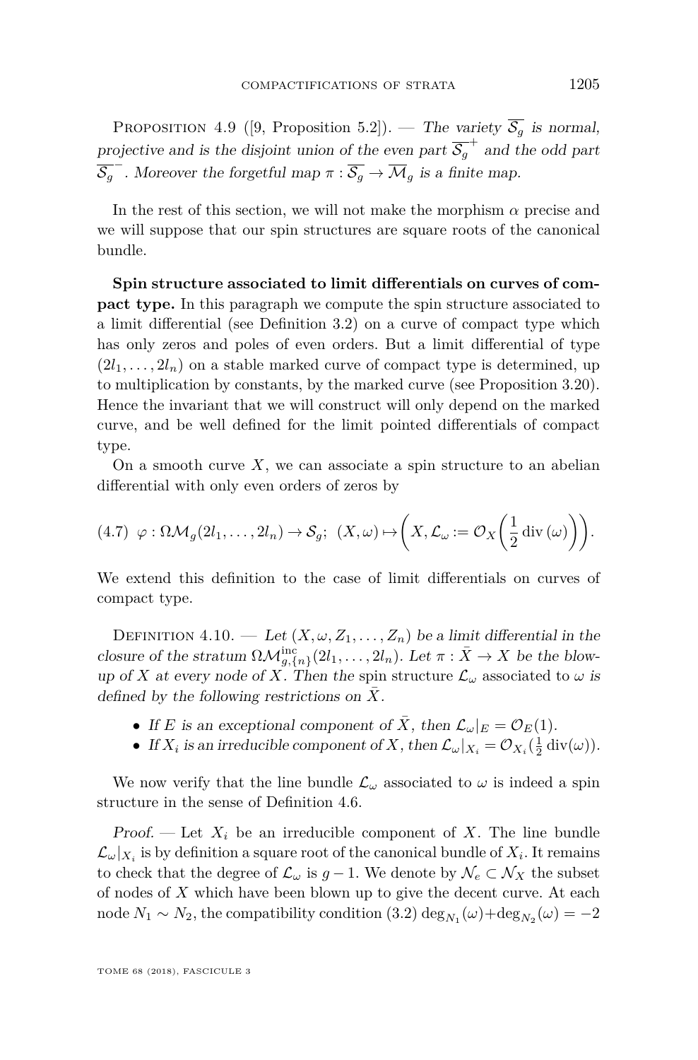Proposition 4.9 ([9, Proposition 5.2]). — *The variety $\overline{\mathcal{S}_g}$ is normal, projective and is the disjoint union of the even part $\overline{\mathcal{S}_g}^+$ and the odd part $\overline{\mathcal{S}_g}^-$. Moreover the forgetful map $\pi : \overline{\mathcal{S}_g} \to \overline{\mathcal{M}}_g$ is a finite map.*

In the rest of this section, we will not make the morphism $\alpha$ precise and we will suppose that our spin structures are square roots of the canonical bundle.

**Spin structure associated to limit differentials on curves of compact type.** In this paragraph we compute the spin structure associated to a limit differential (see Definition 3.2) on a curve of compact type which has only zeros and poles of even orders. But a limit differential of type $(2l_1, \dots, 2l_n)$ on a stable marked curve of compact type is determined, up to multiplication by constants, by the marked curve (see Proposition 3.20). Hence the invariant that we will construct will only depend on the marked curve, and be well defined for the limit pointed differentials of compact type.

On a smooth curve $X$, we can associate a spin structure to an abelian differential with only even orders of zeros by

$$(4.7)\quad \varphi : \Omega\mathcal{M}_g(2l_1, \dots, 2l_n) \to \mathcal{S}_g;\ (X, \omega) \mapsto \left(X, \mathcal{L}_\omega := \mathcal{O}_X\left(\frac{1}{2}\operatorname{div}(\omega)\right)\right).$$

We extend this definition to the case of limit differentials on curves of compact type.

Definition 4.10. — *Let $(X, \omega, Z_1, \dots, Z_n)$ be a limit differential in the closure of the stratum $\Omega\mathcal{M}^{\text{inc}}_{g,\{n\}}(2l_1, \dots, 2l_n)$. Let $\pi : \bar{X} \to X$ be the blow-up of $X$ at every node of $X$. Then the* spin structure $\mathcal{L}_\omega$ associated to $\omega$ *is defined by the following restrictions on $\bar{X}$.*

- *If $E$ is an exceptional component of $\bar{X}$, then $\mathcal{L}_\omega|_E = \mathcal{O}_E(1)$.*
- *If $X_i$ is an irreducible component of $X$, then $\mathcal{L}_\omega|_{X_i} = \mathcal{O}_{X_i}(\frac{1}{2}\operatorname{div}(\omega))$.*

We now verify that the line bundle $\mathcal{L}_\omega$ associated to $\omega$ is indeed a spin structure in the sense of Definition 4.6.

*Proof.* — Let $X_i$ be an irreducible component of $X$. The line bundle $\mathcal{L}_\omega|_{X_i}$ is by definition a square root of the canonical bundle of $X_i$. It remains to check that the degree of $\mathcal{L}_\omega$ is $g-1$. We denote by $\mathcal{N}_e \subset \mathcal{N}_X$ the subset of nodes of $X$ which have been blown up to give the decent curve. At each node $N_1 \sim N_2$, the compatibility condition (3.2) $\deg_{N_1}(\omega) + \deg_{N_2}(\omega) = -2$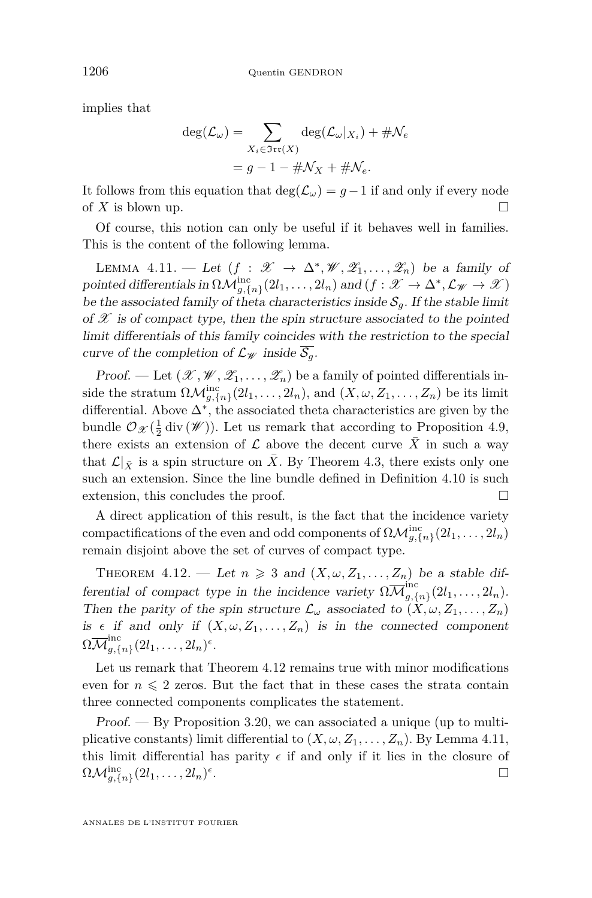implies that

$$\begin{aligned}\deg(\mathcal{L}_\omega) &= \sum_{X_i \in \mathfrak{Irr}(X)} \deg(\mathcal{L}_\omega|_{X_i}) + \#\mathcal{N}_e \\ &= g - 1 - \#\mathcal{N}_X + \#\mathcal{N}_e.\end{aligned}$$

It follows from this equation that $\deg(\mathcal{L}_\omega) = g-1$ if and only if every node of $X$ is blown up. □

Of course, this notion can only be useful if it behaves well in families. This is the content of the following lemma.

Lemma 4.11. — *Let $(f : \mathscr{X} \to \Delta^*, \mathscr{W}, \mathscr{Z}_1, \ldots, \mathscr{Z}_n)$ be a family of pointed differentials in $\Omega\mathcal{M}^{\mathrm{inc}}_{g,\{n\}}(2l_1, \ldots, 2l_n)$ and $(f : \mathscr{X} \to \Delta^*, \mathcal{L}_{\mathscr{W}} \to \mathscr{X})$ be the associated family of theta characteristics inside $\mathcal{S}_g$. If the stable limit of $\mathscr{X}$ is of compact type, then the spin structure associated to the pointed limit differentials of this family coincides with the restriction to the special curve of the completion of $\mathcal{L}_{\mathscr{W}}$ inside $\overline{\mathcal{S}_g}$.*

*Proof.* — Let $(\mathscr{X}, \mathscr{W}, \mathscr{Z}_1, \ldots, \mathscr{Z}_n)$ be a family of pointed differentials inside the stratum $\Omega\mathcal{M}^{\mathrm{inc}}_{g,\{n\}}(2l_1, \ldots, 2l_n)$, and $(X, \omega, Z_1, \ldots, Z_n)$ be its limit differential. Above $\Delta^*$, the associated theta characteristics are given by the bundle $\mathcal{O}_{\mathscr{X}}(\frac{1}{2}\operatorname{div}(\mathscr{W}))$. Let us remark that according to Proposition 4.9, there exists an extension of $\mathcal{L}$ above the decent curve $\bar{X}$ in such a way that $\mathcal{L}|_{\bar{X}}$ is a spin structure on $\bar{X}$. By Theorem 4.3, there exists only one such an extension. Since the line bundle defined in Definition 4.10 is such extension, this concludes the proof. □

A direct application of this result, is the fact that the incidence variety compactifications of the even and odd components of $\Omega\mathcal{M}^{\mathrm{inc}}_{g,\{n\}}(2l_1, \ldots, 2l_n)$ remain disjoint above the set of curves of compact type.

Theorem 4.12. — *Let $n \geqslant 3$ and $(X, \omega, Z_1, \ldots, Z_n)$ be a stable differential of compact type in the incidence variety $\Omega\overline{\mathcal{M}}^{\mathrm{inc}}_{g,\{n\}}(2l_1, \ldots, 2l_n)$. Then the parity of the spin structure $\mathcal{L}_\omega$ associated to $(X, \omega, Z_1, \ldots, Z_n)$ is $\epsilon$ if and only if $(X, \omega, Z_1, \ldots, Z_n)$ is in the connected component $\Omega\overline{\mathcal{M}}^{\mathrm{inc}}_{g,\{n\}}(2l_1, \ldots, 2l_n)^{\epsilon}$.*

Let us remark that Theorem 4.12 remains true with minor modifications even for $n \leqslant 2$ zeros. But the fact that in these cases the strata contain three connected components complicates the statement.

*Proof.* — By Proposition 3.20, we can associated a unique (up to multiplicative constants) limit differential to $(X, \omega, Z_1, \ldots, Z_n)$. By Lemma 4.11, this limit differential has parity $\epsilon$ if and only if it lies in the closure of $\Omega\mathcal{M}^{\mathrm{inc}}_{g,\{n\}}(2l_1, \ldots, 2l_n)^{\epsilon}$. □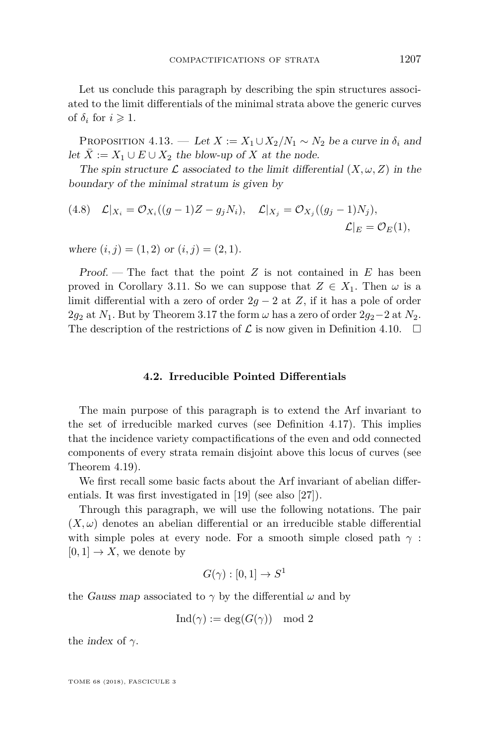Let us conclude this paragraph by describing the spin structures associated to the limit differentials of the minimal strata above the generic curves of $\delta_i$ for $i \geqslant 1$.

Proposition 4.13. — *Let $X := X_1 \cup X_2 / N_1 \sim N_2$ be a curve in $\delta_i$ and let $\bar{X} := X_1 \cup E \cup X_2$ the blow-up of $X$ at the node.*

*The spin structure $\mathcal{L}$ associated to the limit differential $(X, \omega, Z)$ in the boundary of the minimal stratum is given by*

$$
\mathcal{L}|_{X_i} = \mathcal{O}_{X_i}((g-1)Z - g_j N_i), \quad \mathcal{L}|_{X_j} = \mathcal{O}_{X_j}((g_j - 1)N_j), \quad \mathcal{L}|_E = \mathcal{O}_E(1), \tag{4.8}
$$

*where $(i,j) = (1,2)$ or $(i,j) = (2,1)$.*

*Proof.* — The fact that the point $Z$ is not contained in $E$ has been proved in Corollary 3.11. So we can suppose that $Z \in X_1$. Then $\omega$ is a limit differential with a zero of order $2g-2$ at $Z$, if it has a pole of order $2g_2$ at $N_1$. But by Theorem 3.17 the form $\omega$ has a zero of order $2g_2 - 2$ at $N_2$. The description of the restrictions of $\mathcal{L}$ is now given in Definition 4.10. □

### 4.2. Irreducible Pointed Differentials

The main purpose of this paragraph is to extend the Arf invariant to the set of irreducible marked curves (see Definition 4.17). This implies that the incidence variety compactifications of the even and odd connected components of every strata remain disjoint above this locus of curves (see Theorem 4.19).

We first recall some basic facts about the Arf invariant of abelian differentials. It was first investigated in [19] (see also [27]).

Through this paragraph, we will use the following notations. The pair $(X, \omega)$ denotes an abelian differential or an irreducible stable differential with simple poles at every node. For a smooth simple closed path $\gamma : [0,1] \to X$, we denote by

$$
G(\gamma) : [0,1] \to S^1
$$

the *Gauss map* associated to $\gamma$ by the differential $\omega$ and by

$$
\mathrm{Ind}(\gamma) := \deg(G(\gamma)) \mod 2
$$

the *index* of $\gamma$.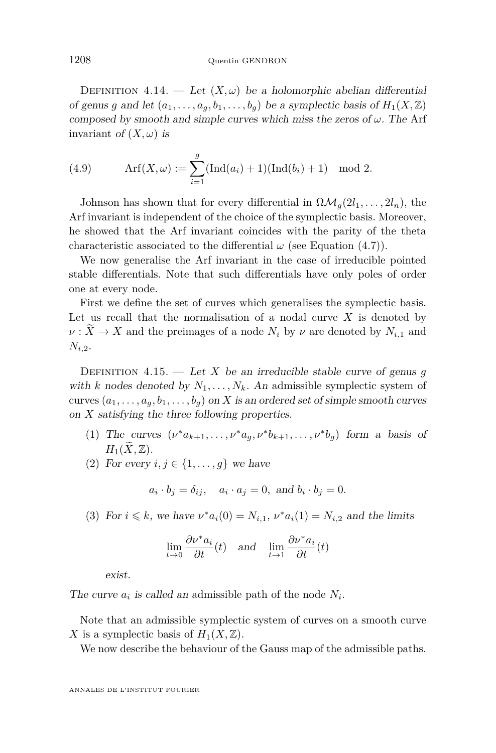Definition 4.14. — *Let $(X,\omega)$ be a holomorphic abelian differential of genus $g$ and let $(a_1,\dots,a_g,b_1,\dots,b_g)$ be a symplectic basis of $H_1(X,\mathbb{Z})$ composed by smooth and simple curves which miss the zeros of $\omega$. The* Arf invariant *of $(X,\omega)$ is*

$$\operatorname{Arf}(X,\omega) := \sum_{i=1}^{g} (\operatorname{Ind}(a_i)+1)(\operatorname{Ind}(b_i)+1) \mod 2. \tag{4.9}$$

Johnson has shown that for every differential in $\Omega\mathcal{M}_g(2l_1,\dots,2l_n)$, the Arf invariant is independent of the choice of the symplectic basis. Moreover, he showed that the Arf invariant coincides with the parity of the theta characteristic associated to the differential $\omega$ (see Equation (4.7)).

We now generalise the Arf invariant in the case of irreducible pointed stable differentials. Note that such differentials have only poles of order one at every node.

First we define the set of curves which generalises the symplectic basis. Let us recall that the normalisation of a nodal curve $X$ is denoted by $\nu : \widetilde{X} \to X$ and the preimages of a node $N_i$ by $\nu$ are denoted by $N_{i,1}$ and $N_{i,2}$.

Definition 4.15. — *Let $X$ be an irreducible stable curve of genus $g$ with $k$ nodes denoted by $N_1,\dots,N_k$. An* admissible symplectic system of curves *$(a_1,\dots,a_g,b_1,\dots,b_g)$ on $X$ is an ordered set of simple smooth curves on $X$ satisfying the three following properties.*

1. *The curves $(\nu^*a_{k+1},\dots,\nu^*a_g,\nu^*b_{k+1},\dots,\nu^*b_g)$ form a basis of $H_1(\widetilde{X},\mathbb{Z})$.*
2. *For every $i,j \in \{1,\dots,g\}$ we have*
$$a_i\cdot b_j = \delta_{ij},\quad a_i\cdot a_j = 0, \text{ and } b_i\cdot b_j = 0.$$
3. *For $i \leqslant k$, we have $\nu^*a_i(0) = N_{i,1}$, $\nu^*a_i(1) = N_{i,2}$ and the limits*
$$\lim_{t\to 0}\frac{\partial \nu^*a_i}{\partial t}(t) \quad and \quad \lim_{t\to 1}\frac{\partial \nu^*a_i}{\partial t}(t)$$
*exist.*

*The curve $a_i$ is called an* admissible path *of the node $N_i$.*

Note that an admissible symplectic system of curves on a smooth curve $X$ is a symplectic basis of $H_1(X,\mathbb{Z})$.

We now describe the behaviour of the Gauss map of the admissible paths.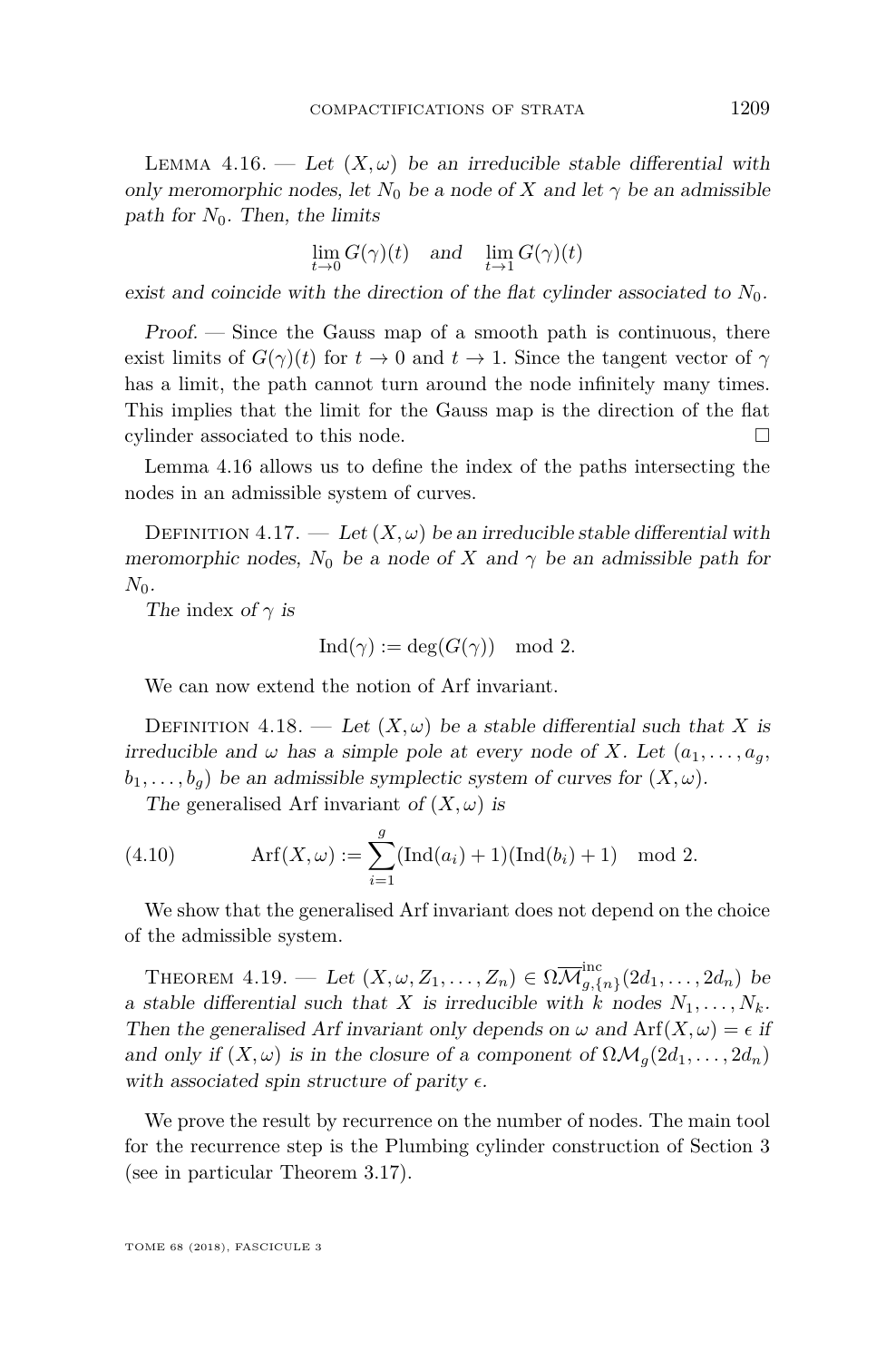Lemma 4.16. — *Let $(X,\omega)$ be an irreducible stable differential with only meromorphic nodes, let $N_0$ be a node of $X$ and let $\gamma$ be an admissible path for $N_0$. Then, the limits*

$$\lim_{t\to 0} G(\gamma)(t) \quad \textit{and} \quad \lim_{t\to 1} G(\gamma)(t)$$

*exist and coincide with the direction of the flat cylinder associated to $N_0$.*

*Proof.* — Since the Gauss map of a smooth path is continuous, there exist limits of $G(\gamma)(t)$ for $t\to 0$ and $t\to 1$. Since the tangent vector of $\gamma$ has a limit, the path cannot turn around the node infinitely many times. This implies that the limit for the Gauss map is the direction of the flat cylinder associated to this node. □

Lemma 4.16 allows us to define the index of the paths intersecting the nodes in an admissible system of curves.

Definition 4.17. — *Let $(X,\omega)$ be an irreducible stable differential with meromorphic nodes, $N_0$ be a node of $X$ and $\gamma$ be an admissible path for $N_0$.*

*The* index *of $\gamma$ is*

$$\mathrm{Ind}(\gamma) := \deg(G(\gamma)) \mod 2.$$

We can now extend the notion of Arf invariant.

Definition 4.18. — *Let $(X,\omega)$ be a stable differential such that $X$ is irreducible and $\omega$ has a simple pole at every node of $X$. Let $(a_1,\ldots,a_g, b_1,\ldots,b_g)$ be an admissible symplectic system of curves for $(X,\omega)$.*

*The* generalised Arf invariant *of $(X,\omega)$ is*

$$\mathrm{Arf}(X,\omega) := \sum_{i=1}^{g} (\mathrm{Ind}(a_i)+1)(\mathrm{Ind}(b_i)+1) \mod 2. \tag{4.10}$$

We show that the generalised Arf invariant does not depend on the choice of the admissible system.

Theorem 4.19. — *Let $(X,\omega,Z_1,\ldots,Z_n)\in \Omega\overline{\mathcal{M}}^{\mathrm{inc}}_{g,\{n\}}(2d_1,\ldots,2d_n)$ be a stable differential such that $X$ is irreducible with $k$ nodes $N_1,\ldots,N_k$. Then the generalised Arf invariant only depends on $\omega$ and $\mathrm{Arf}(X,\omega)=\epsilon$ if and only if $(X,\omega)$ is in the closure of a component of $\Omega\mathcal{M}_g(2d_1,\ldots,2d_n)$ with associated spin structure of parity $\epsilon$.*

We prove the result by recurrence on the number of nodes. The main tool for the recurrence step is the Plumbing cylinder construction of Section 3 (see in particular Theorem 3.17).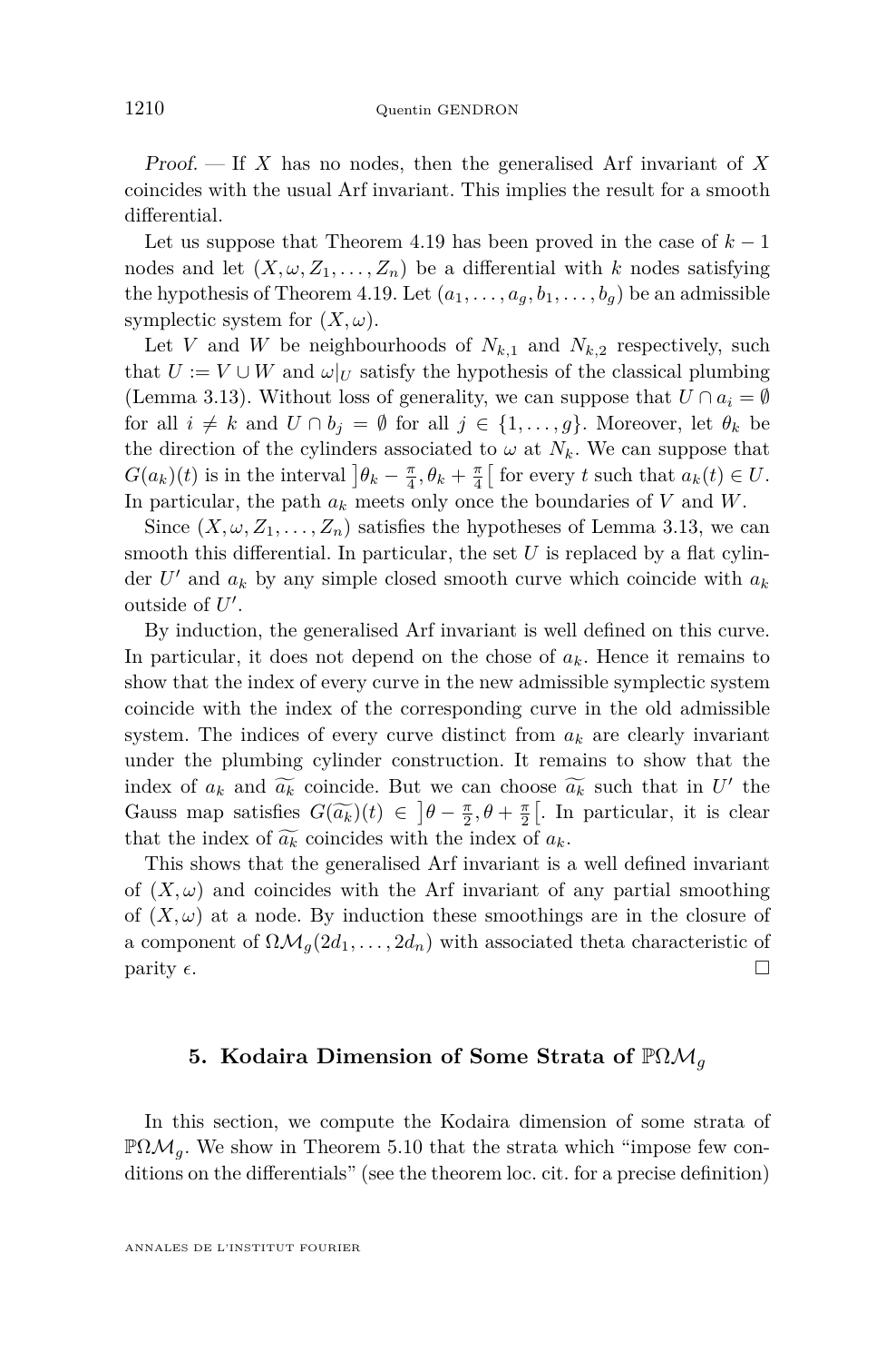*Proof.* — If $X$ has no nodes, then the generalised Arf invariant of $X$ coincides with the usual Arf invariant. This implies the result for a smooth differential.

Let us suppose that Theorem 4.19 has been proved in the case of $k-1$ nodes and let $(X, \omega, Z_1, \dots, Z_n)$ be a differential with $k$ nodes satisfying the hypothesis of Theorem 4.19. Let $(a_1, \dots, a_g, b_1, \dots, b_g)$ be an admissible symplectic system for $(X, \omega)$.

Let $V$ and $W$ be neighbourhoods of $N_{k,1}$ and $N_{k,2}$ respectively, such that $U := V \cup W$ and $\omega|_U$ satisfy the hypothesis of the classical plumbing (Lemma 3.13). Without loss of generality, we can suppose that $U \cap a_i = \emptyset$ for all $i \neq k$ and $U \cap b_j = \emptyset$ for all $j \in \{1, \dots, g\}$. Moreover, let $\theta_k$ be the direction of the cylinders associated to $\omega$ at $N_k$. We can suppose that $G(a_k)(t)$ is in the interval $\left]\theta_k - \frac{\pi}{4}, \theta_k + \frac{\pi}{4}\right[$ for every $t$ such that $a_k(t) \in U$. In particular, the path $a_k$ meets only once the boundaries of $V$ and $W$.

Since $(X, \omega, Z_1, \dots, Z_n)$ satisfies the hypotheses of Lemma 3.13, we can smooth this differential. In particular, the set $U$ is replaced by a flat cylinder $U'$ and $a_k$ by any simple closed smooth curve which coincide with $a_k$ outside of $U'$.

By induction, the generalised Arf invariant is well defined on this curve. In particular, it does not depend on the chose of $a_k$. Hence it remains to show that the index of every curve in the new admissible symplectic system coincide with the index of the corresponding curve in the old admissible system. The indices of every curve distinct from $a_k$ are clearly invariant under the plumbing cylinder construction. It remains to show that the index of $a_k$ and $\widetilde{a_k}$ coincide. But we can choose $\widetilde{a_k}$ such that in $U'$ the Gauss map satisfies $G(\widetilde{a_k})(t) \in \left]\theta - \frac{\pi}{2}, \theta + \frac{\pi}{2}\right[$. In particular, it is clear that the index of $\widetilde{a_k}$ coincides with the index of $a_k$.

This shows that the generalised Arf invariant is a well defined invariant of $(X, \omega)$ and coincides with the Arf invariant of any partial smoothing of $(X, \omega)$ at a node. By induction these smoothings are in the closure of a component of $\Omega\mathcal{M}_g(2d_1, \dots, 2d_n)$ with associated theta characteristic of parity $\epsilon$. $\square$

## 5. Kodaira Dimension of Some Strata of $\mathbb{P}\Omega\mathcal{M}_g$

In this section, we compute the Kodaira dimension of some strata of $\mathbb{P}\Omega\mathcal{M}_g$. We show in Theorem 5.10 that the strata which "impose few conditions on the differentials" (see the theorem loc. cit. for a precise definition)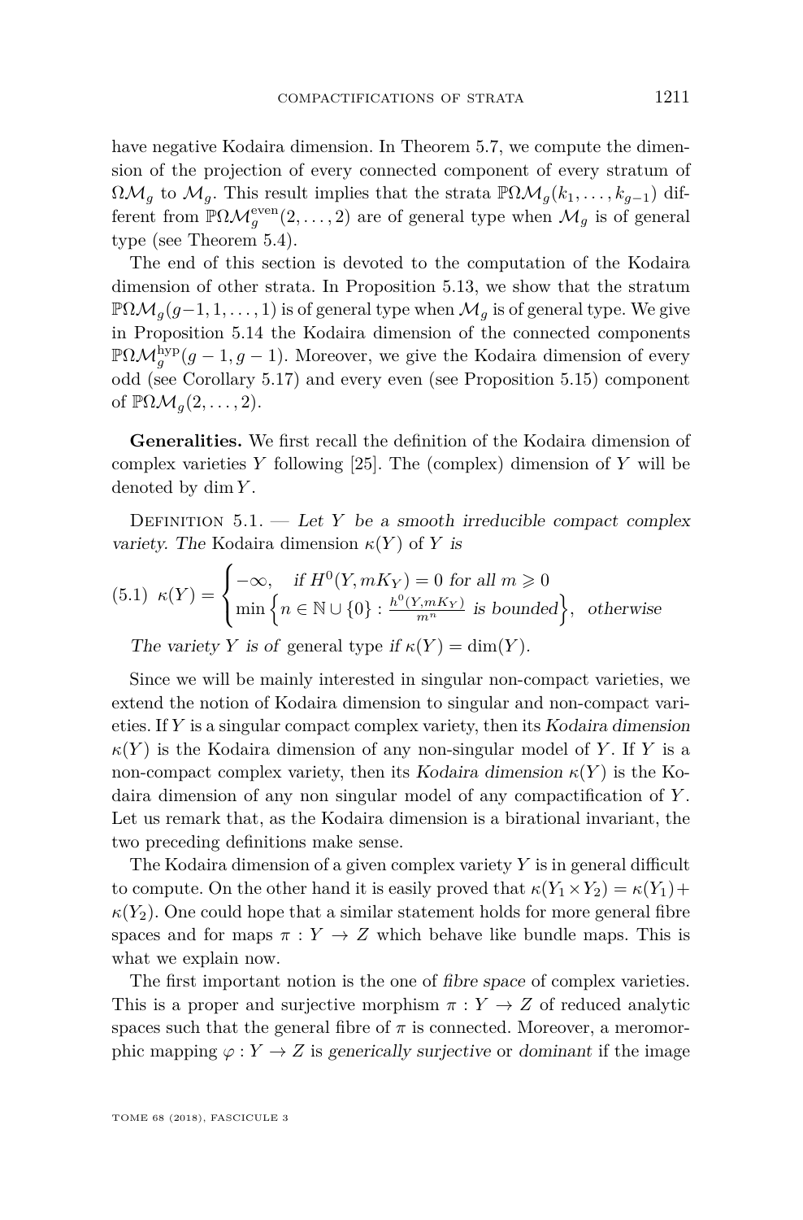have negative Kodaira dimension. In Theorem 5.7, we compute the dimension of the projection of every connected component of every stratum of $\Omega\mathcal{M}_g$ to $\mathcal{M}_g$. This result implies that the strata $\mathbb{P}\Omega\mathcal{M}_g(k_1,\ldots,k_{g-1})$ different from $\mathbb{P}\Omega\mathcal{M}_g^{\mathrm{even}}(2,\ldots,2)$ are of general type when $\mathcal{M}_g$ is of general type (see Theorem 5.4).

The end of this section is devoted to the computation of the Kodaira dimension of other strata. In Proposition 5.13, we show that the stratum $\mathbb{P}\Omega\mathcal{M}_g(g-1,1,\ldots,1)$ is of general type when $\mathcal{M}_g$ is of general type. We give in Proposition 5.14 the Kodaira dimension of the connected components $\mathbb{P}\Omega\mathcal{M}_g^{\mathrm{hyp}}(g-1,g-1)$. Moreover, we give the Kodaira dimension of every odd (see Corollary 5.17) and every even (see Proposition 5.15) component of $\mathbb{P}\Omega\mathcal{M}_g(2,\ldots,2)$.

**Generalities.** We first recall the definition of the Kodaira dimension of complex varieties $Y$ following [25]. The (complex) dimension of $Y$ will be denoted by $\dim Y$.

Definition 5.1. — *Let $Y$ be a smooth irreducible compact complex variety. The* Kodaira dimension *$\kappa(Y)$ of $Y$ is*

$$(5.1)\quad \kappa(Y) = \begin{cases} -\infty, & \text{if } H^0(Y, mK_Y) = 0 \text{ for all } m \geqslant 0 \\ \min\left\{n \in \mathbb{N}\cup\{0\} : \frac{h^0(Y,mK_Y)}{m^n} \text{ is bounded}\right\}, & \text{otherwise} \end{cases}$$

*The variety $Y$ is of* general type *if $\kappa(Y) = \dim(Y)$.*

Since we will be mainly interested in singular non-compact varieties, we extend the notion of Kodaira dimension to singular and non-compact varieties. If $Y$ is a singular compact complex variety, then its *Kodaira dimension* $\kappa(Y)$ is the Kodaira dimension of any non-singular model of $Y$. If $Y$ is a non-compact complex variety, then its *Kodaira dimension* $\kappa(Y)$ is the Kodaira dimension of any non singular model of any compactification of $Y$. Let us remark that, as the Kodaira dimension is a birational invariant, the two preceding definitions make sense.

The Kodaira dimension of a given complex variety $Y$ is in general difficult to compute. On the other hand it is easily proved that $\kappa(Y_1\times Y_2) = \kappa(Y_1) + \kappa(Y_2)$. One could hope that a similar statement holds for more general fibre spaces and for maps $\pi : Y \to Z$ which behave like bundle maps. This is what we explain now.

The first important notion is the one of *fibre space* of complex varieties. This is a proper and surjective morphism $\pi : Y \to Z$ of reduced analytic spaces such that the general fibre of $\pi$ is connected. Moreover, a meromorphic mapping $\varphi : Y \to Z$ is *generically surjective* or *dominant* if the image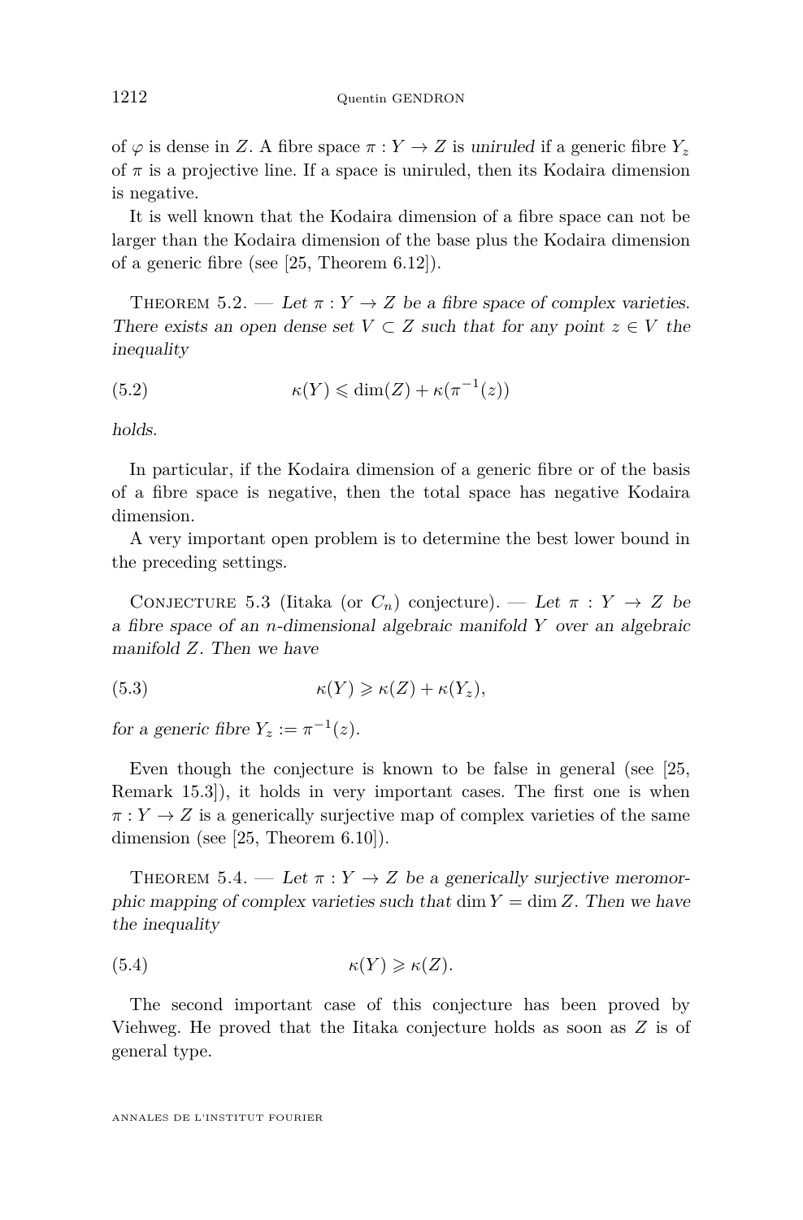of $\varphi$ is dense in $Z$. A fibre space $\pi : Y \to Z$ is *uniruled* if a generic fibre $Y_z$ of $\pi$ is a projective line. If a space is uniruled, then its Kodaira dimension is negative.

It is well known that the Kodaira dimension of a fibre space can not be larger than the Kodaira dimension of the base plus the Kodaira dimension of a generic fibre (see [25, Theorem 6.12]).

Theorem 5.2. — *Let $\pi : Y \to Z$ be a fibre space of complex varieties. There exists an open dense set $V \subset Z$ such that for any point $z \in V$ the inequality*

$$\kappa(Y) \leqslant \dim(Z) + \kappa(\pi^{-1}(z)) \tag{5.2}$$

*holds.*

In particular, if the Kodaira dimension of a generic fibre or of the basis of a fibre space is negative, then the total space has negative Kodaira dimension.

A very important open problem is to determine the best lower bound in the preceding settings.

Conjecture 5.3 (Iitaka (or $C_n$) conjecture). — *Let $\pi : Y \to Z$ be a fibre space of an $n$-dimensional algebraic manifold $Y$ over an algebraic manifold $Z$. Then we have*

$$\kappa(Y) \geqslant \kappa(Z) + \kappa(Y_z), \tag{5.3}$$

*for a generic fibre $Y_z := \pi^{-1}(z)$.*

Even though the conjecture is known to be false in general (see [25, Remark 15.3]), it holds in very important cases. The first one is when $\pi : Y \to Z$ is a generically surjective map of complex varieties of the same dimension (see [25, Theorem 6.10]).

Theorem 5.4. — *Let $\pi : Y \to Z$ be a generically surjective meromorphic mapping of complex varieties such that $\dim Y = \dim Z$. Then we have the inequality*

$$\kappa(Y) \geqslant \kappa(Z). \tag{5.4}$$

The second important case of this conjecture has been proved by Viehweg. He proved that the Iitaka conjecture holds as soon as $Z$ is of general type.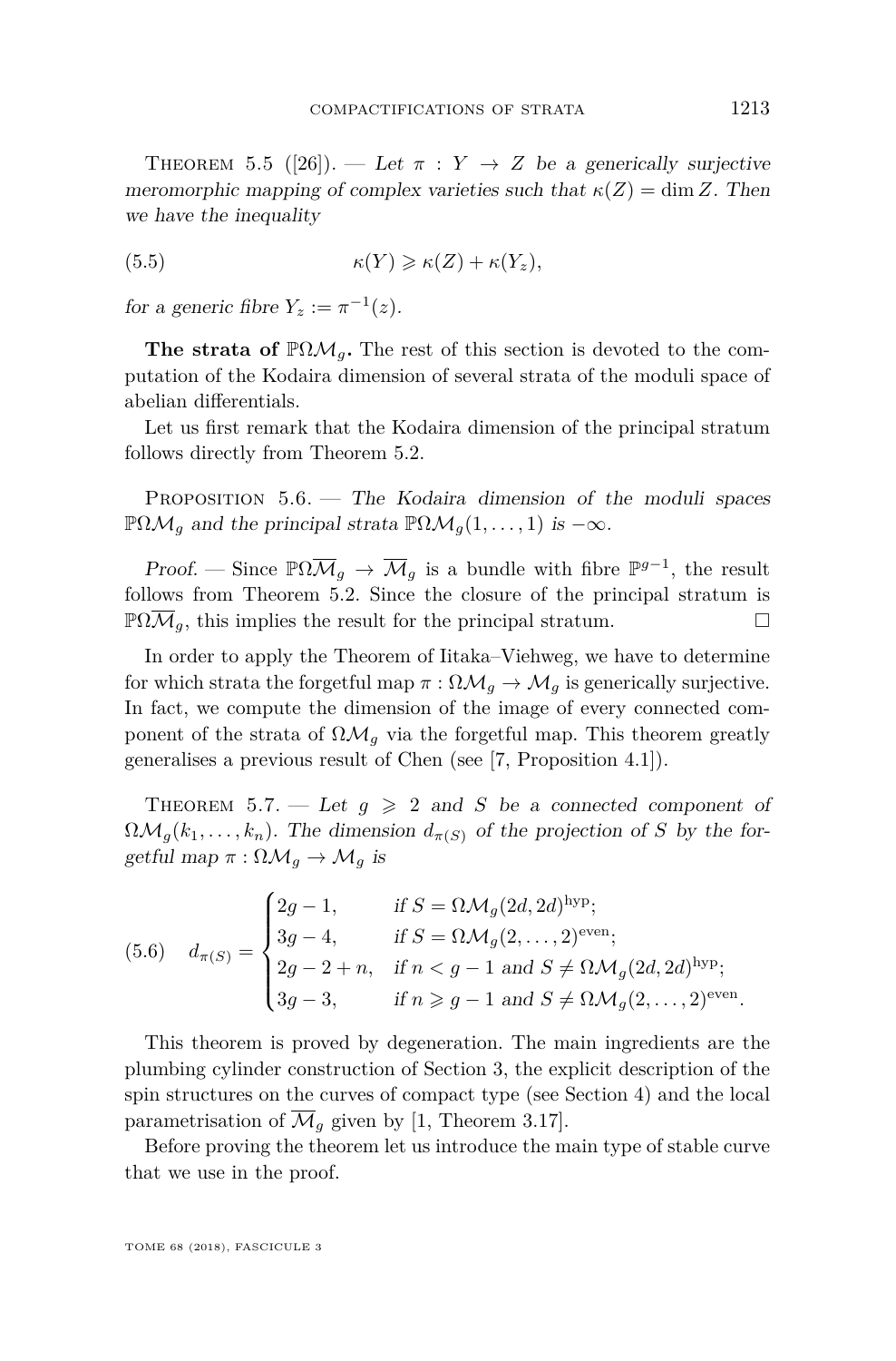Theorem 5.5 ([26]). — *Let $\pi : Y \to Z$ be a generically surjective meromorphic mapping of complex varieties such that $\kappa(Z) = \dim Z$. Then we have the inequality*

$$\kappa(Y) \geqslant \kappa(Z) + \kappa(Y_z), \tag{5.5}$$

*for a generic fibre $Y_z := \pi^{-1}(z)$.*

**The strata of $\mathbb{P}\Omega\mathcal{M}_g$.** The rest of this section is devoted to the computation of the Kodaira dimension of several strata of the moduli space of abelian differentials.

Let us first remark that the Kodaira dimension of the principal stratum follows directly from Theorem 5.2.

Proposition 5.6. — *The Kodaira dimension of the moduli spaces $\mathbb{P}\Omega\mathcal{M}_g$ and the principal strata $\mathbb{P}\Omega\mathcal{M}_g(1, \ldots, 1)$ is $-\infty$.*

*Proof.* — Since $\mathbb{P}\Omega\overline{\mathcal{M}}_g \to \overline{\mathcal{M}}_g$ is a bundle with fibre $\mathbb{P}^{g-1}$, the result follows from Theorem 5.2. Since the closure of the principal stratum is $\mathbb{P}\Omega\overline{\mathcal{M}}_g$, this implies the result for the principal stratum. □

In order to apply the Theorem of Iitaka–Viehweg, we have to determine for which strata the forgetful map $\pi : \Omega\mathcal{M}_g \to \mathcal{M}_g$ is generically surjective. In fact, we compute the dimension of the image of every connected component of the strata of $\Omega\mathcal{M}_g$ via the forgetful map. This theorem greatly generalises a previous result of Chen (see [7, Proposition 4.1]).

Theorem 5.7. — *Let $g \geqslant 2$ and $S$ be a connected component of $\Omega\mathcal{M}_g(k_1, \ldots, k_n)$. The dimension $d_{\pi(S)}$ of the projection of $S$ by the forgetful map $\pi : \Omega\mathcal{M}_g \to \mathcal{M}_g$ is*

$$d_{\pi(S)} = \begin{cases} 2g-1, & \text{if } S = \Omega\mathcal{M}_g(2d,2d)^{\mathrm{hyp}}; \\ 3g-4, & \text{if } S = \Omega\mathcal{M}_g(2,\ldots,2)^{\mathrm{even}}; \\ 2g-2+n, & \text{if } n < g-1 \text{ and } S \neq \Omega\mathcal{M}_g(2d,2d)^{\mathrm{hyp}}; \\ 3g-3, & \text{if } n \geqslant g-1 \text{ and } S \neq \Omega\mathcal{M}_g(2,\ldots,2)^{\mathrm{even}}. \end{cases} \tag{5.6}$$

This theorem is proved by degeneration. The main ingredients are the plumbing cylinder construction of Section 3, the explicit description of the spin structures on the curves of compact type (see Section 4) and the local parametrisation of $\overline{\mathcal{M}}_g$ given by [1, Theorem 3.17].

Before proving the theorem let us introduce the main type of stable curve that we use in the proof.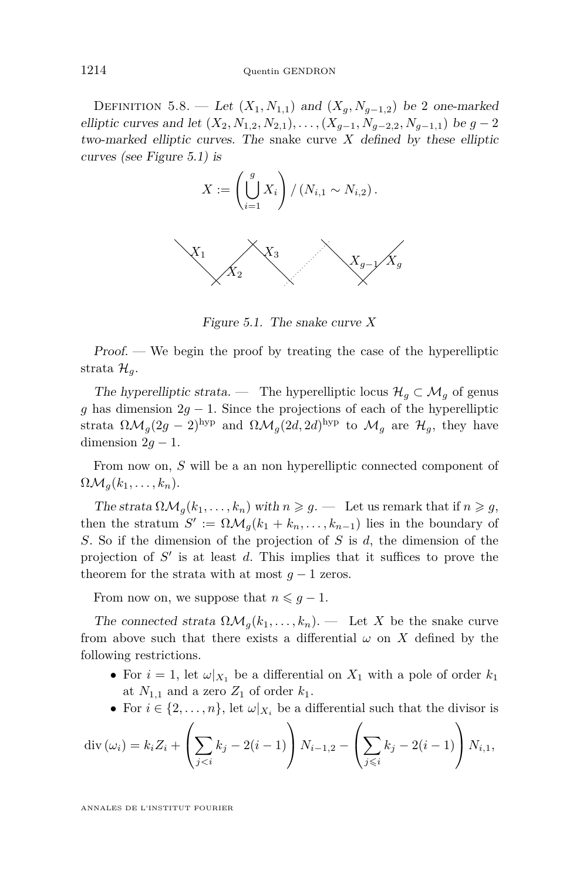Definition 5.8. — *Let $(X_1, N_{1,1})$ and $(X_g, N_{g-1,2})$ be 2 one-marked elliptic curves and let $(X_2, N_{1,2}, N_{2,1}), \dots, (X_{g-1}, N_{g-2,2}, N_{g-1,1})$ be $g-2$ two-marked elliptic curves. The* snake curve *$X$ defined by these elliptic curves (see Figure 5.1) is*

$$X := \left(\bigcup_{i=1}^{g} X_i\right) / \left(N_{i,1} \sim N_{i,2}\right).$$

*Figure 5.1. The snake curve $X$*

*Proof.* — We begin the proof by treating the case of the hyperelliptic strata $\mathcal{H}_g$.

*The hyperelliptic strata.* — The hyperelliptic locus $\mathcal{H}_g \subset \mathcal{M}_g$ of genus $g$ has dimension $2g-1$. Since the projections of each of the hyperelliptic strata $\Omega\mathcal{M}_g(2g-2)^{\mathrm{hyp}}$ and $\Omega\mathcal{M}_g(2d, 2d)^{\mathrm{hyp}}$ to $\mathcal{M}_g$ are $\mathcal{H}_g$, they have dimension $2g-1$.

From now on, $S$ will be a an non hyperelliptic connected component of $\Omega\mathcal{M}_g(k_1, \dots, k_n)$.

*The strata $\Omega\mathcal{M}_g(k_1, \dots, k_n)$ with $n \geqslant g$.* — Let us remark that if $n \geqslant g$, then the stratum $S' := \Omega\mathcal{M}_g(k_1 + k_n, \dots, k_{n-1})$ lies in the boundary of $S$. So if the dimension of the projection of $S$ is $d$, the dimension of the projection of $S'$ is at least $d$. This implies that it suffices to prove the theorem for the strata with at most $g-1$ zeros.

From now on, we suppose that $n \leqslant g-1$.

*The connected strata $\Omega\mathcal{M}_g(k_1, \dots, k_n)$.* — Let $X$ be the snake curve from above such that there exists a differential $\omega$ on $X$ defined by the following restrictions.

- For $i = 1$, let $\omega|_{X_1}$ be a differential on $X_1$ with a pole of order $k_1$ at $N_{1,1}$ and a zero $Z_1$ of order $k_1$.
- For $i \in \{2, \dots, n\}$, let $\omega|_{X_i}$ be a differential such that the divisor is

$$\operatorname{div}(\omega_i) = k_i Z_i + \left(\sum_{j<i} k_j - 2(i-1)\right) N_{i-1,2} - \left(\sum_{j\leqslant i} k_j - 2(i-1)\right) N_{i,1},$$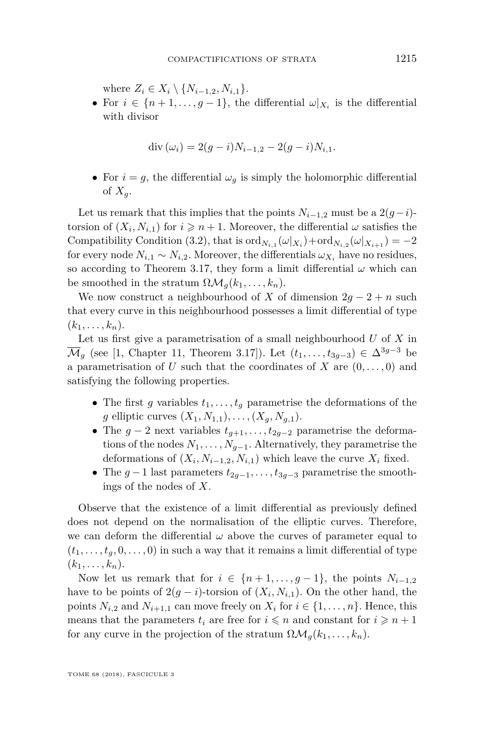where $Z_i \in X_i \setminus \{N_{i-1,2}, N_{i,1}\}$.

- For $i \in \{n+1, \ldots, g-1\}$, the differential $\omega|_{X_i}$ is the differential with divisor

$$\operatorname{div}(\omega_i) = 2(g-i)N_{i-1,2} - 2(g-i)N_{i,1}.$$

- For $i = g$, the differential $\omega_g$ is simply the holomorphic differential of $X_g$.

Let us remark that this implies that the points $N_{i-1,2}$ must be a $2(g-i)$-torsion of $(X_i, N_{i,1})$ for $i \geqslant n+1$. Moreover, the differential $\omega$ satisfies the Compatibility Condition (3.2), that is $\operatorname{ord}_{N_{i,1}}(\omega|_{X_i}) + \operatorname{ord}_{N_{i,2}}(\omega|_{X_{i+1}}) = -2$ for every node $N_{i,1} \sim N_{i,2}$. Moreover, the differentials $\omega_{X_i}$ have no residues, so according to Theorem 3.17, they form a limit differential $\omega$ which can be smoothed in the stratum $\Omega\mathcal{M}_g(k_1, \ldots, k_n)$.

We now construct a neighbourhood of $X$ of dimension $2g-2+n$ such that every curve in this neighbourhood possesses a limit differential of type $(k_1, \ldots, k_n)$.

Let us first give a parametrisation of a small neighbourhood $U$ of $X$ in $\overline{\mathcal{M}}_g$ (see [1, Chapter 11, Theorem 3.17]). Let $(t_1, \ldots, t_{3g-3}) \in \Delta^{3g-3}$ be a parametrisation of $U$ such that the coordinates of $X$ are $(0, \ldots, 0)$ and satisfying the following properties.

- The first $g$ variables $t_1, \ldots, t_g$ parametrise the deformations of the $g$ elliptic curves $(X_1, N_{1,1}), \ldots, (X_g, N_{g,1})$.
- The $g-2$ next variables $t_{g+1}, \ldots, t_{2g-2}$ parametrise the deformations of the nodes $N_1, \ldots, N_{g-1}$. Alternatively, they parametrise the deformations of $(X_i, N_{i-1,2}, N_{i,1})$ which leave the curve $X_i$ fixed.
- The $g-1$ last parameters $t_{2g-1}, \ldots, t_{3g-3}$ parametrise the smoothings of the nodes of $X$.

Observe that the existence of a limit differential as previously defined does not depend on the normalisation of the elliptic curves. Therefore, we can deform the differential $\omega$ above the curves of parameter equal to $(t_1, \ldots, t_g, 0, \ldots, 0)$ in such a way that it remains a limit differential of type $(k_1, \ldots, k_n)$.

Now let us remark that for $i \in \{n+1, \ldots, g-1\}$, the points $N_{i-1,2}$ have to be points of $2(g-i)$-torsion of $(X_i, N_{i,1})$. On the other hand, the points $N_{i,2}$ and $N_{i+1,1}$ can move freely on $X_i$ for $i \in \{1, \ldots, n\}$. Hence, this means that the parameters $t_i$ are free for $i \leqslant n$ and constant for $i \geqslant n+1$ for any curve in the projection of the stratum $\Omega\mathcal{M}_g(k_1, \ldots, k_n)$.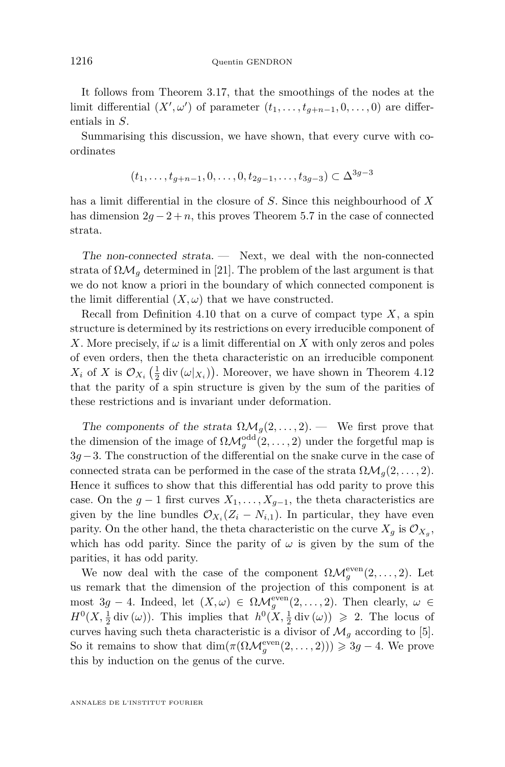It follows from Theorem 3.17, that the smoothings of the nodes at the limit differential $(X',\omega')$ of parameter $(t_1,\dots,t_{g+n-1},0,\dots,0)$ are differentials in $S$.

Summarising this discussion, we have shown, that every curve with coordinates

$$(t_1,\dots,t_{g+n-1},0,\dots,0,t_{2g-1},\dots,t_{3g-3})\subset\Delta^{3g-3}$$

has a limit differential in the closure of $S$. Since this neighbourhood of $X$ has dimension $2g-2+n$, this proves Theorem 5.7 in the case of connected strata.

*The non-connected strata.* — Next, we deal with the non-connected strata of $\Omega\mathcal{M}_g$ determined in [21]. The problem of the last argument is that we do not know a priori in the boundary of which connected component is the limit differential $(X,\omega)$ that we have constructed.

Recall from Definition 4.10 that on a curve of compact type $X$, a spin structure is determined by its restrictions on every irreducible component of $X$. More precisely, if $\omega$ is a limit differential on $X$ with only zeros and poles of even orders, then the theta characteristic on an irreducible component $X_i$ of $X$ is $\mathcal{O}_{X_i}\left(\frac{1}{2}\operatorname{div}(\omega|_{X_i})\right)$. Moreover, we have shown in Theorem 4.12 that the parity of a spin structure is given by the sum of the parities of these restrictions and is invariant under deformation.

*The components of the strata $\Omega\mathcal{M}_g(2,\dots,2)$.* — We first prove that the dimension of the image of $\Omega\mathcal{M}_g^{\mathrm{odd}}(2,\dots,2)$ under the forgetful map is $3g-3$. The construction of the differential on the snake curve in the case of connected strata can be performed in the case of the strata $\Omega\mathcal{M}_g(2,\dots,2)$. Hence it suffices to show that this differential has odd parity to prove this case. On the $g-1$ first curves $X_1,\dots,X_{g-1}$, the theta characteristics are given by the line bundles $\mathcal{O}_{X_i}(Z_i-N_{i,1})$. In particular, they have even parity. On the other hand, the theta characteristic on the curve $X_g$ is $\mathcal{O}_{X_g}$, which has odd parity. Since the parity of $\omega$ is given by the sum of the parities, it has odd parity.

We now deal with the case of the component $\Omega\mathcal{M}_g^{\mathrm{even}}(2,\dots,2)$. Let us remark that the dimension of the projection of this component is at most $3g-4$. Indeed, let $(X,\omega)\in\Omega\mathcal{M}_g^{\mathrm{even}}(2,\dots,2)$. Then clearly, $\omega\in H^0(X,\frac{1}{2}\operatorname{div}(\omega))$. This implies that $h^0(X,\frac{1}{2}\operatorname{div}(\omega))\geqslant 2$. The locus of curves having such theta characteristic is a divisor of $\mathcal{M}_g$ according to [5]. So it remains to show that $\dim(\pi(\Omega\mathcal{M}_g^{\mathrm{even}}(2,\dots,2)))\geqslant 3g-4$. We prove this by induction on the genus of the curve.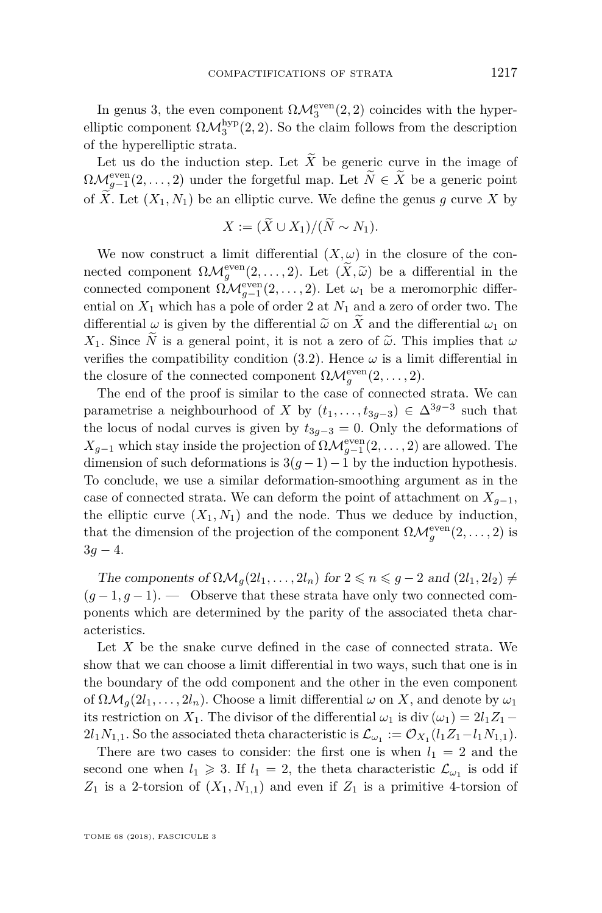In genus 3, the even component $\Omega\mathcal{M}_3^{\mathrm{even}}(2,2)$ coincides with the hyperelliptic component $\Omega\mathcal{M}_3^{\mathrm{hyp}}(2,2)$. So the claim follows from the description of the hyperelliptic strata.

Let us do the induction step. Let $\widetilde{X}$ be generic curve in the image of $\Omega\mathcal{M}_{g-1}^{\mathrm{even}}(2,\ldots,2)$ under the forgetful map. Let $\widetilde{N} \in \widetilde{X}$ be a generic point of $\widetilde{X}$. Let $(X_1, N_1)$ be an elliptic curve. We define the genus $g$ curve $X$ by

$$X := (\widetilde{X} \cup X_1)/(\widetilde{N} \sim N_1).$$

We now construct a limit differential $(X,\omega)$ in the closure of the connected component $\Omega\mathcal{M}_g^{\mathrm{even}}(2,\ldots,2)$. Let $(\widetilde{X},\widetilde{\omega})$ be a differential in the connected component $\Omega\mathcal{M}_{g-1}^{\mathrm{even}}(2,\ldots,2)$. Let $\omega_1$ be a meromorphic differential on $X_1$ which has a pole of order 2 at $N_1$ and a zero of order two. The differential $\omega$ is given by the differential $\widetilde{\omega}$ on $\widetilde{X}$ and the differential $\omega_1$ on $X_1$. Since $\widetilde{N}$ is a general point, it is not a zero of $\widetilde{\omega}$. This implies that $\omega$ verifies the compatibility condition (3.2). Hence $\omega$ is a limit differential in the closure of the connected component $\Omega\mathcal{M}_g^{\mathrm{even}}(2,\ldots,2)$.

The end of the proof is similar to the case of connected strata. We can parametrise a neighbourhood of $X$ by $(t_1,\ldots,t_{3g-3}) \in \Delta^{3g-3}$ such that the locus of nodal curves is given by $t_{3g-3} = 0$. Only the deformations of $X_{g-1}$ which stay inside the projection of $\Omega\mathcal{M}_{g-1}^{\mathrm{even}}(2,\ldots,2)$ are allowed. The dimension of such deformations is $3(g-1)-1$ by the induction hypothesis. To conclude, we use a similar deformation-smoothing argument as in the case of connected strata. We can deform the point of attachment on $X_{g-1}$, the elliptic curve $(X_1,N_1)$ and the node. Thus we deduce by induction, that the dimension of the projection of the component $\Omega\mathcal{M}_g^{\mathrm{even}}(2,\ldots,2)$ is $3g-4$.

*The components of $\Omega\mathcal{M}_g(2l_1,\ldots,2l_n)$ for $2 \leqslant n \leqslant g-2$ and $(2l_1,2l_2) \neq (g-1,g-1)$.* — Observe that these strata have only two connected components which are determined by the parity of the associated theta characteristics.

Let $X$ be the snake curve defined in the case of connected strata. We show that we can choose a limit differential in two ways, such that one is in the boundary of the odd component and the other in the even component of $\Omega\mathcal{M}_g(2l_1,\ldots,2l_n)$. Choose a limit differential $\omega$ on $X$, and denote by $\omega_1$ its restriction on $X_1$. The divisor of the differential $\omega_1$ is $\operatorname{div}(\omega_1) = 2l_1Z_1 - 2l_1N_{1,1}$. So the associated theta characteristic is $\mathcal{L}_{\omega_1} := \mathcal{O}_{X_1}(l_1Z_1 - l_1N_{1,1})$.

There are two cases to consider: the first one is when $l_1 = 2$ and the second one when $l_1 \geqslant 3$. If $l_1 = 2$, the theta characteristic $\mathcal{L}_{\omega_1}$ is odd if $Z_1$ is a 2-torsion of $(X_1, N_{1,1})$ and even if $Z_1$ is a primitive 4-torsion of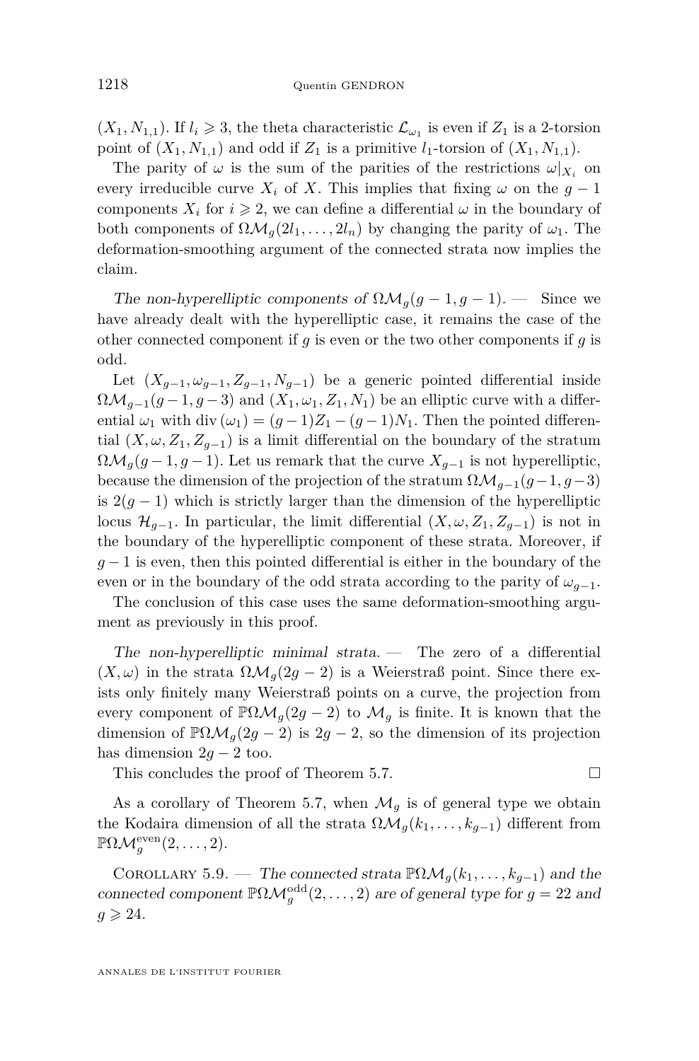$(X_1, N_{1,1})$. If $l_i \geqslant 3$, the theta characteristic $\mathcal{L}_{\omega_1}$ is even if $Z_1$ is a 2-torsion point of $(X_1, N_{1,1})$ and odd if $Z_1$ is a primitive $l_1$-torsion of $(X_1, N_{1,1})$.

The parity of $\omega$ is the sum of the parities of the restrictions $\omega|_{X_i}$ on every irreducible curve $X_i$ of $X$. This implies that fixing $\omega$ on the $g-1$ components $X_i$ for $i \geqslant 2$, we can define a differential $\omega$ in the boundary of both components of $\Omega\mathcal{M}_g(2l_1, \dots, 2l_n)$ by changing the parity of $\omega_1$. The deformation-smoothing argument of the connected strata now implies the claim.

*The non-hyperelliptic components of* $\Omega\mathcal{M}_g(g-1, g-1)$. — Since we have already dealt with the hyperelliptic case, it remains the case of the other connected component if $g$ is even or the two other components if $g$ is odd.

Let $(X_{g-1}, \omega_{g-1}, Z_{g-1}, N_{g-1})$ be a generic pointed differential inside $\Omega\mathcal{M}_{g-1}(g-1, g-3)$ and $(X_1, \omega_1, Z_1, N_1)$ be an elliptic curve with a differential $\omega_1$ with $\operatorname{div}(\omega_1) = (g-1)Z_1 - (g-1)N_1$. Then the pointed differential $(X, \omega, Z_1, Z_{g-1})$ is a limit differential on the boundary of the stratum $\Omega\mathcal{M}_g(g-1, g-1)$. Let us remark that the curve $X_{g-1}$ is not hyperelliptic, because the dimension of the projection of the stratum $\Omega\mathcal{M}_{g-1}(g-1, g-3)$ is $2(g-1)$ which is strictly larger than the dimension of the hyperelliptic locus $\mathcal{H}_{g-1}$. In particular, the limit differential $(X, \omega, Z_1, Z_{g-1})$ is not in the boundary of the hyperelliptic component of these strata. Moreover, if $g-1$ is even, then this pointed differential is either in the boundary of the even or in the boundary of the odd strata according to the parity of $\omega_{g-1}$.

The conclusion of this case uses the same deformation-smoothing argument as previously in this proof.

*The non-hyperelliptic minimal strata.* — The zero of a differential $(X, \omega)$ in the strata $\Omega\mathcal{M}_g(2g-2)$ is a Weierstraß point. Since there exists only finitely many Weierstraß points on a curve, the projection from every component of $\mathbb{P}\Omega\mathcal{M}_g(2g-2)$ to $\mathcal{M}_g$ is finite. It is known that the dimension of $\mathbb{P}\Omega\mathcal{M}_g(2g-2)$ is $2g-2$, so the dimension of its projection has dimension $2g-2$ too.

This concludes the proof of Theorem 5.7. □

As a corollary of Theorem 5.7, when $\mathcal{M}_g$ is of general type we obtain the Kodaira dimension of all the strata $\Omega\mathcal{M}_g(k_1, \dots, k_{g-1})$ different from $\mathbb{P}\Omega\mathcal{M}_g^{\text{even}}(2, \dots, 2)$.

Corollary 5.9. — *The connected strata* $\mathbb{P}\Omega\mathcal{M}_g(k_1, \dots, k_{g-1})$ *and the connected component* $\mathbb{P}\Omega\mathcal{M}_g^{\text{odd}}(2, \dots, 2)$ *are of general type for* $g = 22$ *and* $g \geqslant 24$.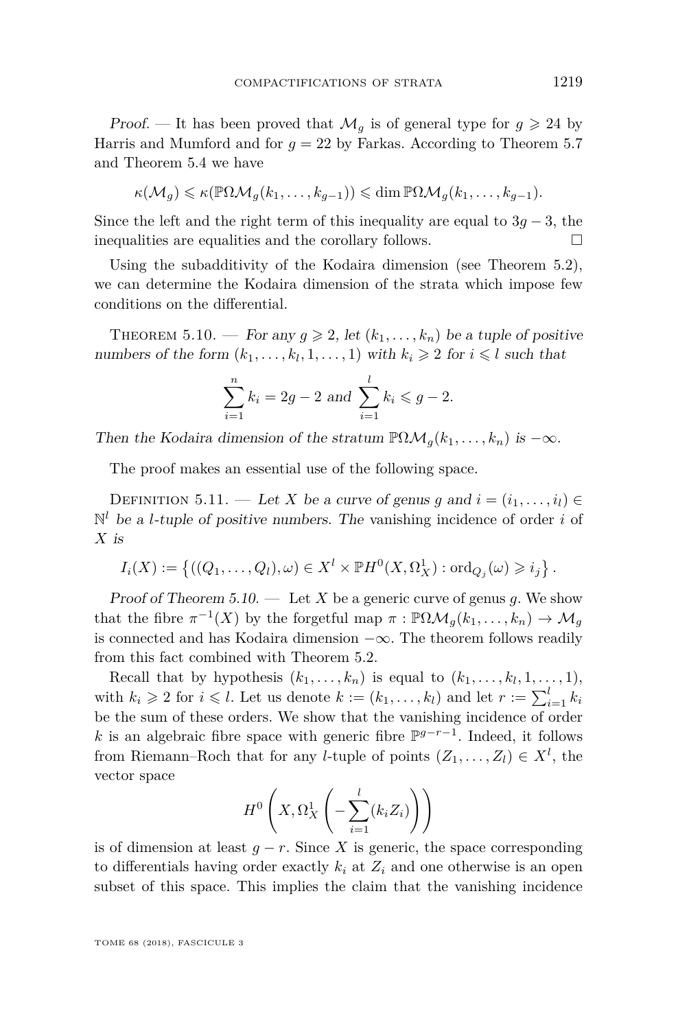*Proof.* — It has been proved that $\mathcal{M}_g$ is of general type for $g \geqslant 24$ by Harris and Mumford and for $g = 22$ by Farkas. According to Theorem 5.7 and Theorem 5.4 we have

$$\kappa(\mathcal{M}_g) \leqslant \kappa(\mathbb{P}\Omega\mathcal{M}_g(k_1, \ldots, k_{g-1})) \leqslant \dim \mathbb{P}\Omega\mathcal{M}_g(k_1, \ldots, k_{g-1}).$$

Since the left and the right term of this inequality are equal to $3g - 3$, the inequalities are equalities and the corollary follows. $\square$

Using the subadditivity of the Kodaira dimension (see Theorem 5.2), we can determine the Kodaira dimension of the strata which impose few conditions on the differential.

Theorem 5.10. — *For any $g \geqslant 2$, let $(k_1, \ldots, k_n)$ be a tuple of positive numbers of the form $(k_1, \ldots, k_l, 1, \ldots, 1)$ with $k_i \geqslant 2$ for $i \leqslant l$ such that*

$$\sum_{i=1}^{n} k_i = 2g - 2 \text{ and } \sum_{i=1}^{l} k_i \leqslant g - 2.$$

*Then the Kodaira dimension of the stratum $\mathbb{P}\Omega\mathcal{M}_g(k_1, \ldots, k_n)$ is $-\infty$.*

The proof makes an essential use of the following space.

Definition 5.11. — *Let $X$ be a curve of genus $g$ and $i = (i_1, \ldots, i_l) \in \mathbb{N}^l$ be a $l$-tuple of positive numbers. The* vanishing incidence *of order $i$ of $X$ is*

$$I_i(X) := \left\{ ((Q_1, \ldots, Q_l), \omega) \in X^l \times \mathbb{P}H^0(X, \Omega_X^1) : \operatorname{ord}_{Q_j}(\omega) \geqslant i_j \right\}.$$

*Proof of Theorem 5.10.* — Let $X$ be a generic curve of genus $g$. We show that the fibre $\pi^{-1}(X)$ by the forgetful map $\pi : \mathbb{P}\Omega\mathcal{M}_g(k_1, \ldots, k_n) \to \mathcal{M}_g$ is connected and has Kodaira dimension $-\infty$. The theorem follows readily from this fact combined with Theorem 5.2.

Recall that by hypothesis $(k_1, \ldots, k_n)$ is equal to $(k_1, \ldots, k_l, 1, \ldots, 1)$, with $k_i \geqslant 2$ for $i \leqslant l$. Let us denote $k := (k_1, \ldots, k_l)$ and let $r := \sum_{i=1}^{l} k_i$ be the sum of these orders. We show that the vanishing incidence of order $k$ is an algebraic fibre space with generic fibre $\mathbb{P}^{g-r-1}$. Indeed, it follows from Riemann–Roch that for any $l$-tuple of points $(Z_1, \ldots, Z_l) \in X^l$, the vector space

$$H^0\left(X, \Omega_X^1\left(-\sum_{i=1}^{l}(k_i Z_i)\right)\right)$$

is of dimension at least $g - r$. Since $X$ is generic, the space corresponding to differentials having order exactly $k_i$ at $Z_i$ and one otherwise is an open subset of this space. This implies the claim that the vanishing incidence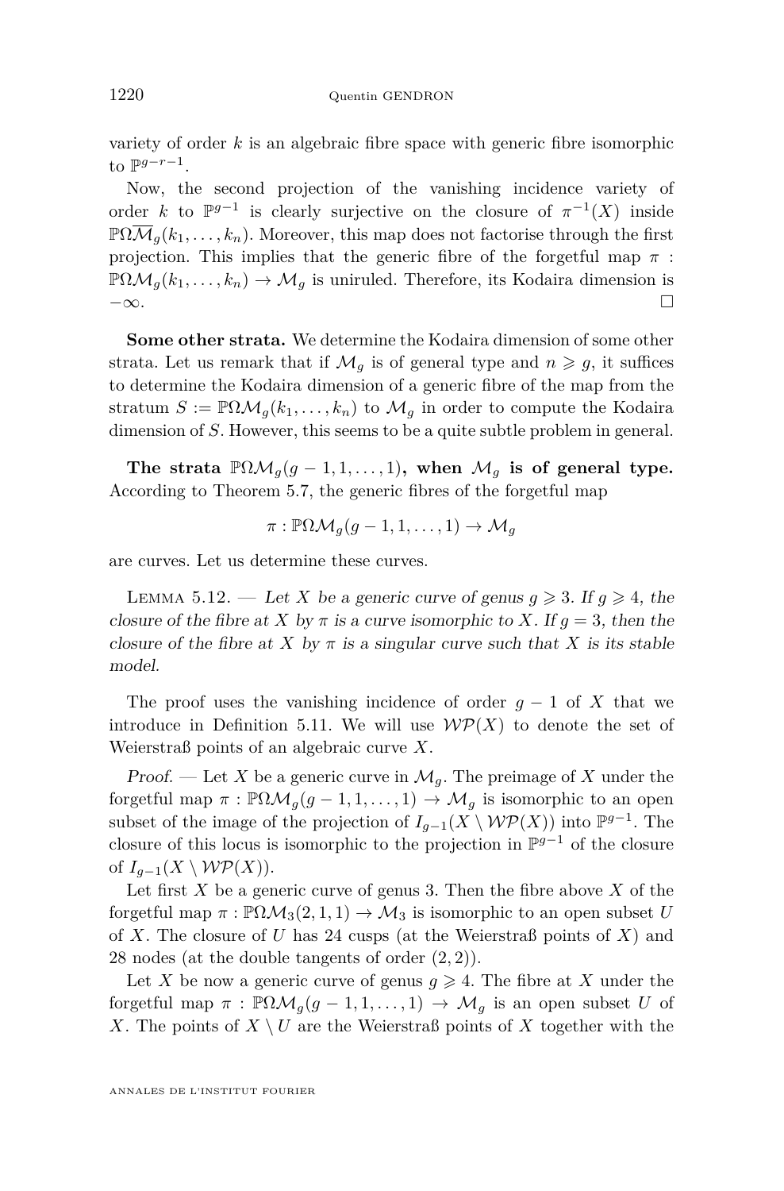variety of order $k$ is an algebraic fibre space with generic fibre isomorphic to $\mathbb{P}^{g-r-1}$.

Now, the second projection of the vanishing incidence variety of order $k$ to $\mathbb{P}^{g-1}$ is clearly surjective on the closure of $\pi^{-1}(X)$ inside $\mathbb{P}\Omega\overline{\mathcal{M}}_g(k_1,\ldots,k_n)$. Moreover, this map does not factorise through the first projection. This implies that the generic fibre of the forgetful map $\pi : \mathbb{P}\Omega\mathcal{M}_g(k_1,\ldots,k_n) \to \mathcal{M}_g$ is uniruled. Therefore, its Kodaira dimension is $-\infty$. $\square$

**Some other strata.** We determine the Kodaira dimension of some other strata. Let us remark that if $\mathcal{M}_g$ is of general type and $n \geqslant g$, it suffices to determine the Kodaira dimension of a generic fibre of the map from the stratum $S := \mathbb{P}\Omega\mathcal{M}_g(k_1,\ldots,k_n)$ to $\mathcal{M}_g$ in order to compute the Kodaira dimension of $S$. However, this seems to be a quite subtle problem in general.

**The strata $\mathbb{P}\Omega\mathcal{M}_g(g-1,1,\ldots,1)$, when $\mathcal{M}_g$ is of general type.** According to Theorem 5.7, the generic fibres of the forgetful map

$$\pi : \mathbb{P}\Omega\mathcal{M}_g(g-1,1,\ldots,1) \to \mathcal{M}_g$$

are curves. Let us determine these curves.

Lemma 5.12. — *Let $X$ be a generic curve of genus $g \geqslant 3$. If $g \geqslant 4$, the closure of the fibre at $X$ by $\pi$ is a curve isomorphic to $X$. If $g = 3$, then the closure of the fibre at $X$ by $\pi$ is a singular curve such that $X$ is its stable model.*

The proof uses the vanishing incidence of order $g-1$ of $X$ that we introduce in Definition 5.11. We will use $\mathcal{WP}(X)$ to denote the set of Weierstraß points of an algebraic curve $X$.

*Proof.* — Let $X$ be a generic curve in $\mathcal{M}_g$. The preimage of $X$ under the forgetful map $\pi : \mathbb{P}\Omega\mathcal{M}_g(g-1,1,\ldots,1) \to \mathcal{M}_g$ is isomorphic to an open subset of the image of the projection of $I_{g-1}(X \setminus \mathcal{WP}(X))$ into $\mathbb{P}^{g-1}$. The closure of this locus is isomorphic to the projection in $\mathbb{P}^{g-1}$ of the closure of $I_{g-1}(X \setminus \mathcal{WP}(X))$.

Let first $X$ be a generic curve of genus 3. Then the fibre above $X$ of the forgetful map $\pi : \mathbb{P}\Omega\mathcal{M}_3(2,1,1) \to \mathcal{M}_3$ is isomorphic to an open subset $U$ of $X$. The closure of $U$ has 24 cusps (at the Weierstraß points of $X$) and 28 nodes (at the double tangents of order $(2,2)$).

Let $X$ be now a generic curve of genus $g \geqslant 4$. The fibre at $X$ under the forgetful map $\pi : \mathbb{P}\Omega\mathcal{M}_g(g-1,1,\ldots,1) \to \mathcal{M}_g$ is an open subset $U$ of $X$. The points of $X \setminus U$ are the Weierstraß points of $X$ together with the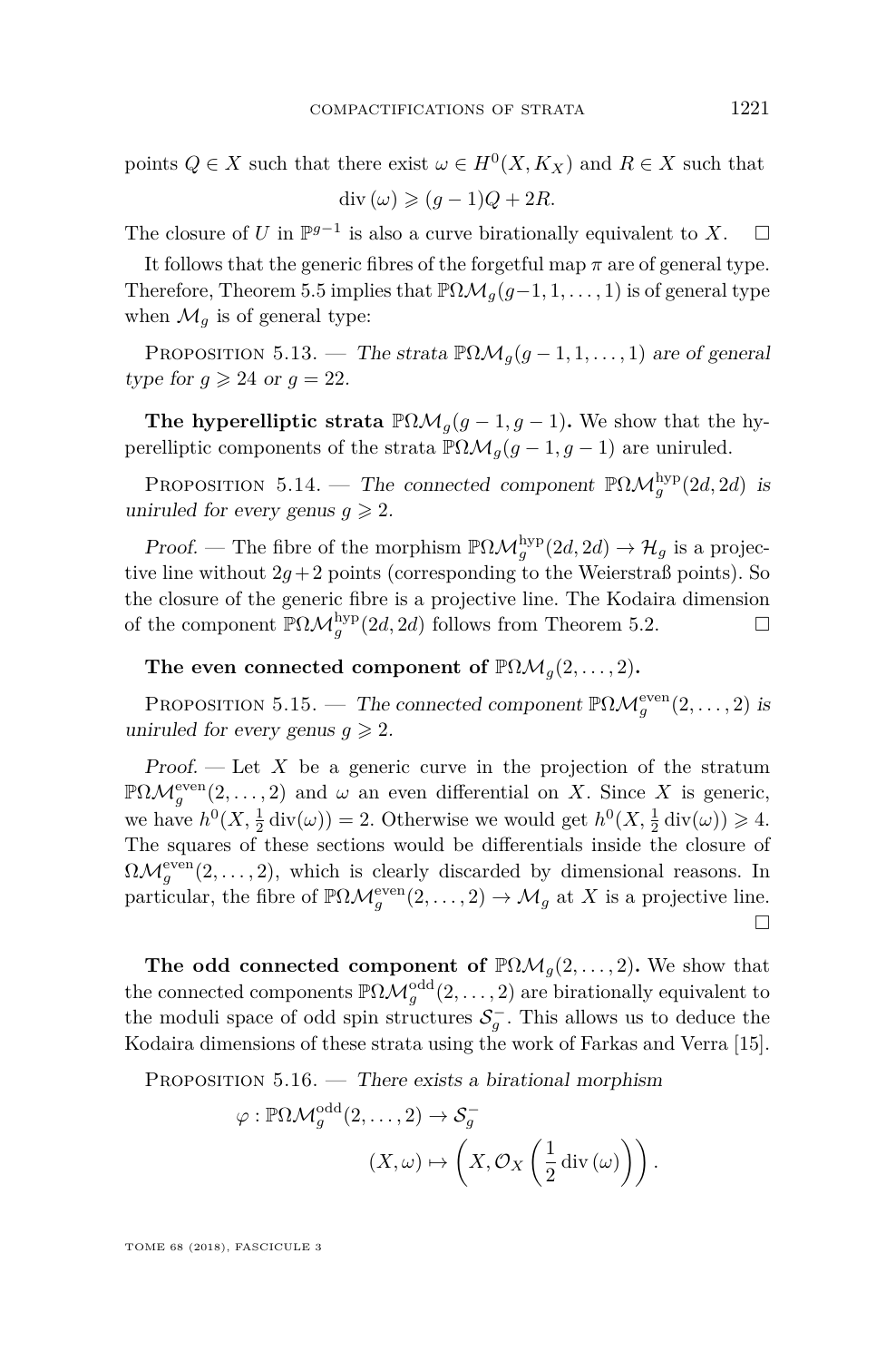points $Q \in X$ such that there exist $\omega \in H^0(X, K_X)$ and $R \in X$ such that

$$\operatorname{div}(\omega) \geqslant (g-1)Q + 2R.$$

The closure of $U$ in $\mathbb{P}^{g-1}$ is also a curve birationally equivalent to $X$. □

It follows that the generic fibres of the forgetful map $\pi$ are of general type. Therefore, Theorem 5.5 implies that $\mathbb{P}\Omega\mathcal{M}_g(g-1, 1, \ldots, 1)$ is of general type when $\mathcal{M}_g$ is of general type:

Proposition 5.13. — *The strata $\mathbb{P}\Omega\mathcal{M}_g(g-1, 1, \ldots, 1)$ are of general type for $g \geqslant 24$ or $g = 22$.*

**The hyperelliptic strata $\mathbb{P}\Omega\mathcal{M}_g(g-1, g-1)$.** We show that the hyperelliptic components of the strata $\mathbb{P}\Omega\mathcal{M}_g(g-1, g-1)$ are uniruled.

Proposition 5.14. — *The connected component $\mathbb{P}\Omega\mathcal{M}_g^{\mathrm{hyp}}(2d, 2d)$ is uniruled for every genus $g \geqslant 2$.*

*Proof.* — The fibre of the morphism $\mathbb{P}\Omega\mathcal{M}_g^{\mathrm{hyp}}(2d, 2d) \to \mathcal{H}_g$ is a projective line without $2g+2$ points (corresponding to the Weierstraß points). So the closure of the generic fibre is a projective line. The Kodaira dimension of the component $\mathbb{P}\Omega\mathcal{M}_g^{\mathrm{hyp}}(2d, 2d)$ follows from Theorem 5.2. □

**The even connected component of $\mathbb{P}\Omega\mathcal{M}_g(2, \ldots, 2)$.**

Proposition 5.15. — *The connected component $\mathbb{P}\Omega\mathcal{M}_g^{\mathrm{even}}(2, \ldots, 2)$ is uniruled for every genus $g \geqslant 2$.*

*Proof.* — Let $X$ be a generic curve in the projection of the stratum $\mathbb{P}\Omega\mathcal{M}_g^{\mathrm{even}}(2, \ldots, 2)$ and $\omega$ an even differential on $X$. Since $X$ is generic, we have $h^0(X, \frac{1}{2}\operatorname{div}(\omega)) = 2$. Otherwise we would get $h^0(X, \frac{1}{2}\operatorname{div}(\omega)) \geqslant 4$. The squares of these sections would be differentials inside the closure of $\Omega\mathcal{M}_g^{\mathrm{even}}(2, \ldots, 2)$, which is clearly discarded by dimensional reasons. In particular, the fibre of $\mathbb{P}\Omega\mathcal{M}_g^{\mathrm{even}}(2, \ldots, 2) \to \mathcal{M}_g$ at $X$ is a projective line. □

**The odd connected component of $\mathbb{P}\Omega\mathcal{M}_g(2, \ldots, 2)$.** We show that the connected components $\mathbb{P}\Omega\mathcal{M}_g^{\mathrm{odd}}(2, \ldots, 2)$ are birationally equivalent to the moduli space of odd spin structures $\mathcal{S}_g^-$. This allows us to deduce the Kodaira dimensions of these strata using the work of Farkas and Verra [15].

Proposition 5.16. — *There exists a birational morphism*

$$\varphi : \mathbb{P}\Omega\mathcal{M}_g^{\mathrm{odd}}(2, \ldots, 2) \to \mathcal{S}_g^- \\ (X, \omega) \mapsto \left(X, \mathcal{O}_X\left(\frac{1}{2}\operatorname{div}(\omega)\right)\right).$$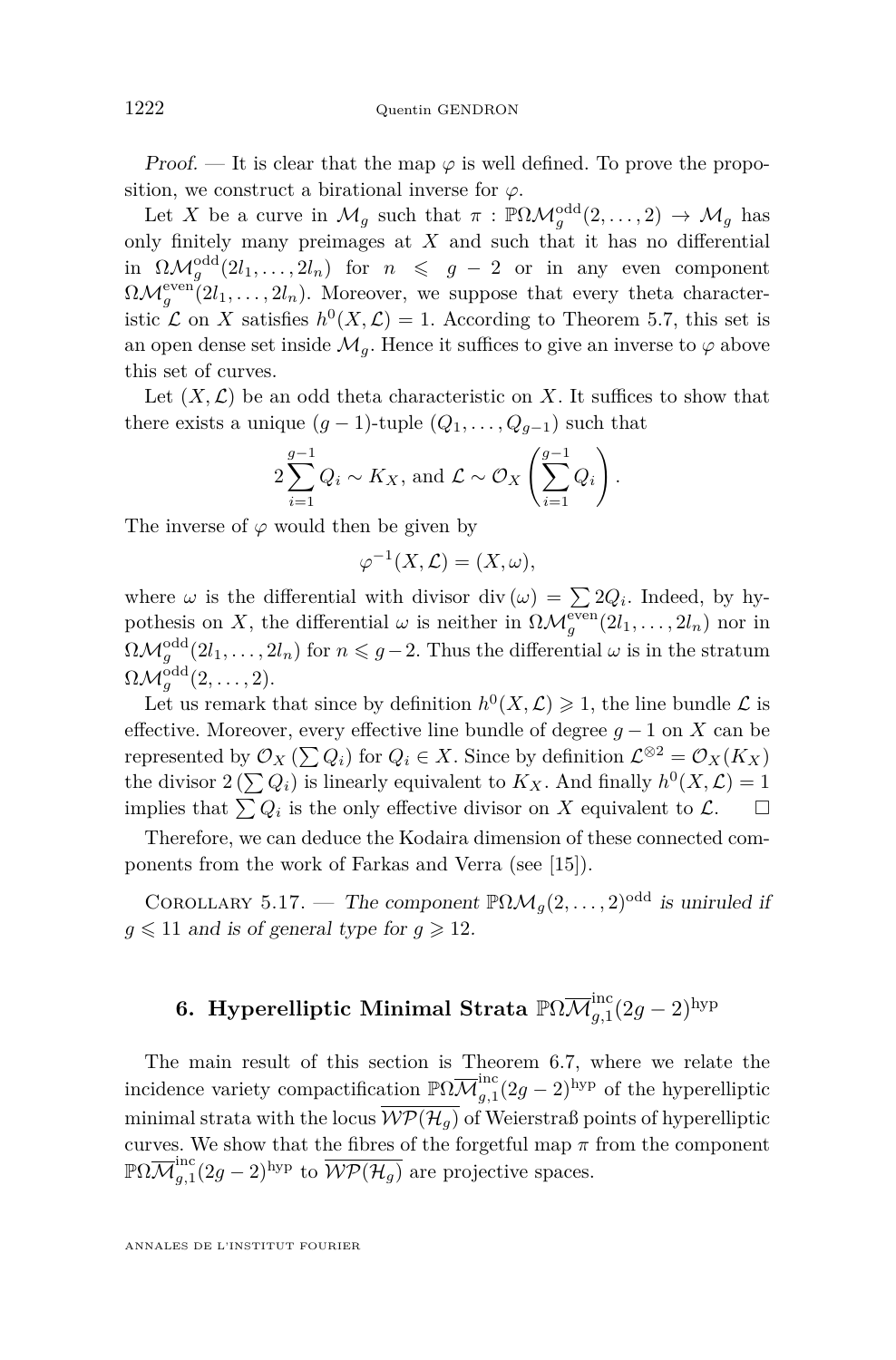*Proof.* — It is clear that the map $\varphi$ is well defined. To prove the proposition, we construct a birational inverse for $\varphi$.

Let $X$ be a curve in $\mathcal{M}_g$ such that $\pi : \mathbb{P}\Omega\mathcal{M}_g^{\mathrm{odd}}(2,\ldots,2) \to \mathcal{M}_g$ has only finitely many preimages at $X$ and such that it has no differential in $\Omega\mathcal{M}_g^{\mathrm{odd}}(2l_1,\ldots,2l_n)$ for $n \leqslant g-2$ or in any even component $\Omega\mathcal{M}_g^{\mathrm{even}}(2l_1,\ldots,2l_n)$. Moreover, we suppose that every theta characteristic $\mathcal{L}$ on $X$ satisfies $h^0(X,\mathcal{L}) = 1$. According to Theorem 5.7, this set is an open dense set inside $\mathcal{M}_g$. Hence it suffices to give an inverse to $\varphi$ above this set of curves.

Let $(X,\mathcal{L})$ be an odd theta characteristic on $X$. It suffices to show that there exists a unique $(g-1)$-tuple $(Q_1,\ldots,Q_{g-1})$ such that

$$2\sum_{i=1}^{g-1} Q_i \sim K_X, \text{ and } \mathcal{L} \sim \mathcal{O}_X\left(\sum_{i=1}^{g-1} Q_i\right).$$

The inverse of $\varphi$ would then be given by

$$\varphi^{-1}(X,\mathcal{L}) = (X,\omega),$$

where $\omega$ is the differential with divisor $\operatorname{div}(\omega) = \sum 2Q_i$. Indeed, by hypothesis on $X$, the differential $\omega$ is neither in $\Omega\mathcal{M}_g^{\mathrm{even}}(2l_1,\ldots,2l_n)$ nor in $\Omega\mathcal{M}_g^{\mathrm{odd}}(2l_1,\ldots,2l_n)$ for $n \leqslant g-2$. Thus the differential $\omega$ is in the stratum $\Omega\mathcal{M}_g^{\mathrm{odd}}(2,\ldots,2)$.

Let us remark that since by definition $h^0(X,\mathcal{L}) \geqslant 1$, the line bundle $\mathcal{L}$ is effective. Moreover, every effective line bundle of degree $g-1$ on $X$ can be represented by $\mathcal{O}_X\left(\sum Q_i\right)$ for $Q_i \in X$. Since by definition $\mathcal{L}^{\otimes 2} = \mathcal{O}_X(K_X)$ the divisor $2\left(\sum Q_i\right)$ is linearly equivalent to $K_X$. And finally $h^0(X,\mathcal{L}) = 1$ implies that $\sum Q_i$ is the only effective divisor on $X$ equivalent to $\mathcal{L}$. □

Therefore, we can deduce the Kodaira dimension of these connected components from the work of Farkas and Verra (see [15]).

Corollary 5.17. — *The component $\mathbb{P}\Omega\mathcal{M}_g(2,\ldots,2)^{\mathrm{odd}}$ is uniruled if $g \leqslant 11$ and is of general type for $g \geqslant 12$.*

## 6. Hyperelliptic Minimal Strata $\mathbb{P}\Omega\overline{\mathcal{M}}_{g,1}^{\mathrm{inc}}(2g-2)^{\mathrm{hyp}}$

The main result of this section is Theorem 6.7, where we relate the incidence variety compactification $\mathbb{P}\Omega\overline{\mathcal{M}}_{g,1}^{\mathrm{inc}}(2g-2)^{\mathrm{hyp}}$ of the hyperelliptic minimal strata with the locus $\overline{\mathcal{WP}(\mathcal{H}_g)}$ of Weierstraß points of hyperelliptic curves. We show that the fibres of the forgetful map $\pi$ from the component $\mathbb{P}\Omega\overline{\mathcal{M}}_{g,1}^{\mathrm{inc}}(2g-2)^{\mathrm{hyp}}$ to $\overline{\mathcal{WP}(\mathcal{H}_g)}$ are projective spaces.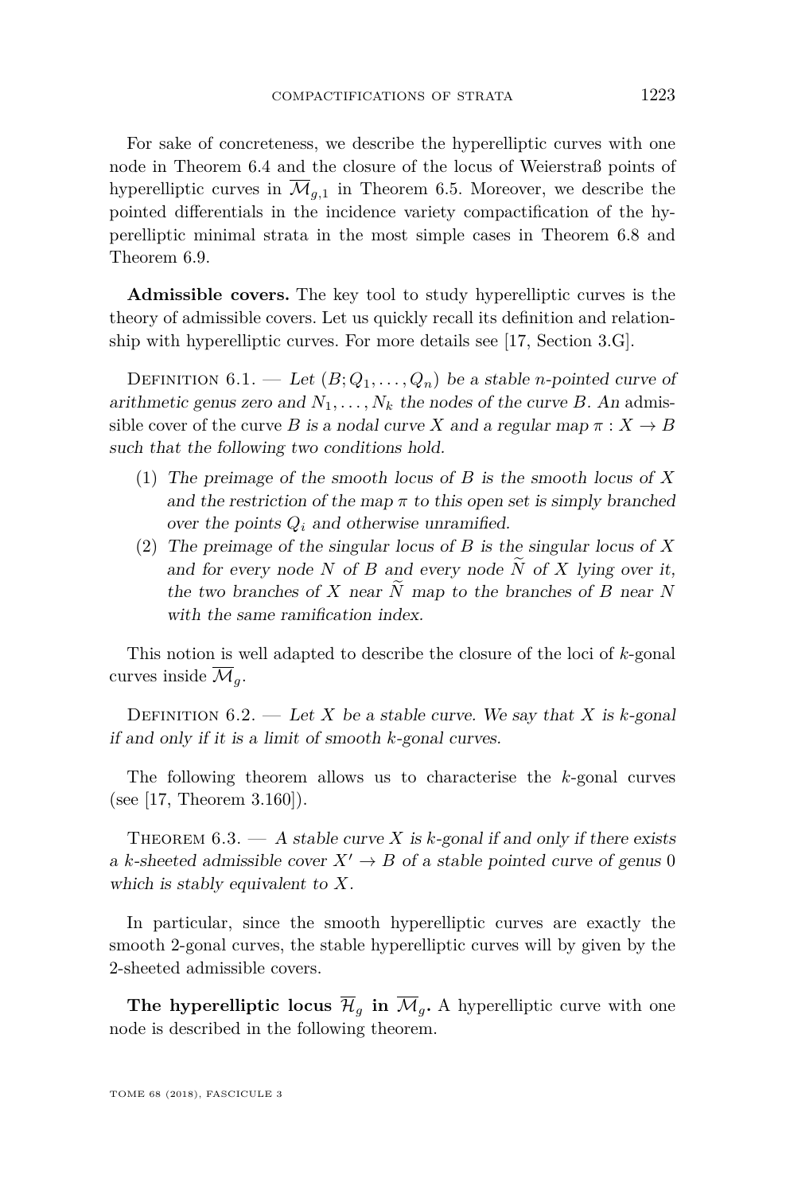For sake of concreteness, we describe the hyperelliptic curves with one node in Theorem 6.4 and the closure of the locus of Weierstraß points of hyperelliptic curves in $\overline{\mathcal{M}}_{g,1}$ in Theorem 6.5. Moreover, we describe the pointed differentials in the incidence variety compactification of the hyperelliptic minimal strata in the most simple cases in Theorem 6.8 and Theorem 6.9.

**Admissible covers.** The key tool to study hyperelliptic curves is the theory of admissible covers. Let us quickly recall its definition and relationship with hyperelliptic curves. For more details see [17, Section 3.G].

Definition 6.1. — *Let $(B; Q_1, \dots, Q_n)$ be a stable $n$-pointed curve of arithmetic genus zero and $N_1, \dots, N_k$ the nodes of the curve $B$. An* admissible cover *of the curve $B$ is a nodal curve $X$ and a regular map $\pi : X \to B$ such that the following two conditions hold.*

1. *The preimage of the smooth locus of $B$ is the smooth locus of $X$ and the restriction of the map $\pi$ to this open set is simply branched over the points $Q_i$ and otherwise unramified.*
2. *The preimage of the singular locus of $B$ is the singular locus of $X$ and for every node $N$ of $B$ and every node $\widetilde{N}$ of $X$ lying over it, the two branches of $X$ near $\widetilde{N}$ map to the branches of $B$ near $N$ with the same ramification index.*

This notion is well adapted to describe the closure of the loci of $k$-gonal curves inside $\overline{\mathcal{M}}_g$.

Definition 6.2. — *Let $X$ be a stable curve. We say that $X$ is $k$-gonal if and only if it is a limit of smooth $k$-gonal curves.*

The following theorem allows us to characterise the $k$-gonal curves (see [17, Theorem 3.160]).

Theorem 6.3. — *A stable curve $X$ is $k$-gonal if and only if there exists a $k$-sheeted admissible cover $X' \to B$ of a stable pointed curve of genus 0 which is stably equivalent to $X$.*

In particular, since the smooth hyperelliptic curves are exactly the smooth 2-gonal curves, the stable hyperelliptic curves will by given by the 2-sheeted admissible covers.

**The hyperelliptic locus $\overline{\mathcal{H}}_g$ in $\overline{\mathcal{M}}_g$.** A hyperelliptic curve with one node is described in the following theorem.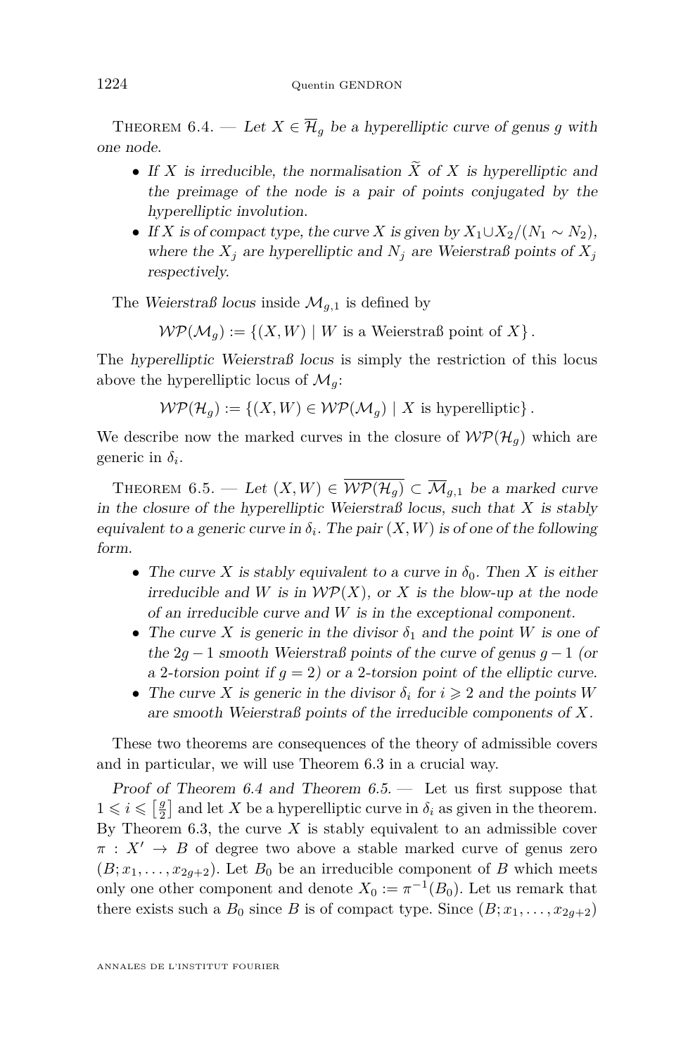Theorem 6.4. — *Let $X \in \overline{\mathcal{H}}_g$ be a hyperelliptic curve of genus $g$ with one node.*

- *If $X$ is irreducible, the normalisation $\widetilde{X}$ of $X$ is hyperelliptic and the preimage of the node is a pair of points conjugated by the hyperelliptic involution.*
- *If $X$ is of compact type, the curve $X$ is given by $X_1 \cup X_2/(N_1 \sim N_2)$, where the $X_j$ are hyperelliptic and $N_j$ are Weierstraß points of $X_j$ respectively.*

The *Weierstraß locus* inside $\mathcal{M}_{g,1}$ is defined by

$$\mathcal{WP}(\mathcal{M}_g) := \{(X, W) \mid W \text{ is a Weierstraß point of } X\}.$$

The *hyperelliptic Weierstraß locus* is simply the restriction of this locus above the hyperelliptic locus of $\mathcal{M}_g$:

$$\mathcal{WP}(\mathcal{H}_g) := \{(X, W) \in \mathcal{WP}(\mathcal{M}_g) \mid X \text{ is hyperelliptic}\}.$$

We describe now the marked curves in the closure of $\mathcal{WP}(\mathcal{H}_g)$ which are generic in $\delta_i$.

Theorem 6.5. — *Let $(X, W) \in \overline{\mathcal{WP}(\mathcal{H}_g)} \subset \overline{\mathcal{M}}_{g,1}$ be a marked curve in the closure of the hyperelliptic Weierstraß locus, such that $X$ is stably equivalent to a generic curve in $\delta_i$. The pair $(X, W)$ is of one of the following form.*

- *The curve $X$ is stably equivalent to a curve in $\delta_0$. Then $X$ is either irreducible and $W$ is in $\mathcal{WP}(X)$, or $X$ is the blow-up at the node of an irreducible curve and $W$ is in the exceptional component.*
- *The curve $X$ is generic in the divisor $\delta_1$ and the point $W$ is one of the $2g-1$ smooth Weierstraß points of the curve of genus $g-1$ (or a 2-torsion point if $g = 2$) or a 2-torsion point of the elliptic curve.*
- *The curve $X$ is generic in the divisor $\delta_i$ for $i \geqslant 2$ and the points $W$ are smooth Weierstraß points of the irreducible components of $X$.*

These two theorems are consequences of the theory of admissible covers and in particular, we will use Theorem 6.3 in a crucial way.

*Proof of Theorem 6.4 and Theorem 6.5.* — Let us first suppose that $1 \leqslant i \leqslant \left[\frac{g}{2}\right]$ and let $X$ be a hyperelliptic curve in $\delta_i$ as given in the theorem. By Theorem 6.3, the curve $X$ is stably equivalent to an admissible cover $\pi : X' \to B$ of degree two above a stable marked curve of genus zero $(B; x_1, \ldots, x_{2g+2})$. Let $B_0$ be an irreducible component of $B$ which meets only one other component and denote $X_0 := \pi^{-1}(B_0)$. Let us remark that there exists such a $B_0$ since $B$ is of compact type. Since $(B; x_1, \ldots, x_{2g+2})$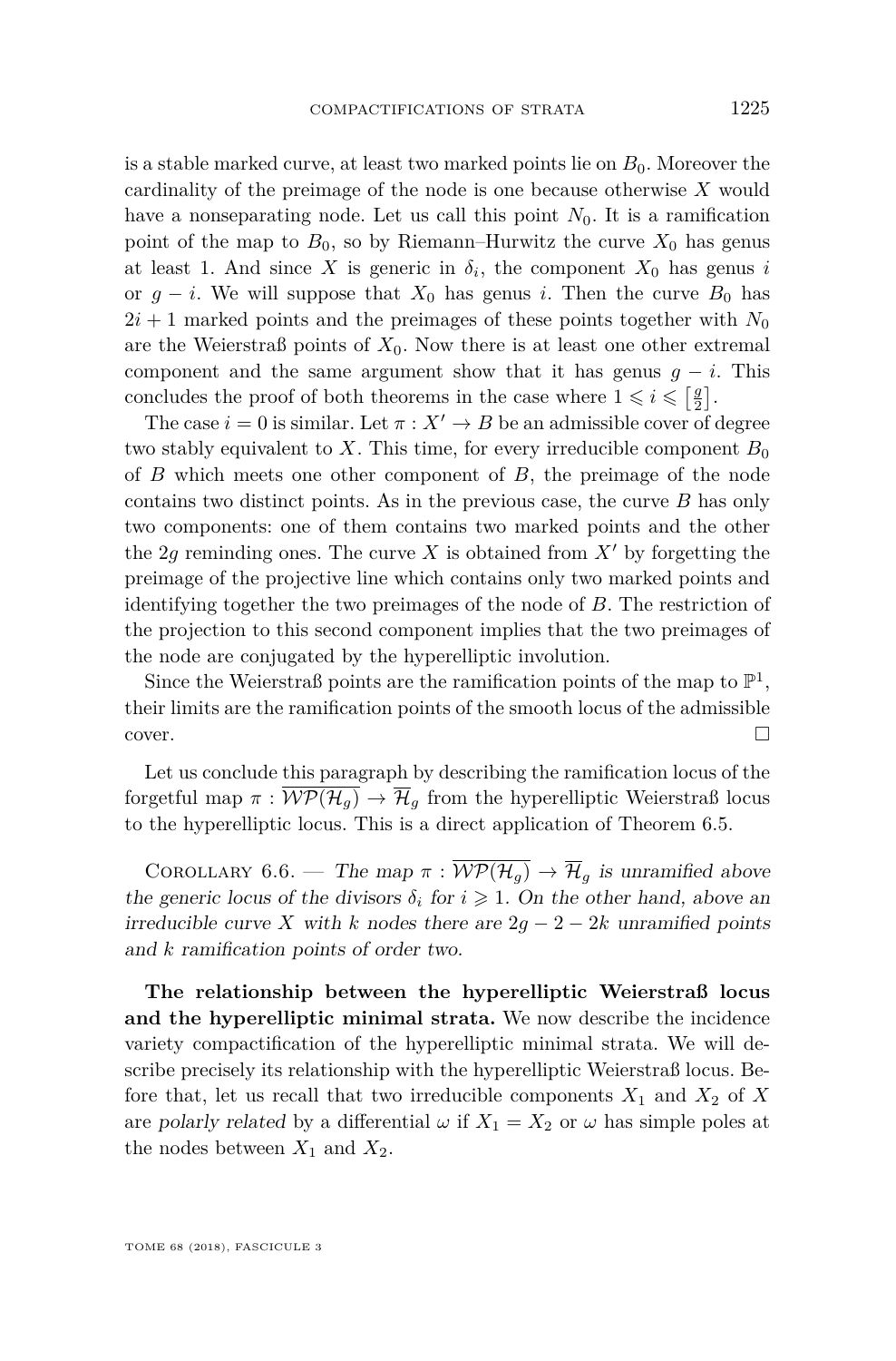is a stable marked curve, at least two marked points lie on $B_0$. Moreover the cardinality of the preimage of the node is one because otherwise $X$ would have a nonseparating node. Let us call this point $N_0$. It is a ramification point of the map to $B_0$, so by Riemann–Hurwitz the curve $X_0$ has genus at least 1. And since $X$ is generic in $\delta_i$, the component $X_0$ has genus $i$ or $g-i$. We will suppose that $X_0$ has genus $i$. Then the curve $B_0$ has $2i+1$ marked points and the preimages of these points together with $N_0$ are the Weierstraß points of $X_0$. Now there is at least one other extremal component and the same argument show that it has genus $g-i$. This concludes the proof of both theorems in the case where $1 \leqslant i \leqslant \left[\frac{g}{2}\right]$.

The case $i = 0$ is similar. Let $\pi : X' \to B$ be an admissible cover of degree two stably equivalent to $X$. This time, for every irreducible component $B_0$ of $B$ which meets one other component of $B$, the preimage of the node contains two distinct points. As in the previous case, the curve $B$ has only two components: one of them contains two marked points and the other the $2g$ reminding ones. The curve $X$ is obtained from $X'$ by forgetting the preimage of the projective line which contains only two marked points and identifying together the two preimages of the node of $B$. The restriction of the projection to this second component implies that the two preimages of the node are conjugated by the hyperelliptic involution.

Since the Weierstraß points are the ramification points of the map to $\mathbb{P}^1$, their limits are the ramification points of the smooth locus of the admissible cover. □

Let us conclude this paragraph by describing the ramification locus of the forgetful map $\pi : \overline{\mathcal{WP}(\mathcal{H}_g)} \to \overline{\mathcal{H}}_g$ from the hyperelliptic Weierstraß locus to the hyperelliptic locus. This is a direct application of Theorem 6.5.

Corollary 6.6. — *The map $\pi : \overline{\mathcal{WP}(\mathcal{H}_g)} \to \overline{\mathcal{H}}_g$ is unramified above the generic locus of the divisors $\delta_i$ for $i \geqslant 1$. On the other hand, above an irreducible curve $X$ with $k$ nodes there are $2g-2-2k$ unramified points and $k$ ramification points of order two.*

**The relationship between the hyperelliptic Weierstraß locus and the hyperelliptic minimal strata.** We now describe the incidence variety compactification of the hyperelliptic minimal strata. We will describe precisely its relationship with the hyperelliptic Weierstraß locus. Before that, let us recall that two irreducible components $X_1$ and $X_2$ of $X$ are *polarly related* by a differential $\omega$ if $X_1 = X_2$ or $\omega$ has simple poles at the nodes between $X_1$ and $X_2$.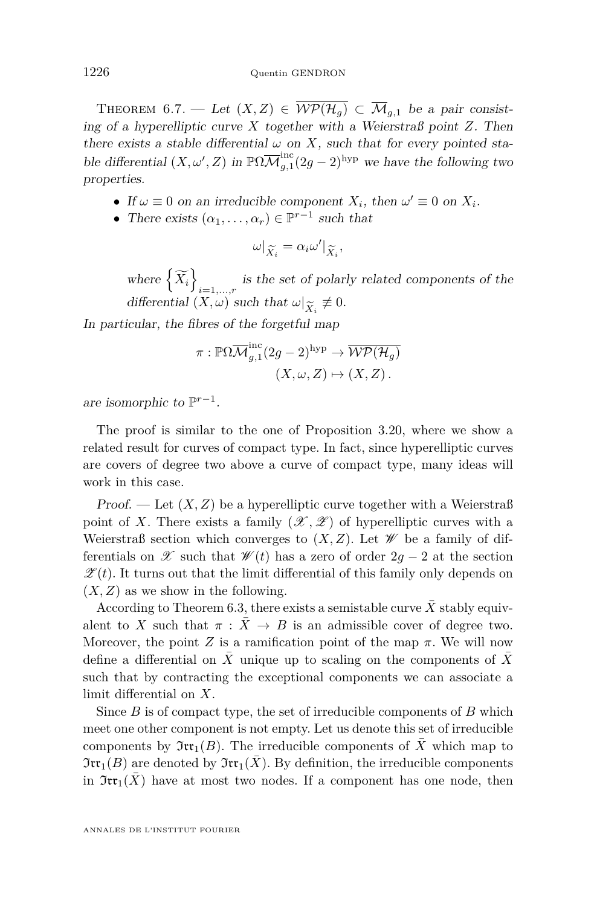THEOREM 6.7. — *Let $(X,Z) \in \overline{\mathcal{WP}(\mathcal{H}_g)} \subset \overline{\mathcal{M}}_{g,1}$ be a pair consisting of a hyperelliptic curve $X$ together with a Weierstraß point $Z$. Then there exists a stable differential $\omega$ on $X$, such that for every pointed stable differential $(X,\omega',Z)$ in $\mathbb{P}\Omega\overline{\mathcal{M}}_{g,1}^{\mathrm{inc}}(2g-2)^{\mathrm{hyp}}$ we have the following two properties.*

- *If $\omega \equiv 0$ on an irreducible component $X_i$, then $\omega' \equiv 0$ on $X_i$.*
- *There exists $(\alpha_1,\dots,\alpha_r) \in \mathbb{P}^{r-1}$ such that*

$$\omega|_{\widetilde{X}_i} = \alpha_i \omega'|_{\widetilde{X}_i},$$

  *where $\left\{\widetilde{X}_i\right\}_{i=1,\dots,r}$ is the set of polarly related components of the differential $(X,\omega)$ such that $\omega|_{\widetilde{X}_i} \not\equiv 0$.*

*In particular, the fibres of the forgetful map*

$$\pi : \mathbb{P}\Omega\overline{\mathcal{M}}_{g,1}^{\mathrm{inc}}(2g-2)^{\mathrm{hyp}} \to \overline{\mathcal{WP}(\mathcal{H}_g)}$$
$$(X,\omega,Z) \mapsto (X,Z)\,.$$

*are isomorphic to $\mathbb{P}^{r-1}$.*

The proof is similar to the one of Proposition 3.20, where we show a related result for curves of compact type. In fact, since hyperelliptic curves are covers of degree two above a curve of compact type, many ideas will work in this case.

*Proof.* — Let $(X,Z)$ be a hyperelliptic curve together with a Weierstraß point of $X$. There exists a family $(\mathscr{X},\mathscr{Z})$ of hyperelliptic curves with a Weierstraß section which converges to $(X,Z)$. Let $\mathscr{W}$ be a family of differentials on $\mathscr{X}$ such that $\mathscr{W}(t)$ has a zero of order $2g-2$ at the section $\mathscr{Z}(t)$. It turns out that the limit differential of this family only depends on $(X,Z)$ as we show in the following.

According to Theorem 6.3, there exists a semistable curve $\bar{X}$ stably equivalent to $X$ such that $\pi : \bar{X} \to B$ is an admissible cover of degree two. Moreover, the point $Z$ is a ramification point of the map $\pi$. We will now define a differential on $\bar{X}$ unique up to scaling on the components of $\bar{X}$ such that by contracting the exceptional components we can associate a limit differential on $X$.

Since $B$ is of compact type, the set of irreducible components of $B$ which meet one other component is not empty. Let us denote this set of irreducible components by $\mathfrak{Irr}_1(B)$. The irreducible components of $\bar{X}$ which map to $\mathfrak{Irr}_1(B)$ are denoted by $\mathfrak{Irr}_1(\bar{X})$. By definition, the irreducible components in $\mathfrak{Irr}_1(\bar{X})$ have at most two nodes. If a component has one node, then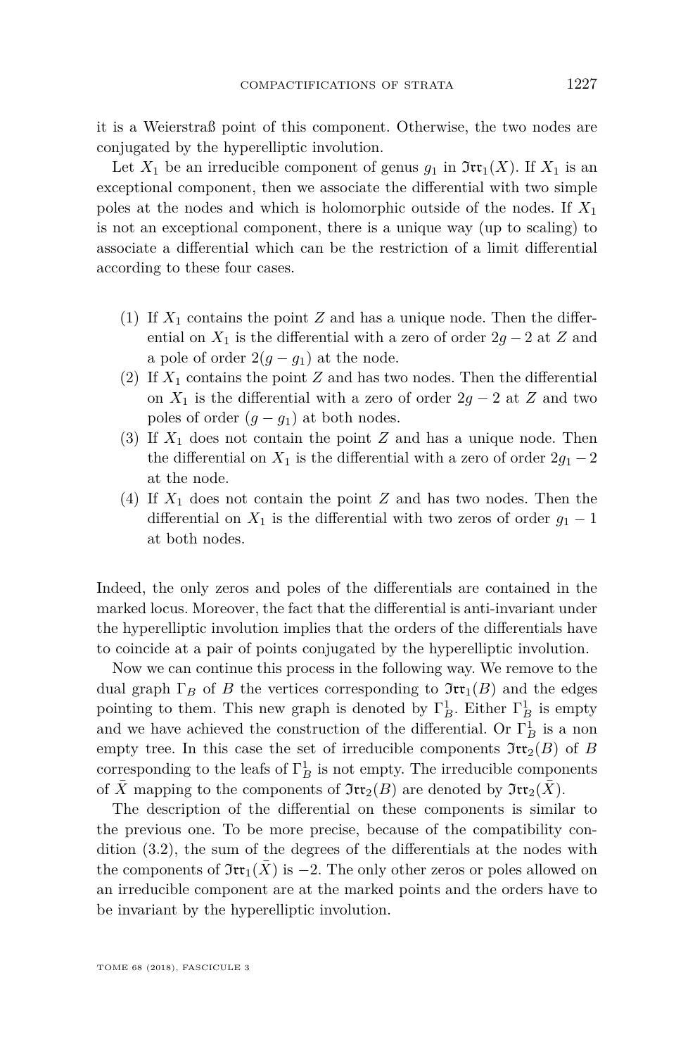it is a Weierstraß point of this component. Otherwise, the two nodes are conjugated by the hyperelliptic involution.

Let $X_1$ be an irreducible component of genus $g_1$ in $\mathfrak{Irr}_1(X)$. If $X_1$ is an exceptional component, then we associate the differential with two simple poles at the nodes and which is holomorphic outside of the nodes. If $X_1$ is not an exceptional component, there is a unique way (up to scaling) to associate a differential which can be the restriction of a limit differential according to these four cases.

1. If $X_1$ contains the point $Z$ and has a unique node. Then the differential on $X_1$ is the differential with a zero of order $2g-2$ at $Z$ and a pole of order $2(g-g_1)$ at the node.
2. If $X_1$ contains the point $Z$ and has two nodes. Then the differential on $X_1$ is the differential with a zero of order $2g-2$ at $Z$ and two poles of order $(g-g_1)$ at both nodes.
3. If $X_1$ does not contain the point $Z$ and has a unique node. Then the differential on $X_1$ is the differential with a zero of order $2g_1-2$ at the node.
4. If $X_1$ does not contain the point $Z$ and has two nodes. Then the differential on $X_1$ is the differential with two zeros of order $g_1-1$ at both nodes.

Indeed, the only zeros and poles of the differentials are contained in the marked locus. Moreover, the fact that the differential is anti-invariant under the hyperelliptic involution implies that the orders of the differentials have to coincide at a pair of points conjugated by the hyperelliptic involution.

Now we can continue this process in the following way. We remove to the dual graph $\Gamma_B$ of $B$ the vertices corresponding to $\mathfrak{Irr}_1(B)$ and the edges pointing to them. This new graph is denoted by $\Gamma_B^1$. Either $\Gamma_B^1$ is empty and we have achieved the construction of the differential. Or $\Gamma_B^1$ is a non empty tree. In this case the set of irreducible components $\mathfrak{Irr}_2(B)$ of $B$ corresponding to the leafs of $\Gamma_B^1$ is not empty. The irreducible components of $\bar{X}$ mapping to the components of $\mathfrak{Irr}_2(B)$ are denoted by $\mathfrak{Irr}_2(\bar{X})$.

The description of the differential on these components is similar to the previous one. To be more precise, because of the compatibility condition (3.2), the sum of the degrees of the differentials at the nodes with the components of $\mathfrak{Irr}_1(\bar{X})$ is $-2$. The only other zeros or poles allowed on an irreducible component are at the marked points and the orders have to be invariant by the hyperelliptic involution.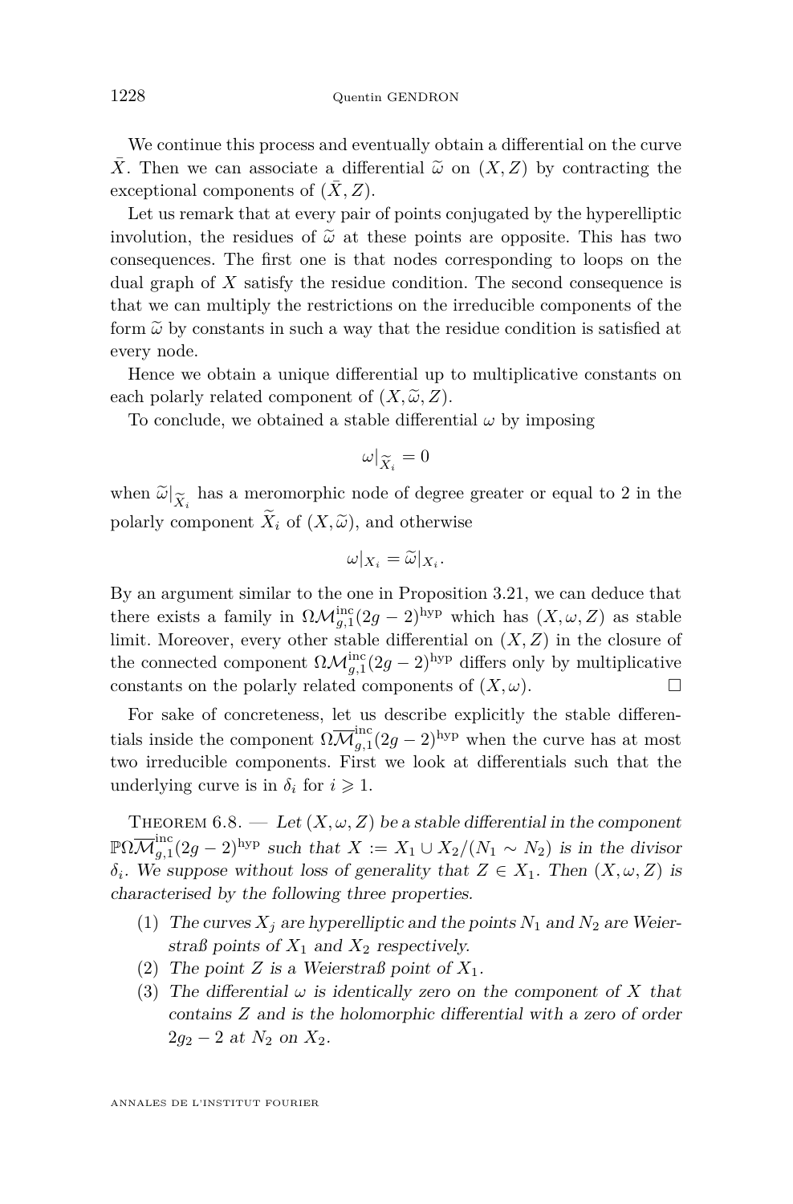We continue this process and eventually obtain a differential on the curve $\bar{X}$. Then we can associate a differential $\widetilde{\omega}$ on $(X, Z)$ by contracting the exceptional components of $(\bar{X}, Z)$.

Let us remark that at every pair of points conjugated by the hyperelliptic involution, the residues of $\widetilde{\omega}$ at these points are opposite. This has two consequences. The first one is that nodes corresponding to loops on the dual graph of $X$ satisfy the residue condition. The second consequence is that we can multiply the restrictions on the irreducible components of the form $\widetilde{\omega}$ by constants in such a way that the residue condition is satisfied at every node.

Hence we obtain a unique differential up to multiplicative constants on each polarly related component of $(X, \widetilde{\omega}, Z)$.

To conclude, we obtained a stable differential $\omega$ by imposing

$$\omega|_{\widetilde{X}_i} = 0$$

when $\widetilde{\omega}|_{\widetilde{X}_i}$ has a meromorphic node of degree greater or equal to 2 in the polarly component $\widetilde{X}_i$ of $(X, \widetilde{\omega})$, and otherwise

$$\omega|_{X_i} = \widetilde{\omega}|_{X_i}.$$

By an argument similar to the one in Proposition 3.21, we can deduce that there exists a family in $\Omega\mathcal{M}_{g,1}^{\mathrm{inc}}(2g-2)^{\mathrm{hyp}}$ which has $(X, \omega, Z)$ as stable limit. Moreover, every other stable differential on $(X, Z)$ in the closure of the connected component $\Omega\mathcal{M}_{g,1}^{\mathrm{inc}}(2g-2)^{\mathrm{hyp}}$ differs only by multiplicative constants on the polarly related components of $(X, \omega)$. □

For sake of concreteness, let us describe explicitly the stable differentials inside the component $\Omega\overline{\mathcal{M}}_{g,1}^{\mathrm{inc}}(2g-2)^{\mathrm{hyp}}$ when the curve has at most two irreducible components. First we look at differentials such that the underlying curve is in $\delta_i$ for $i \geqslant 1$.

Theorem 6.8. — *Let $(X, \omega, Z)$ be a stable differential in the component $\mathbb{P}\Omega\overline{\mathcal{M}}_{g,1}^{\mathrm{inc}}(2g-2)^{\mathrm{hyp}}$ such that $X := X_1 \cup X_2/(N_1 \sim N_2)$ is in the divisor $\delta_i$. We suppose without loss of generality that $Z \in X_1$. Then $(X, \omega, Z)$ is characterised by the following three properties.*

1. *The curves $X_j$ are hyperelliptic and the points $N_1$ and $N_2$ are Weierstraß points of $X_1$ and $X_2$ respectively.*
2. *The point $Z$ is a Weierstraß point of $X_1$.*
3. *The differential $\omega$ is identically zero on the component of $X$ that contains $Z$ and is the holomorphic differential with a zero of order $2g_2 - 2$ at $N_2$ on $X_2$.*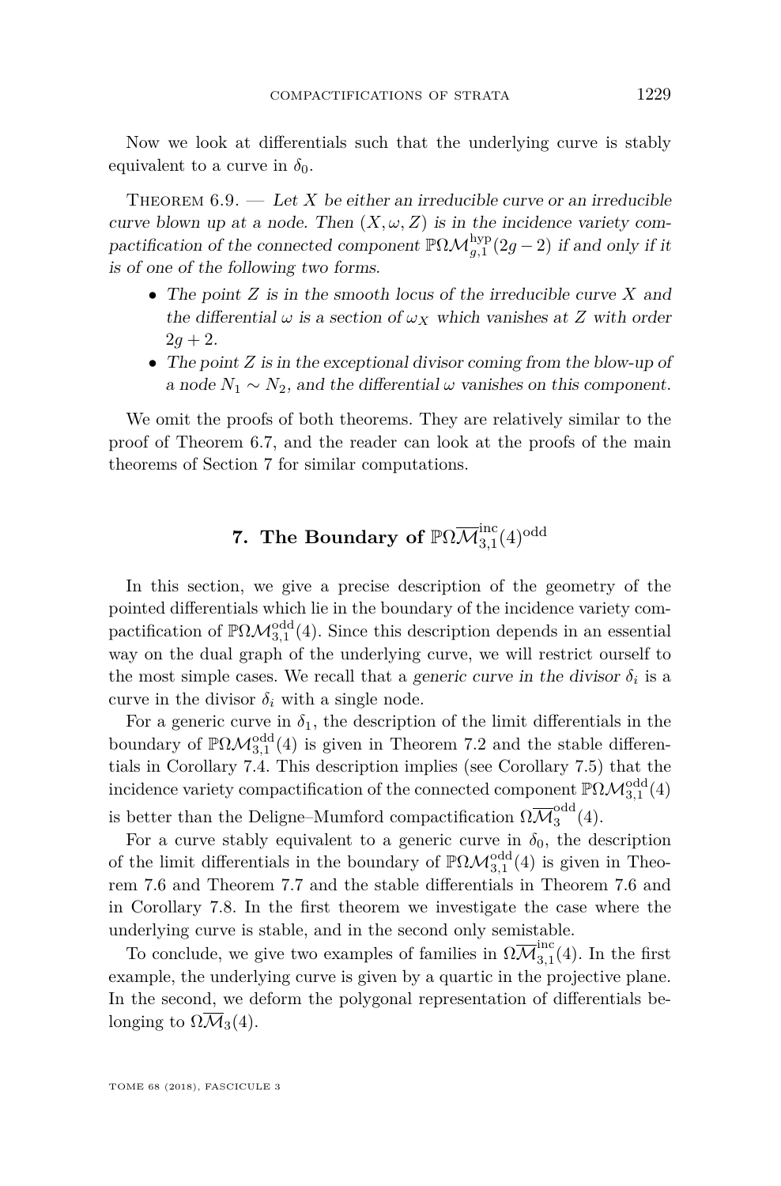Now we look at differentials such that the underlying curve is stably equivalent to a curve in $\delta_0$.

Theorem 6.9. — *Let $X$ be either an irreducible curve or an irreducible curve blown up at a node. Then $(X, \omega, Z)$ is in the incidence variety compactification of the connected component $\mathbb{P}\Omega\mathcal{M}_{g,1}^{\mathrm{hyp}}(2g-2)$ if and only if it is of one of the following two forms.*

- *The point $Z$ is in the smooth locus of the irreducible curve $X$ and the differential $\omega$ is a section of $\omega_X$ which vanishes at $Z$ with order $2g+2$.*
- *The point $Z$ is in the exceptional divisor coming from the blow-up of a node $N_1 \sim N_2$, and the differential $\omega$ vanishes on this component.*

We omit the proofs of both theorems. They are relatively similar to the proof of Theorem 6.7, and the reader can look at the proofs of the main theorems of Section 7 for similar computations.

## 7. The Boundary of $\mathbb{P}\Omega\overline{\mathcal{M}}_{3,1}^{\mathrm{inc}}(4)^{\mathrm{odd}}$

In this section, we give a precise description of the geometry of the pointed differentials which lie in the boundary of the incidence variety compactification of $\mathbb{P}\Omega\mathcal{M}_{3,1}^{\mathrm{odd}}(4)$. Since this description depends in an essential way on the dual graph of the underlying curve, we will restrict ourself to the most simple cases. We recall that a *generic curve in the divisor $\delta_i$* is a curve in the divisor $\delta_i$ with a single node.

For a generic curve in $\delta_1$, the description of the limit differentials in the boundary of $\mathbb{P}\Omega\mathcal{M}_{3,1}^{\mathrm{odd}}(4)$ is given in Theorem 7.2 and the stable differentials in Corollary 7.4. This description implies (see Corollary 7.5) that the incidence variety compactification of the connected component $\mathbb{P}\Omega\mathcal{M}_{3,1}^{\mathrm{odd}}(4)$ is better than the Deligne–Mumford compactification $\Omega\overline{\mathcal{M}}_{3}^{\mathrm{odd}}(4)$.

For a curve stably equivalent to a generic curve in $\delta_0$, the description of the limit differentials in the boundary of $\mathbb{P}\Omega\mathcal{M}_{3,1}^{\mathrm{odd}}(4)$ is given in Theorem 7.6 and Theorem 7.7 and the stable differentials in Theorem 7.6 and in Corollary 7.8. In the first theorem we investigate the case where the underlying curve is stable, and in the second only semistable.

To conclude, we give two examples of families in $\Omega\overline{\mathcal{M}}_{3,1}^{\mathrm{inc}}(4)$. In the first example, the underlying curve is given by a quartic in the projective plane. In the second, we deform the polygonal representation of differentials belonging to $\Omega\overline{\mathcal{M}}_3(4)$.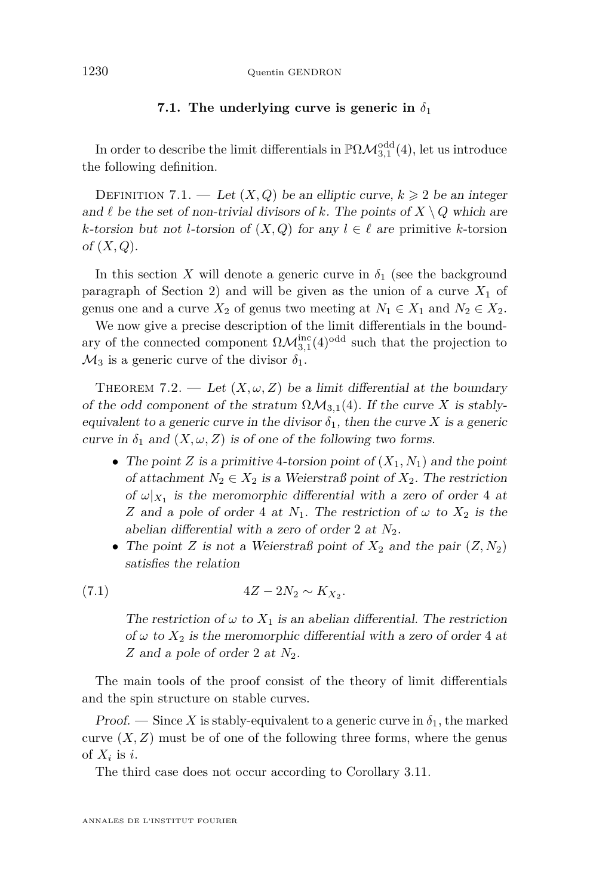### 7.1. The underlying curve is generic in $\delta_1$

In order to describe the limit differentials in $\mathbb{P}\Omega\mathcal{M}_{3,1}^{\mathrm{odd}}(4)$, let us introduce the following definition.

Definition 7.1. — *Let $(X, Q)$ be an elliptic curve, $k \geqslant 2$ be an integer and $\ell$ be the set of non-trivial divisors of $k$. The points of $X \setminus Q$ which are $k$-torsion but not $l$-torsion of $(X, Q)$ for any $l \in \ell$ are* primitive $k$-torsion *of $(X, Q)$.*

In this section $X$ will denote a generic curve in $\delta_1$ (see the background paragraph of Section 2) and will be given as the union of a curve $X_1$ of genus one and a curve $X_2$ of genus two meeting at $N_1 \in X_1$ and $N_2 \in X_2$.

We now give a precise description of the limit differentials in the boundary of the connected component $\Omega\mathcal{M}_{3,1}^{\mathrm{inc}}(4)^{\mathrm{odd}}$ such that the projection to $\mathcal{M}_3$ is a generic curve of the divisor $\delta_1$.

Theorem 7.2. — *Let $(X, \omega, Z)$ be a limit differential at the boundary of the odd component of the stratum $\Omega\mathcal{M}_{3,1}(4)$. If the curve $X$ is stably-equivalent to a generic curve in the divisor $\delta_1$, then the curve $X$ is a generic curve in $\delta_1$ and $(X, \omega, Z)$ is of one of the following two forms.*

- *The point $Z$ is a primitive 4-torsion point of $(X_1, N_1)$ and the point of attachment $N_2 \in X_2$ is a Weierstraß point of $X_2$. The restriction of $\omega|_{X_1}$ is the meromorphic differential with a zero of order 4 at $Z$ and a pole of order 4 at $N_1$. The restriction of $\omega$ to $X_2$ is the abelian differential with a zero of order 2 at $N_2$.*
- *The point $Z$ is not a Weierstraß point of $X_2$ and the pair $(Z, N_2)$ satisfies the relation*

$$4Z - 2N_2 \sim K_{X_2}. \tag{7.1}$$

  *The restriction of $\omega$ to $X_1$ is an abelian differential. The restriction of $\omega$ to $X_2$ is the meromorphic differential with a zero of order 4 at $Z$ and a pole of order 2 at $N_2$.*

The main tools of the proof consist of the theory of limit differentials and the spin structure on stable curves.

*Proof.* — Since $X$ is stably-equivalent to a generic curve in $\delta_1$, the marked curve $(X, Z)$ must be of one of the following three forms, where the genus of $X_i$ is $i$.

The third case does not occur according to Corollary 3.11.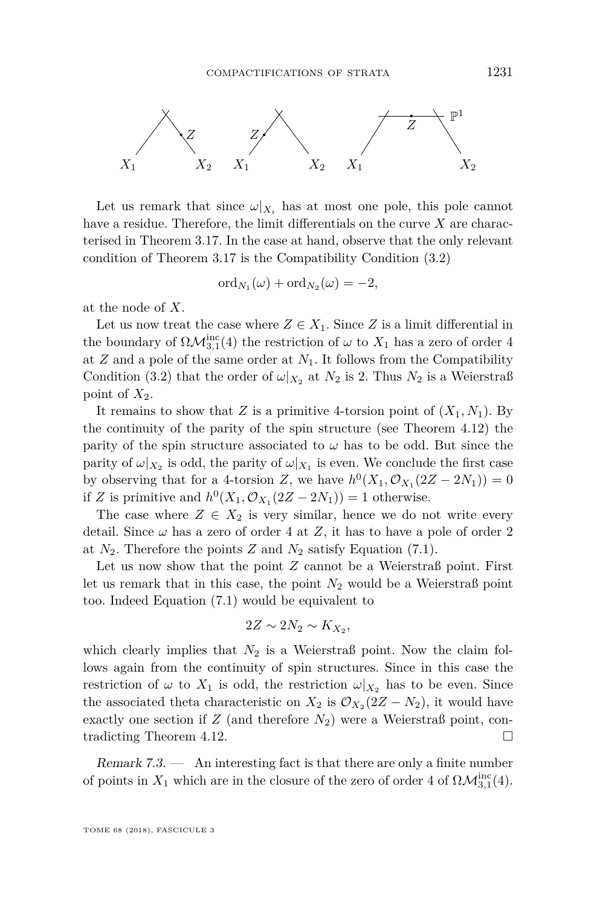Let us remark that since $\omega|_{X_i}$ has at most one pole, this pole cannot have a residue. Therefore, the limit differentials on the curve $X$ are characterised in Theorem 3.17. In the case at hand, observe that the only relevant condition of Theorem 3.17 is the Compatibility Condition (3.2)

$$\mathrm{ord}_{N_1}(\omega) + \mathrm{ord}_{N_2}(\omega) = -2,$$

at the node of $X$.

Let us now treat the case where $Z \in X_1$. Since $Z$ is a limit differential in the boundary of $\Omega\mathcal{M}_{3,1}^{\mathrm{inc}}(4)$ the restriction of $\omega$ to $X_1$ has a zero of order 4 at $Z$ and a pole of the same order at $N_1$. It follows from the Compatibility Condition (3.2) that the order of $\omega|_{X_2}$ at $N_2$ is 2. Thus $N_2$ is a Weierstraß point of $X_2$.

It remains to show that $Z$ is a primitive 4-torsion point of $(X_1, N_1)$. By the continuity of the parity of the spin structure (see Theorem 4.12) the parity of the spin structure associated to $\omega$ has to be odd. But since the parity of $\omega|_{X_2}$ is odd, the parity of $\omega|_{X_1}$ is even. We conclude the first case by observing that for a 4-torsion $Z$, we have $h^0(X_1, \mathcal{O}_{X_1}(2Z - 2N_1)) = 0$ if $Z$ is primitive and $h^0(X_1, \mathcal{O}_{X_1}(2Z - 2N_1)) = 1$ otherwise.

The case where $Z \in X_2$ is very similar, hence we do not write every detail. Since $\omega$ has a zero of order 4 at $Z$, it has to have a pole of order 2 at $N_2$. Therefore the points $Z$ and $N_2$ satisfy Equation (7.1).

Let us now show that the point $Z$ cannot be a Weierstraß point. First let us remark that in this case, the point $N_2$ would be a Weierstraß point too. Indeed Equation (7.1) would be equivalent to

$$2Z \sim 2N_2 \sim K_{X_2},$$

which clearly implies that $N_2$ is a Weierstraß point. Now the claim follows again from the continuity of spin structures. Since in this case the restriction of $\omega$ to $X_1$ is odd, the restriction $\omega|_{X_2}$ has to be even. Since the associated theta characteristic on $X_2$ is $\mathcal{O}_{X_2}(2Z - N_2)$, it would have exactly one section if $Z$ (and therefore $N_2$) were a Weierstraß point, contradicting Theorem 4.12. □

*Remark 7.3.* — An interesting fact is that there are only a finite number of points in $X_1$ which are in the closure of the zero of order 4 of $\Omega\mathcal{M}_{3,1}^{\mathrm{inc}}(4)$.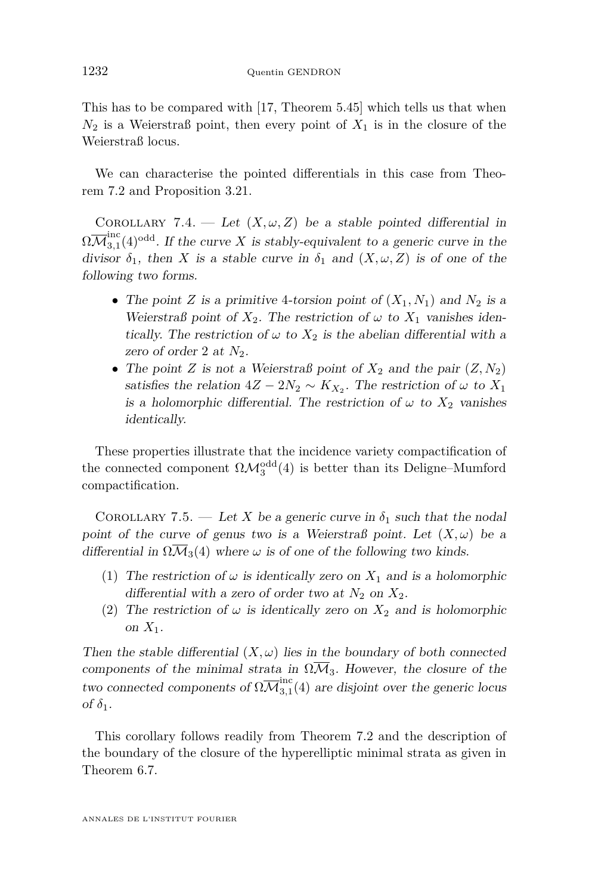This has to be compared with [17, Theorem 5.45] which tells us that when $N_2$ is a Weierstraß point, then every point of $X_1$ is in the closure of the Weierstraß locus.

We can characterise the pointed differentials in this case from Theorem 7.2 and Proposition 3.21.

Corollary 7.4. — *Let $(X, \omega, Z)$ be a stable pointed differential in $\Omega\overline{\mathcal{M}}_{3,1}^{\mathrm{inc}}(4)^{\mathrm{odd}}$. If the curve $X$ is stably-equivalent to a generic curve in the divisor $\delta_1$, then $X$ is a stable curve in $\delta_1$ and $(X, \omega, Z)$ is of one of the following two forms.*

- *The point $Z$ is a primitive 4-torsion point of $(X_1, N_1)$ and $N_2$ is a Weierstraß point of $X_2$. The restriction of $\omega$ to $X_1$ vanishes identically. The restriction of $\omega$ to $X_2$ is the abelian differential with a zero of order 2 at $N_2$.*
- *The point $Z$ is not a Weierstraß point of $X_2$ and the pair $(Z, N_2)$ satisfies the relation $4Z - 2N_2 \sim K_{X_2}$. The restriction of $\omega$ to $X_1$ is a holomorphic differential. The restriction of $\omega$ to $X_2$ vanishes identically.*

These properties illustrate that the incidence variety compactification of the connected component $\Omega\mathcal{M}_3^{\mathrm{odd}}(4)$ is better than its Deligne–Mumford compactification.

Corollary 7.5. — *Let $X$ be a generic curve in $\delta_1$ such that the nodal point of the curve of genus two is a Weierstraß point. Let $(X, \omega)$ be a differential in $\Omega\overline{\mathcal{M}}_3(4)$ where $\omega$ is of one of the following two kinds.*

1. *The restriction of $\omega$ is identically zero on $X_1$ and is a holomorphic differential with a zero of order two at $N_2$ on $X_2$.*
2. *The restriction of $\omega$ is identically zero on $X_2$ and is holomorphic on $X_1$.*

*Then the stable differential $(X, \omega)$ lies in the boundary of both connected components of the minimal strata in $\Omega\overline{\mathcal{M}}_3$. However, the closure of the two connected components of $\Omega\overline{\mathcal{M}}_{3,1}^{\mathrm{inc}}(4)$ are disjoint over the generic locus of $\delta_1$.*

This corollary follows readily from Theorem 7.2 and the description of the boundary of the closure of the hyperelliptic minimal strata as given in Theorem 6.7.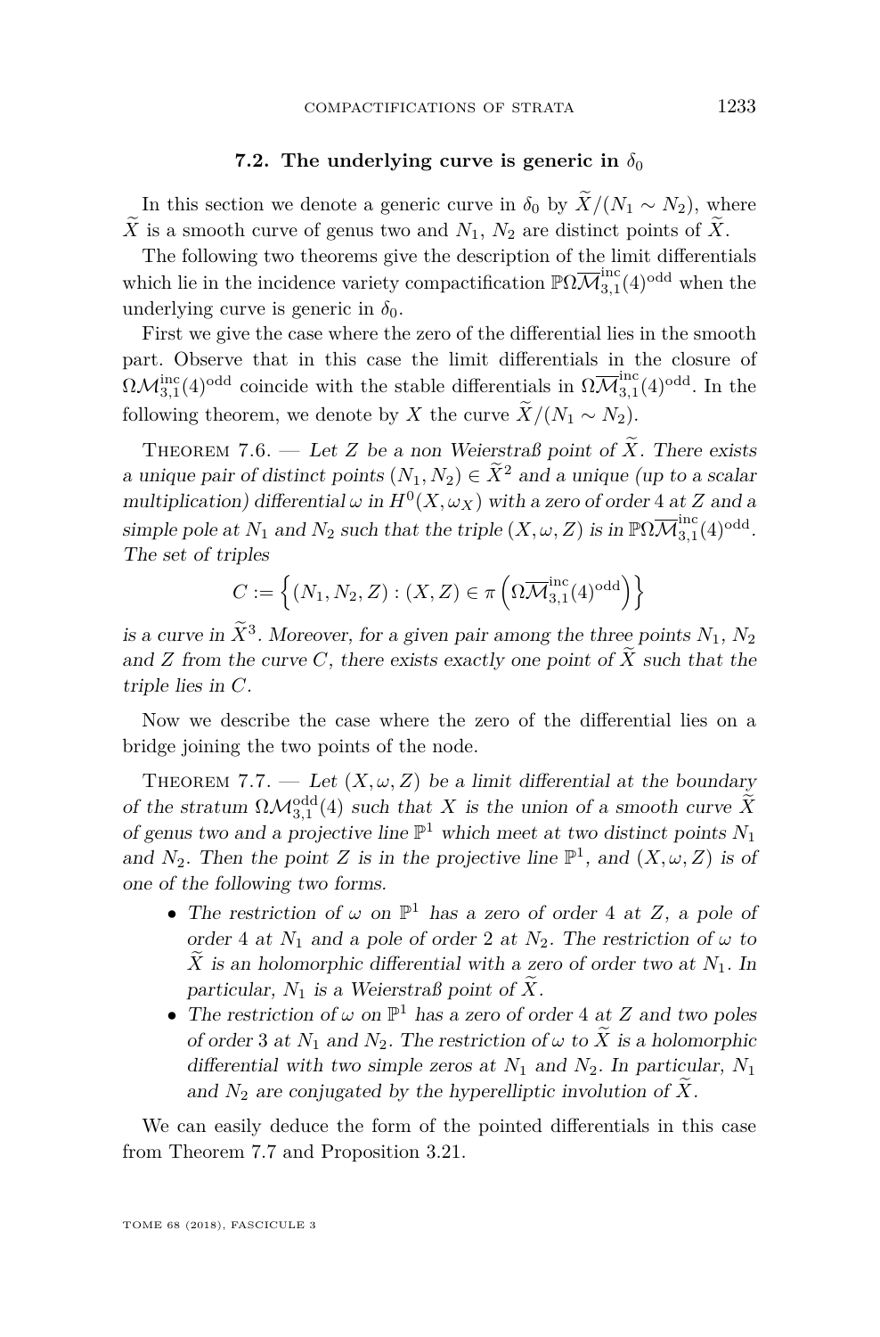### 7.2. The underlying curve is generic in $\delta_0$

In this section we denote a generic curve in $\delta_0$ by $\widetilde{X}/(N_1 \sim N_2)$, where $\widetilde{X}$ is a smooth curve of genus two and $N_1$, $N_2$ are distinct points of $\widetilde{X}$.

The following two theorems give the description of the limit differentials which lie in the incidence variety compactification $\mathbb{P}\Omega\overline{\mathcal{M}}_{3,1}^{\mathrm{inc}}(4)^{\mathrm{odd}}$ when the underlying curve is generic in $\delta_0$.

First we give the case where the zero of the differential lies in the smooth part. Observe that in this case the limit differentials in the closure of $\Omega\mathcal{M}_{3,1}^{\mathrm{inc}}(4)^{\mathrm{odd}}$ coincide with the stable differentials in $\Omega\overline{\mathcal{M}}_{3,1}^{\mathrm{inc}}(4)^{\mathrm{odd}}$. In the following theorem, we denote by $X$ the curve $\widetilde{X}/(N_1 \sim N_2)$.

Theorem 7.6. — *Let $Z$ be a non Weierstraß point of $\widetilde{X}$. There exists a unique pair of distinct points $(N_1, N_2) \in \widetilde{X}^2$ and a unique (up to a scalar multiplication) differential $\omega$ in $H^0(X, \omega_X)$ with a zero of order $4$ at $Z$ and a simple pole at $N_1$ and $N_2$ such that the triple $(X, \omega, Z)$ is in $\mathbb{P}\Omega\overline{\mathcal{M}}_{3,1}^{\mathrm{inc}}(4)^{\mathrm{odd}}$. The set of triples*

$$C := \left\{ (N_1, N_2, Z) : (X, Z) \in \pi\left(\Omega\overline{\mathcal{M}}_{3,1}^{\mathrm{inc}}(4)^{\mathrm{odd}}\right) \right\}$$

*is a curve in $\widetilde{X}^3$. Moreover, for a given pair among the three points $N_1$, $N_2$ and $Z$ from the curve $C$, there exists exactly one point of $\widetilde{X}$ such that the triple lies in $C$.*

Now we describe the case where the zero of the differential lies on a bridge joining the two points of the node.

Theorem 7.7. — *Let $(X, \omega, Z)$ be a limit differential at the boundary of the stratum $\Omega\mathcal{M}_{3,1}^{\mathrm{odd}}(4)$ such that $X$ is the union of a smooth curve $\widetilde{X}$ of genus two and a projective line $\mathbb{P}^1$ which meet at two distinct points $N_1$ and $N_2$. Then the point $Z$ is in the projective line $\mathbb{P}^1$, and $(X, \omega, Z)$ is of one of the following two forms.*

- *The restriction of $\omega$ on $\mathbb{P}^1$ has a zero of order $4$ at $Z$, a pole of order $4$ at $N_1$ and a pole of order $2$ at $N_2$. The restriction of $\omega$ to $\widetilde{X}$ is an holomorphic differential with a zero of order two at $N_1$. In particular, $N_1$ is a Weierstraß point of $\widetilde{X}$.*
- *The restriction of $\omega$ on $\mathbb{P}^1$ has a zero of order $4$ at $Z$ and two poles of order $3$ at $N_1$ and $N_2$. The restriction of $\omega$ to $\widetilde{X}$ is a holomorphic differential with two simple zeros at $N_1$ and $N_2$. In particular, $N_1$ and $N_2$ are conjugated by the hyperelliptic involution of $\widetilde{X}$.*

We can easily deduce the form of the pointed differentials in this case from Theorem 7.7 and Proposition 3.21.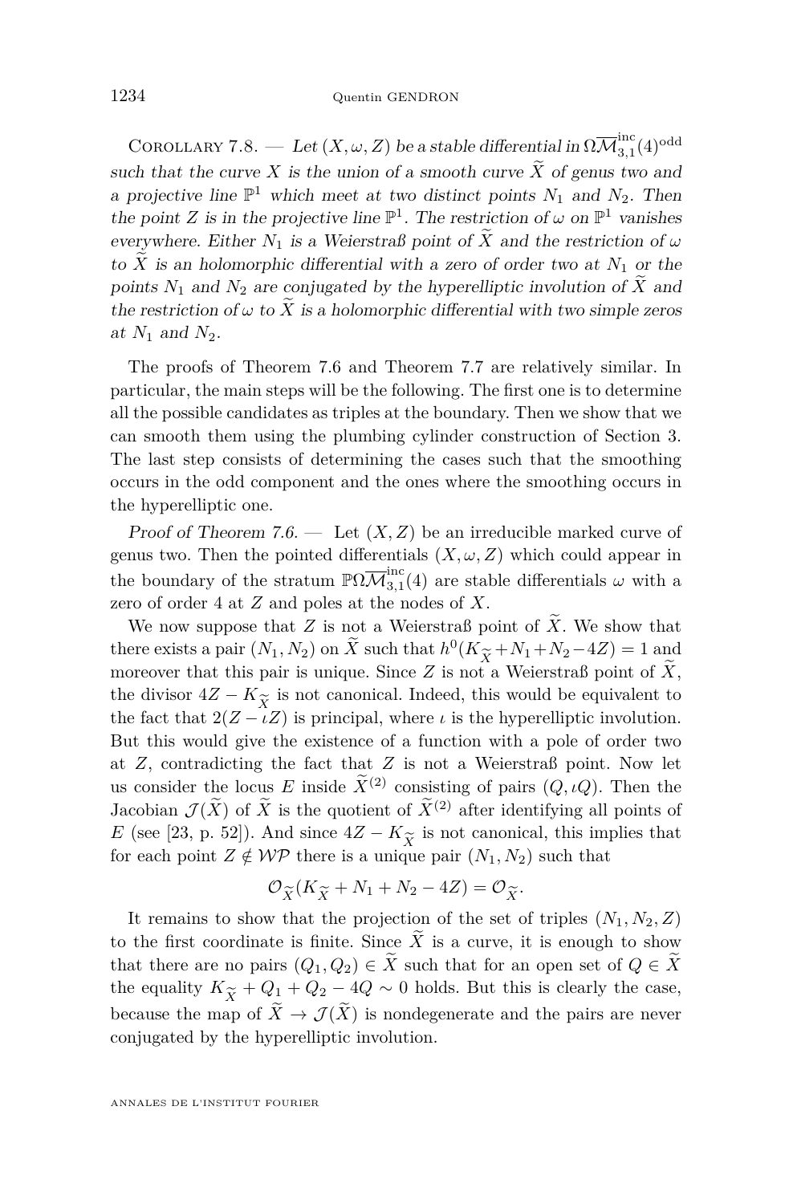Corollary 7.8. — *Let $(X,\omega,Z)$ be a stable differential in $\Omega\overline{\mathcal{M}}_{3,1}^{\mathrm{inc}}(4)^{\mathrm{odd}}$ such that the curve $X$ is the union of a smooth curve $\widetilde{X}$ of genus two and a projective line $\mathbb{P}^1$ which meet at two distinct points $N_1$ and $N_2$. Then the point $Z$ is in the projective line $\mathbb{P}^1$. The restriction of $\omega$ on $\mathbb{P}^1$ vanishes everywhere. Either $N_1$ is a Weierstraß point of $\widetilde{X}$ and the restriction of $\omega$ to $\widetilde{X}$ is an holomorphic differential with a zero of order two at $N_1$ or the points $N_1$ and $N_2$ are conjugated by the hyperelliptic involution of $\widetilde{X}$ and the restriction of $\omega$ to $\widetilde{X}$ is a holomorphic differential with two simple zeros at $N_1$ and $N_2$.*

The proofs of Theorem 7.6 and Theorem 7.7 are relatively similar. In particular, the main steps will be the following. The first one is to determine all the possible candidates as triples at the boundary. Then we show that we can smooth them using the plumbing cylinder construction of Section 3. The last step consists of determining the cases such that the smoothing occurs in the odd component and the ones where the smoothing occurs in the hyperelliptic one.

*Proof of Theorem 7.6.* — Let $(X,Z)$ be an irreducible marked curve of genus two. Then the pointed differentials $(X,\omega,Z)$ which could appear in the boundary of the stratum $\mathbb{P}\Omega\overline{\mathcal{M}}_{3,1}^{\mathrm{inc}}(4)$ are stable differentials $\omega$ with a zero of order 4 at $Z$ and poles at the nodes of $X$.

We now suppose that $Z$ is not a Weierstraß point of $\widetilde{X}$. We show that there exists a pair $(N_1,N_2)$ on $\widetilde{X}$ such that $h^0(K_{\widetilde{X}}+N_1+N_2-4Z)=1$ and moreover that this pair is unique. Since $Z$ is not a Weierstraß point of $\widetilde{X}$, the divisor $4Z-K_{\widetilde{X}}$ is not canonical. Indeed, this would be equivalent to the fact that $2(Z-\iota Z)$ is principal, where $\iota$ is the hyperelliptic involution. But this would give the existence of a function with a pole of order two at $Z$, contradicting the fact that $Z$ is not a Weierstraß point. Now let us consider the locus $E$ inside $\widetilde{X}^{(2)}$ consisting of pairs $(Q,\iota Q)$. Then the Jacobian $\mathcal{J}(\widetilde{X})$ of $\widetilde{X}$ is the quotient of $\widetilde{X}^{(2)}$ after identifying all points of $E$ (see [23, p. 52]). And since $4Z-K_{\widetilde{X}}$ is not canonical, this implies that for each point $Z\notin\mathcal{WP}$ there is a unique pair $(N_1,N_2)$ such that

$$\mathcal{O}_{\widetilde{X}}(K_{\widetilde{X}}+N_1+N_2-4Z)=\mathcal{O}_{\widetilde{X}}.$$

It remains to show that the projection of the set of triples $(N_1,N_2,Z)$ to the first coordinate is finite. Since $\widetilde{X}$ is a curve, it is enough to show that there are no pairs $(Q_1,Q_2)\in\widetilde{X}$ such that for an open set of $Q\in\widetilde{X}$ the equality $K_{\widetilde{X}}+Q_1+Q_2-4Q\sim 0$ holds. But this is clearly the case, because the map of $\widetilde{X}\to\mathcal{J}(\widetilde{X})$ is nondegenerate and the pairs are never conjugated by the hyperelliptic involution.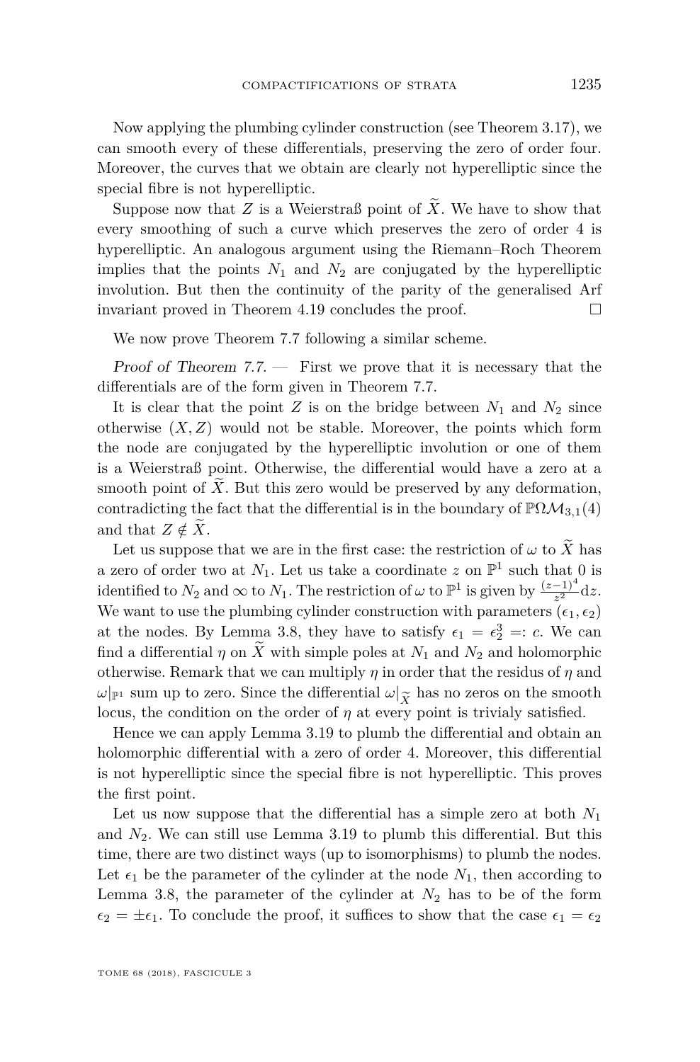Now applying the plumbing cylinder construction (see Theorem 3.17), we can smooth every of these differentials, preserving the zero of order four. Moreover, the curves that we obtain are clearly not hyperelliptic since the special fibre is not hyperelliptic.

Suppose now that $Z$ is a Weierstraß point of $\widetilde{X}$. We have to show that every smoothing of such a curve which preserves the zero of order 4 is hyperelliptic. An analogous argument using the Riemann–Roch Theorem implies that the points $N_1$ and $N_2$ are conjugated by the hyperelliptic involution. But then the continuity of the parity of the generalised Arf invariant proved in Theorem 4.19 concludes the proof. □

We now prove Theorem 7.7 following a similar scheme.

*Proof of Theorem 7.7.* — First we prove that it is necessary that the differentials are of the form given in Theorem 7.7.

It is clear that the point $Z$ is on the bridge between $N_1$ and $N_2$ since otherwise $(X, Z)$ would not be stable. Moreover, the points which form the node are conjugated by the hyperelliptic involution or one of them is a Weierstraß point. Otherwise, the differential would have a zero at a smooth point of $\widetilde{X}$. But this zero would be preserved by any deformation, contradicting the fact that the differential is in the boundary of $\mathbb{P}\Omega\mathcal{M}_{3,1}(4)$ and that $Z \notin \widetilde{X}$.

Let us suppose that we are in the first case: the restriction of $\omega$ to $\widetilde{X}$ has a zero of order two at $N_1$. Let us take a coordinate $z$ on $\mathbb{P}^1$ such that 0 is identified to $N_2$ and $\infty$ to $N_1$. The restriction of $\omega$ to $\mathbb{P}^1$ is given by $\frac{(z-1)^4}{z^2}\mathrm{d}z$. We want to use the plumbing cylinder construction with parameters $(\epsilon_1, \epsilon_2)$ at the nodes. By Lemma 3.8, they have to satisfy $\epsilon_1 = \epsilon_2^3 =: c$. We can find a differential $\eta$ on $\widetilde{X}$ with simple poles at $N_1$ and $N_2$ and holomorphic otherwise. Remark that we can multiply $\eta$ in order that the residus of $\eta$ and $\omega|_{\mathbb{P}^1}$ sum up to zero. Since the differential $\omega|_{\widetilde{X}}$ has no zeros on the smooth locus, the condition on the order of $\eta$ at every point is trivialy satisfied.

Hence we can apply Lemma 3.19 to plumb the differential and obtain an holomorphic differential with a zero of order 4. Moreover, this differential is not hyperelliptic since the special fibre is not hyperelliptic. This proves the first point.

Let us now suppose that the differential has a simple zero at both $N_1$ and $N_2$. We can still use Lemma 3.19 to plumb this differential. But this time, there are two distinct ways (up to isomorphisms) to plumb the nodes. Let $\epsilon_1$ be the parameter of the cylinder at the node $N_1$, then according to Lemma 3.8, the parameter of the cylinder at $N_2$ has to be of the form $\epsilon_2 = \pm\epsilon_1$. To conclude the proof, it suffices to show that the case $\epsilon_1 = \epsilon_2$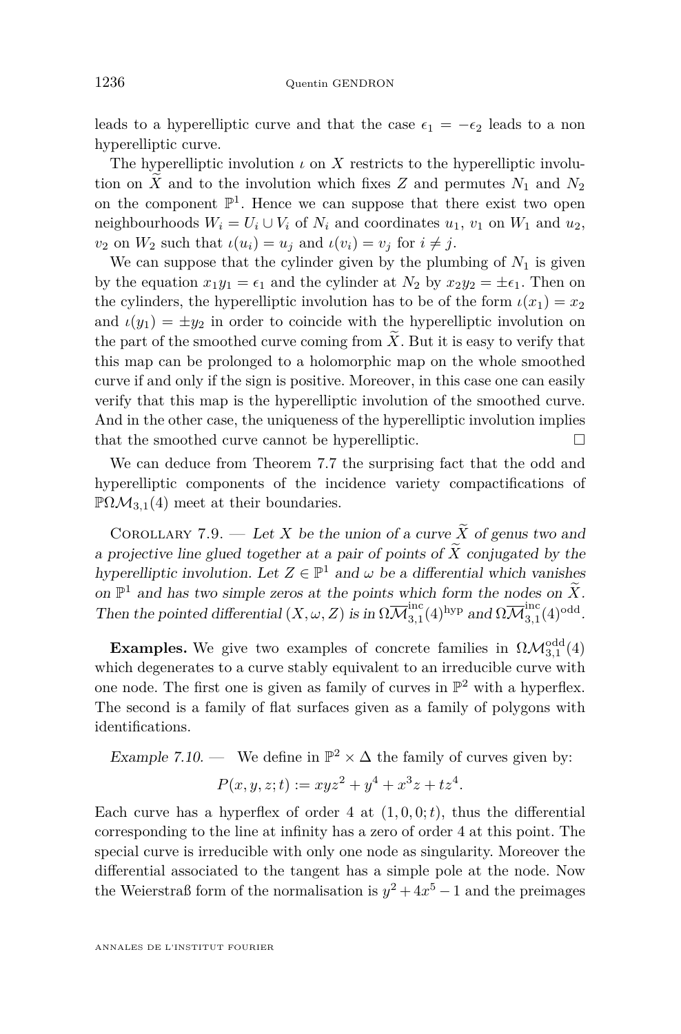leads to a hyperelliptic curve and that the case $\epsilon_1 = -\epsilon_2$ leads to a non hyperelliptic curve.

The hyperelliptic involution $\iota$ on $X$ restricts to the hyperelliptic involution on $\widetilde{X}$ and to the involution which fixes $Z$ and permutes $N_1$ and $N_2$ on the component $\mathbb{P}^1$. Hence we can suppose that there exist two open neighbourhoods $W_i = U_i \cup V_i$ of $N_i$ and coordinates $u_1$, $v_1$ on $W_1$ and $u_2$, $v_2$ on $W_2$ such that $\iota(u_i) = u_j$ and $\iota(v_i) = v_j$ for $i \neq j$.

We can suppose that the cylinder given by the plumbing of $N_1$ is given by the equation $x_1 y_1 = \epsilon_1$ and the cylinder at $N_2$ by $x_2 y_2 = \pm\epsilon_1$. Then on the cylinders, the hyperelliptic involution has to be of the form $\iota(x_1) = x_2$ and $\iota(y_1) = \pm y_2$ in order to coincide with the hyperelliptic involution on the part of the smoothed curve coming from $\widetilde{X}$. But it is easy to verify that this map can be prolonged to a holomorphic map on the whole smoothed curve if and only if the sign is positive. Moreover, in this case one can easily verify that this map is the hyperelliptic involution of the smoothed curve. And in the other case, the uniqueness of the hyperelliptic involution implies that the smoothed curve cannot be hyperelliptic. □

We can deduce from Theorem 7.7 the surprising fact that the odd and hyperelliptic components of the incidence variety compactifications of $\mathbb{P}\Omega\mathcal{M}_{3,1}(4)$ meet at their boundaries.

Corollary 7.9. — *Let $X$ be the union of a curve $\widetilde{X}$ of genus two and a projective line glued together at a pair of points of $\widetilde{X}$ conjugated by the hyperelliptic involution. Let $Z \in \mathbb{P}^1$ and $\omega$ be a differential which vanishes on $\mathbb{P}^1$ and has two simple zeros at the points which form the nodes on $\widetilde{X}$. Then the pointed differential $(X, \omega, Z)$ is in $\Omega\overline{\mathcal{M}}_{3,1}^{\mathrm{inc}}(4)^{\mathrm{hyp}}$ and $\Omega\overline{\mathcal{M}}_{3,1}^{\mathrm{inc}}(4)^{\mathrm{odd}}$.*

**Examples.** We give two examples of concrete families in $\Omega\mathcal{M}_{3,1}^{\mathrm{odd}}(4)$ which degenerates to a curve stably equivalent to an irreducible curve with one node. The first one is given as family of curves in $\mathbb{P}^2$ with a hyperflex. The second is a family of flat surfaces given as a family of polygons with identifications.

*Example 7.10.* — We define in $\mathbb{P}^2 \times \Delta$ the family of curves given by:

$$P(x, y, z; t) := xyz^2 + y^4 + x^3 z + tz^4.$$

Each curve has a hyperflex of order 4 at $(1, 0, 0; t)$, thus the differential corresponding to the line at infinity has a zero of order 4 at this point. The special curve is irreducible with only one node as singularity. Moreover the differential associated to the tangent has a simple pole at the node. Now the Weierstraß form of the normalisation is $y^2 + 4x^5 - 1$ and the preimages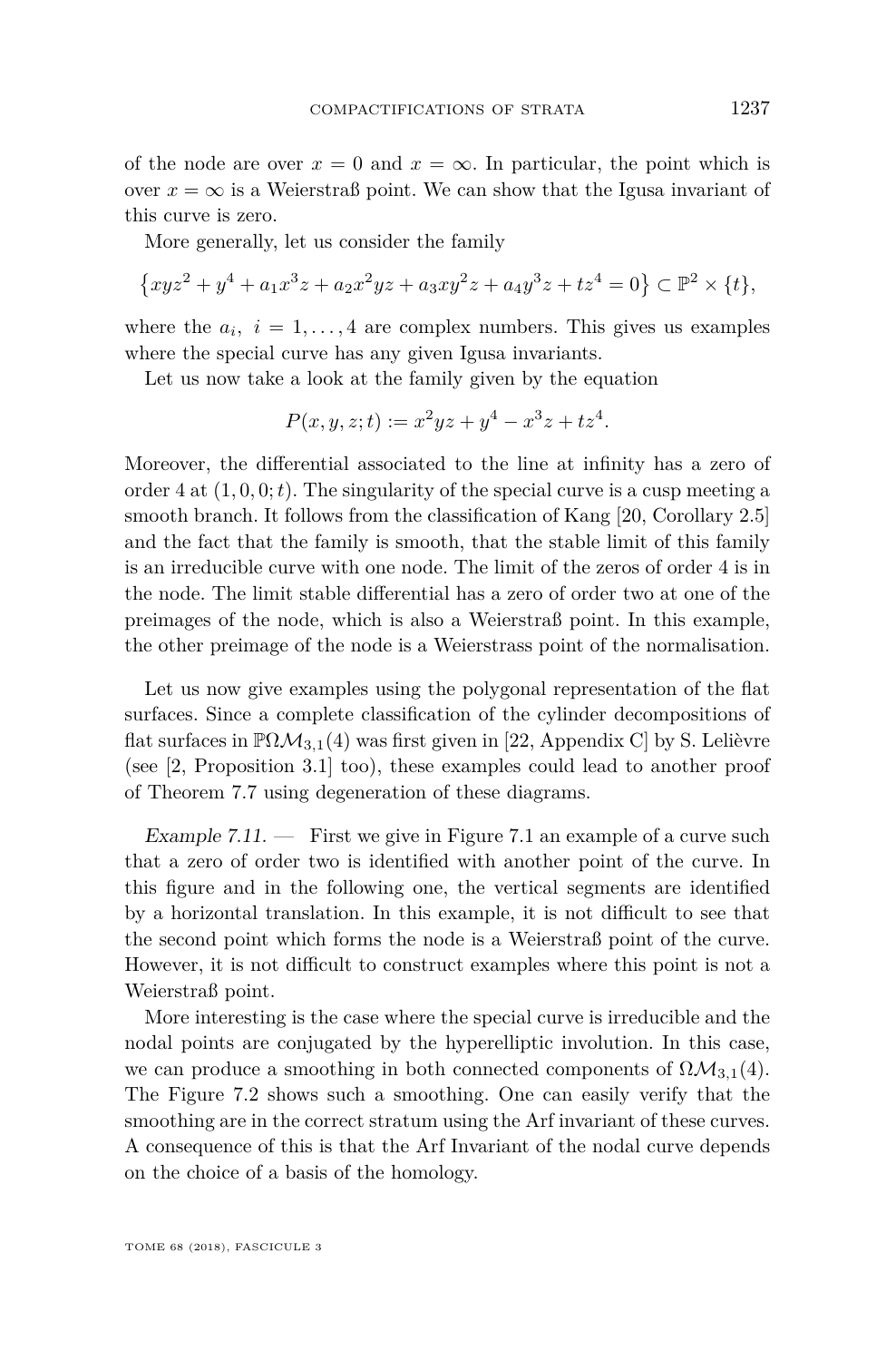of the node are over $x = 0$ and $x = \infty$. In particular, the point which is over $x = \infty$ is a Weierstraß point. We can show that the Igusa invariant of this curve is zero.

More generally, let us consider the family

$$\left\{xyz^2 + y^4 + a_1x^3z + a_2x^2yz + a_3xy^2z + a_4y^3z + tz^4 = 0\right\} \subset \mathbb{P}^2 \times \{t\},$$

where the $a_i$, $i = 1, \ldots, 4$ are complex numbers. This gives us examples where the special curve has any given Igusa invariants.

Let us now take a look at the family given by the equation

$$P(x, y, z; t) := x^2yz + y^4 - x^3z + tz^4.$$

Moreover, the differential associated to the line at infinity has a zero of order 4 at $(1, 0, 0; t)$. The singularity of the special curve is a cusp meeting a smooth branch. It follows from the classification of Kang [20, Corollary 2.5] and the fact that the family is smooth, that the stable limit of this family is an irreducible curve with one node. The limit of the zeros of order 4 is in the node. The limit stable differential has a zero of order two at one of the preimages of the node, which is also a Weierstraß point. In this example, the other preimage of the node is a Weierstrass point of the normalisation.

Let us now give examples using the polygonal representation of the flat surfaces. Since a complete classification of the cylinder decompositions of flat surfaces in $\mathbb{P}\Omega\mathcal{M}_{3,1}(4)$ was first given in [22, Appendix C] by S. Lelièvre (see [2, Proposition 3.1] too), these examples could lead to another proof of Theorem 7.7 using degeneration of these diagrams.

*Example 7.11.* — First we give in Figure 7.1 an example of a curve such that a zero of order two is identified with another point of the curve. In this figure and in the following one, the vertical segments are identified by a horizontal translation. In this example, it is not difficult to see that the second point which forms the node is a Weierstraß point of the curve. However, it is not difficult to construct examples where this point is not a Weierstraß point.

More interesting is the case where the special curve is irreducible and the nodal points are conjugated by the hyperelliptic involution. In this case, we can produce a smoothing in both connected components of $\Omega\mathcal{M}_{3,1}(4)$. The Figure 7.2 shows such a smoothing. One can easily verify that the smoothing are in the correct stratum using the Arf invariant of these curves. A consequence of this is that the Arf Invariant of the nodal curve depends on the choice of a basis of the homology.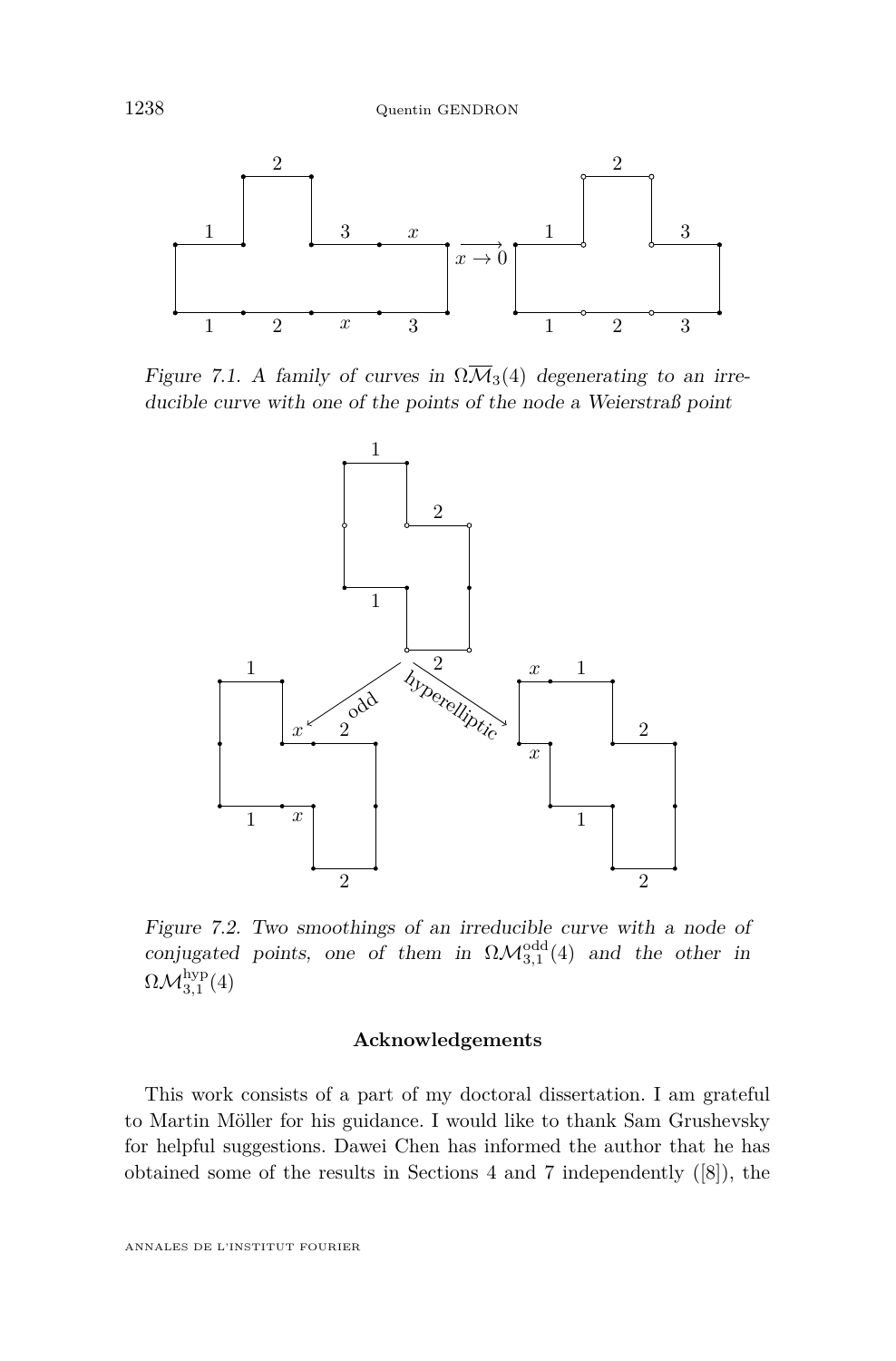*Figure 7.1. A family of curves in $\Omega\overline{\mathcal{M}}_3(4)$ degenerating to an irreducible curve with one of the points of the node a Weierstraß point*

*Figure 7.2. Two smoothings of an irreducible curve with a node of conjugated points, one of them in $\Omega\mathcal{M}_{3,1}^{\mathrm{odd}}(4)$ and the other in $\Omega\mathcal{M}_{3,1}^{\mathrm{hyp}}(4)$*

### Acknowledgements

This work consists of a part of my doctoral dissertation. I am grateful to Martin Möller for his guidance. I would like to thank Sam Grushevsky for helpful suggestions. Dawei Chen has informed the author that he has obtained some of the results in Sections 4 and 7 independently ([8]), the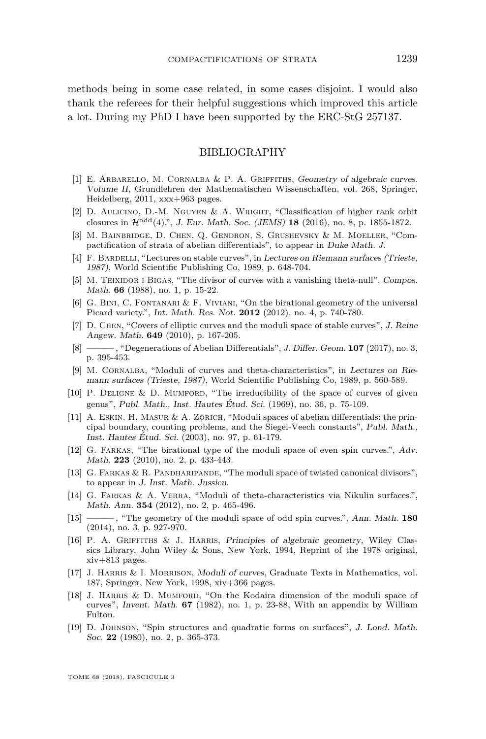methods being in some case related, in some cases disjoint. I would also thank the referees for their helpful suggestions which improved this article a lot. During my PhD I have been supported by the ERC-StG 257137.

## BIBLIOGRAPHY

[1] E. Arbarello, M. Cornalba & P. A. Griffiths, *Geometry of algebraic curves. Volume II*, Grundlehren der Mathematischen Wissenschaften, vol. 268, Springer, Heidelberg, 2011, xxx+963 pages.

[2] D. Aulicino, D.-M. Nguyen & A. Wright, "Classification of higher rank orbit closures in $\mathcal{H}^{\mathrm{odd}}(4)$.", *J. Eur. Math. Soc. (JEMS)* **18** (2016), no. 8, p. 1855-1872.

[3] M. Bainbridge, D. Chen, Q. Gendron, S. Grushevsky & M. Moeller, "Compactification of strata of abelian differentials", to appear in *Duke Math. J.*

[4] F. Bardelli, "Lectures on stable curves", in *Lectures on Riemann surfaces (Trieste, 1987)*, World Scientific Publishing Co, 1989, p. 648-704.

[5] M. Teixidor i Bigas, "The divisor of curves with a vanishing theta-null", *Compos. Math.* **66** (1988), no. 1, p. 15-22.

[6] G. Bini, C. Fontanari & F. Viviani, "On the birational geometry of the universal Picard variety.", *Int. Math. Res. Not.* **2012** (2012), no. 4, p. 740-780.

[7] D. Chen, "Covers of elliptic curves and the moduli space of stable curves", *J. Reine Angew. Math.* **649** (2010), p. 167-205.

[8] ———, "Degenerations of Abelian Differentials", *J. Differ. Geom.* **107** (2017), no. 3, p. 395-453.

[9] M. Cornalba, "Moduli of curves and theta-characteristics", in *Lectures on Riemann surfaces (Trieste, 1987)*, World Scientific Publishing Co, 1989, p. 560-589.

[10] P. Deligne & D. Mumford, "The irreducibility of the space of curves of given genus", *Publ. Math., Inst. Hautes Étud. Sci.* (1969), no. 36, p. 75-109.

[11] A. Eskin, H. Masur & A. Zorich, "Moduli spaces of abelian differentials: the principal boundary, counting problems, and the Siegel-Veech constants", *Publ. Math., Inst. Hautes Étud. Sci.* (2003), no. 97, p. 61-179.

[12] G. Farkas, "The birational type of the moduli space of even spin curves.", *Adv. Math.* **223** (2010), no. 2, p. 433-443.

[13] G. Farkas & R. Pandharipande, "The moduli space of twisted canonical divisors", to appear in *J. Inst. Math. Jussieu*.

[14] G. Farkas & A. Verra, "Moduli of theta-characteristics via Nikulin surfaces.", *Math. Ann.* **354** (2012), no. 2, p. 465-496.

[15] ———, "The geometry of the moduli space of odd spin curves.", *Ann. Math.* **180** (2014), no. 3, p. 927-970.

[16] P. A. Griffiths & J. Harris, *Principles of algebraic geometry*, Wiley Classics Library, John Wiley & Sons, New York, 1994, Reprint of the 1978 original, xiv+813 pages.

[17] J. Harris & I. Morrison, *Moduli of curves*, Graduate Texts in Mathematics, vol. 187, Springer, New York, 1998, xiv+366 pages.

[18] J. Harris & D. Mumford, "On the Kodaira dimension of the moduli space of curves", *Invent. Math.* **67** (1982), no. 1, p. 23-88, With an appendix by William Fulton.

[19] D. Johnson, "Spin structures and quadratic forms on surfaces", *J. Lond. Math. Soc.* **22** (1980), no. 2, p. 365-373.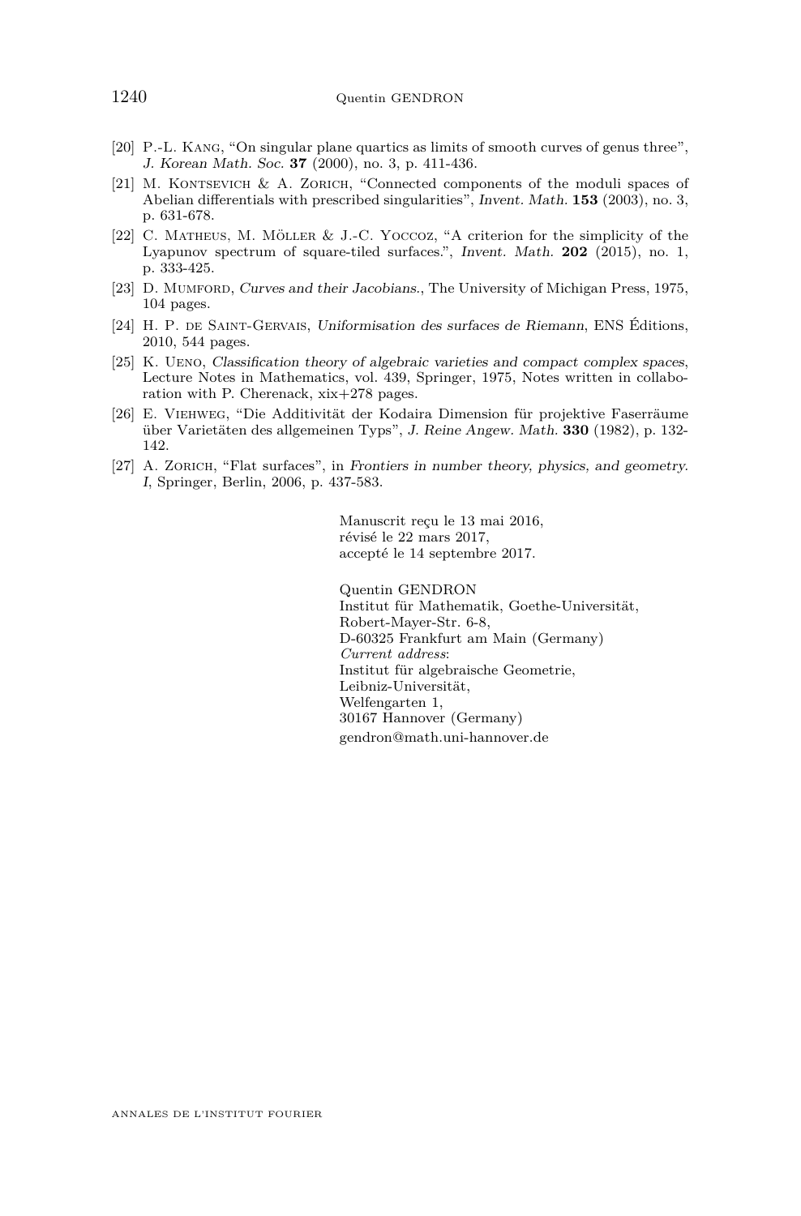[20] P.-L. Kang, "On singular plane quartics as limits of smooth curves of genus three", *J. Korean Math. Soc.* **37** (2000), no. 3, p. 411-436.

[21] M. Kontsevich & A. Zorich, "Connected components of the moduli spaces of Abelian differentials with prescribed singularities", *Invent. Math.* **153** (2003), no. 3, p. 631-678.

[22] C. Matheus, M. Möller & J.-C. Yoccoz, "A criterion for the simplicity of the Lyapunov spectrum of square-tiled surfaces.", *Invent. Math.* **202** (2015), no. 1, p. 333-425.

[23] D. Mumford, *Curves and their Jacobians.*, The University of Michigan Press, 1975, 104 pages.

[24] H. P. de Saint-Gervais, *Uniformisation des surfaces de Riemann*, ENS Éditions, 2010, 544 pages.

[25] K. Ueno, *Classification theory of algebraic varieties and compact complex spaces*, Lecture Notes in Mathematics, vol. 439, Springer, 1975, Notes written in collaboration with P. Cherenack, xix+278 pages.

[26] E. Viehweg, "Die Additivität der Kodaira Dimension für projektive Faserräume über Varietäten des allgemeinen Typs", *J. Reine Angew. Math.* **330** (1982), p. 132-142.

[27] A. Zorich, "Flat surfaces", in *Frontiers in number theory, physics, and geometry. I*, Springer, Berlin, 2006, p. 437-583.

Manuscrit reçu le 13 mai 2016,
révisé le 22 mars 2017,
accepté le 14 septembre 2017.

Quentin GENDRON
Institut für Mathematik, Goethe-Universität,
Robert-Mayer-Str. 6-8,
D-60325 Frankfurt am Main (Germany)
*Current address*:
Institut für algebraische Geometrie,
Leibniz-Universität,
Welfengarten 1,
30167 Hannover (Germany)
gendron@math.uni-hannover.de